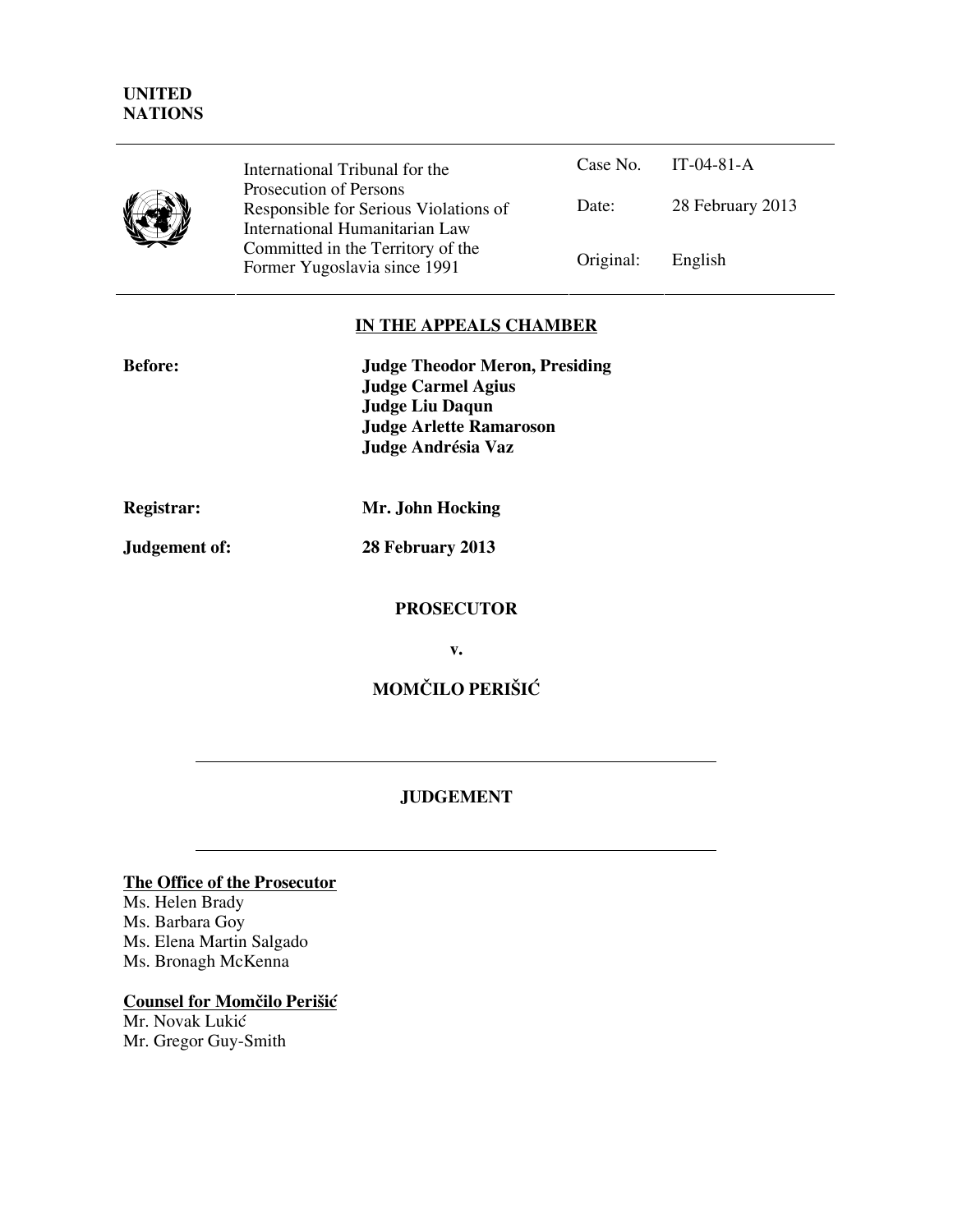**UNITED NATIONS**

| International Tribunal for the Prosecution of Persons Responsible for Serious Violations of International Humanitarian Law Committed in the Territory of the Former Yugoslavia since 1991 | Case No. | IT-04-81-A |
| --- | --- | --- |
| | Date: | 28 February 2013 |
| | Original: | English |

## IN THE APPEALS CHAMBER

**Before:** **Judge Theodor Meron, Presiding**
**Judge Carmel Agius**
**Judge Liu Daqun**
**Judge Arlette Ramaroson**
**Judge Andrésia Vaz**

**Registrar:** **Mr. John Hocking**

**Judgement of:** **28 February 2013**

**PROSECUTOR**

**v.**

**MOMČILO PERIŠIĆ**

---

## JUDGEMENT

---

**The Office of the Prosecutor**

Ms. Helen Brady
Ms. Barbara Goy
Ms. Elena Martin Salgado
Ms. Bronagh McKenna

**Counsel for Momčilo Perišić**

Mr. Novak Lukić
Mr. Gregor Guy-Smith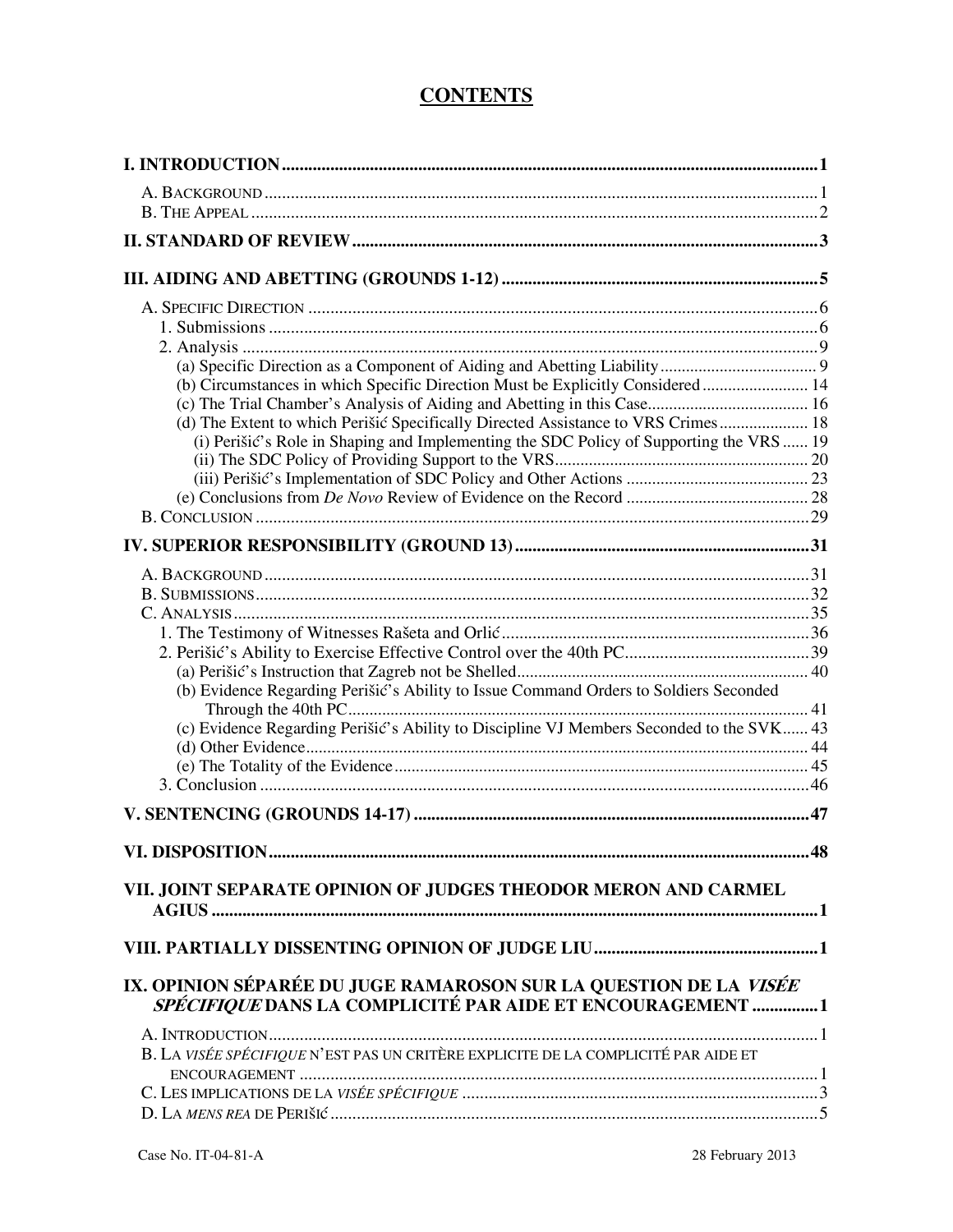# CONTENTS

**I. INTRODUCTION** .......... **1**

A. BACKGROUND .......... 1
B. THE APPEAL .......... 2

**II. STANDARD OF REVIEW** .......... **3**

**III. AIDING AND ABETTING (GROUNDS 1-12)** .......... **5**

A. SPECIFIC DIRECTION .......... 6
1. Submissions .......... 6
2. Analysis .......... 9
(a) Specific Direction as a Component of Aiding and Abetting Liability .......... 9
(b) Circumstances in which Specific Direction Must be Explicitly Considered .......... 14
(c) The Trial Chamber's Analysis of Aiding and Abetting in this Case .......... 16
(d) The Extent to which Perišić Specifically Directed Assistance to VRS Crimes .......... 18
(i) Perišić's Role in Shaping and Implementing the SDC Policy of Supporting the VRS .......... 19
(ii) The SDC Policy of Providing Support to the VRS .......... 20
(iii) Perišić's Implementation of SDC Policy and Other Actions .......... 23
(e) Conclusions from *De Novo* Review of Evidence on the Record .......... 28
B. CONCLUSION .......... 29

**IV. SUPERIOR RESPONSIBILITY (GROUND 13)** .......... **31**

A. BACKGROUND .......... 31
B. SUBMISSIONS .......... 32
C. ANALYSIS .......... 35
1. The Testimony of Witnesses Rašeta and Orlić .......... 36
2. Perišić's Ability to Exercise Effective Control over the 40th PC .......... 39
(a) Perišić's Instruction that Zagreb not be Shelled .......... 40
(b) Evidence Regarding Perišić's Ability to Issue Command Orders to Soldiers Seconded Through the 40th PC .......... 41
(c) Evidence Regarding Perišić's Ability to Discipline VJ Members Seconded to the SVK .......... 43
(d) Other Evidence .......... 44
(e) The Totality of the Evidence .......... 45
3. Conclusion .......... 46

**V. SENTENCING (GROUNDS 14-17)** .......... **47**

**VI. DISPOSITION** .......... **48**

**VII. JOINT SEPARATE OPINION OF JUDGES THEODOR MERON AND CARMEL AGIUS** .......... **1**

**VIII. PARTIALLY DISSENTING OPINION OF JUDGE LIU** .......... **1**

**IX. OPINION SÉPARÉE DU JUGE RAMAROSON SUR LA QUESTION DE LA *VISÉE SPÉCIFIQUE* DANS LA COMPLICITÉ PAR AIDE ET ENCOURAGEMENT** .......... **1**

A. INTRODUCTION .......... 1
B. LA *VISÉE SPÉCIFIQUE* N'EST PAS UN CRITÈRE EXPLICITE DE LA COMPLICITÉ PAR AIDE ET ENCOURAGEMENT .......... 1
C. LES IMPLICATIONS DE LA *VISÉE SPÉCIFIQUE* .......... 3
D. LA *MENS REA* DE PERIŠIĆ .......... 5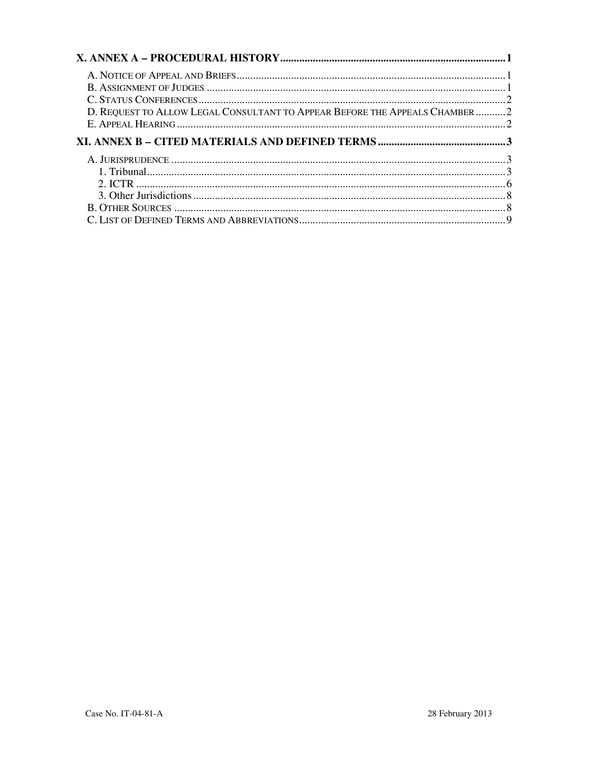X. ANNEX A – PROCEDURAL HISTORY ..... 1

A. NOTICE OF APPEAL AND BRIEFS ..... 1
B. ASSIGNMENT OF JUDGES ..... 1
C. STATUS CONFERENCES ..... 2
D. REQUEST TO ALLOW LEGAL CONSULTANT TO APPEAR BEFORE THE APPEALS CHAMBER ..... 2
E. APPEAL HEARING ..... 2

XI. ANNEX B – CITED MATERIALS AND DEFINED TERMS ..... 3

A. JURISPRUDENCE ..... 3
1. Tribunal ..... 3
2. ICTR ..... 6
3. Other Jurisdictions ..... 8
B. OTHER SOURCES ..... 8
C. LIST OF DEFINED TERMS AND ABBREVIATIONS ..... 9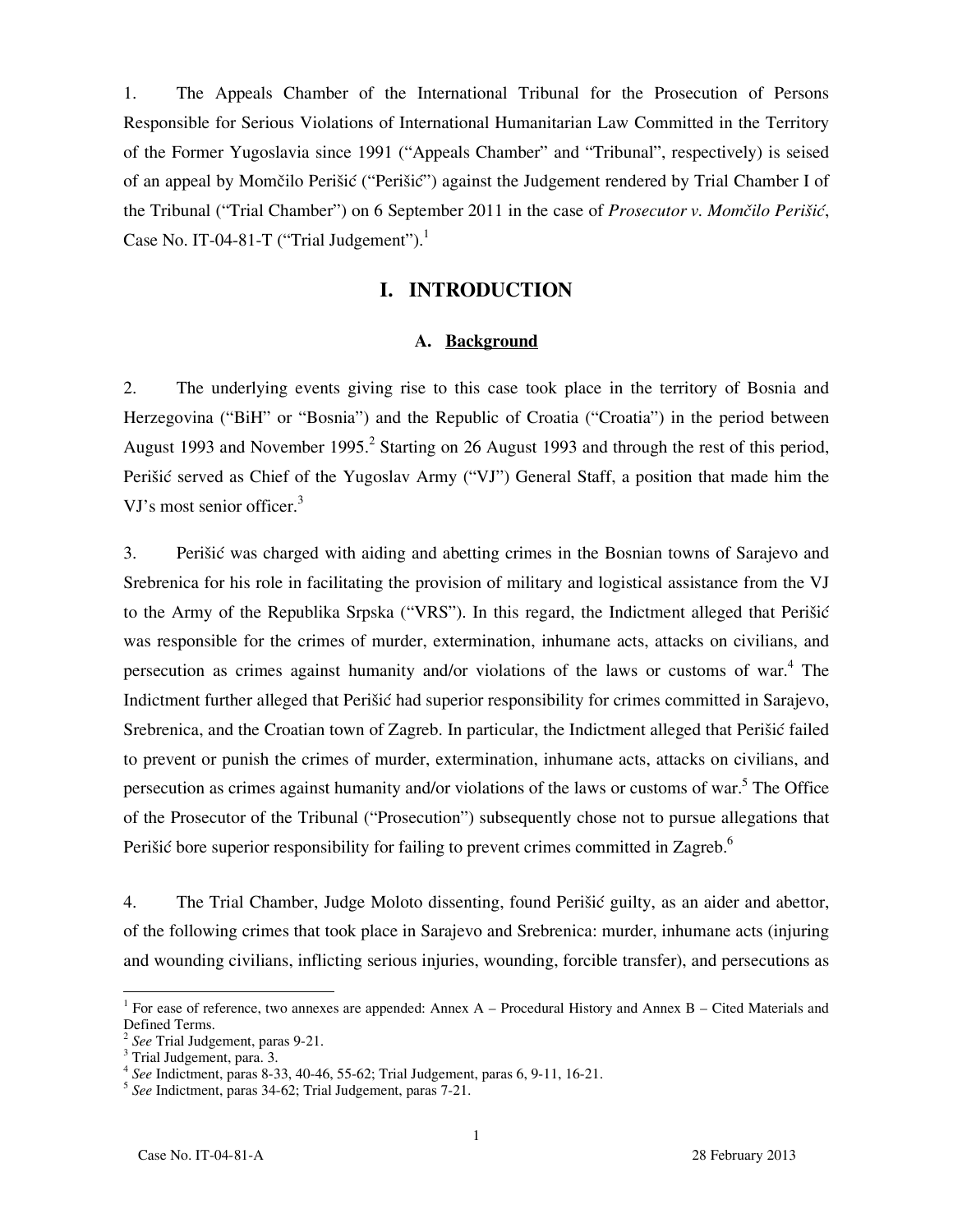1. The Appeals Chamber of the International Tribunal for the Prosecution of Persons Responsible for Serious Violations of International Humanitarian Law Committed in the Territory of the Former Yugoslavia since 1991 ("Appeals Chamber" and "Tribunal", respectively) is seised of an appeal by Momčilo Perišić ("Perišić") against the Judgement rendered by Trial Chamber I of the Tribunal ("Trial Chamber") on 6 September 2011 in the case of *Prosecutor v. Momčilo Perišić*, Case No. IT-04-81-T ("Trial Judgement").[1]

# I. INTRODUCTION

## A. Background

2. The underlying events giving rise to this case took place in the territory of Bosnia and Herzegovina ("BiH" or "Bosnia") and the Republic of Croatia ("Croatia") in the period between August 1993 and November 1995.[2] Starting on 26 August 1993 and through the rest of this period, Perišić served as Chief of the Yugoslav Army ("VJ") General Staff, a position that made him the VJ's most senior officer.[3]

3. Perišić was charged with aiding and abetting crimes in the Bosnian towns of Sarajevo and Srebrenica for his role in facilitating the provision of military and logistical assistance from the VJ to the Army of the Republika Srpska ("VRS"). In this regard, the Indictment alleged that Perišić was responsible for the crimes of murder, extermination, inhumane acts, attacks on civilians, and persecution as crimes against humanity and/or violations of the laws or customs of war.[4] The Indictment further alleged that Perišić had superior responsibility for crimes committed in Sarajevo, Srebrenica, and the Croatian town of Zagreb. In particular, the Indictment alleged that Perišić failed to prevent or punish the crimes of murder, extermination, inhumane acts, attacks on civilians, and persecution as crimes against humanity and/or violations of the laws or customs of war.[5] The Office of the Prosecutor of the Tribunal ("Prosecution") subsequently chose not to pursue allegations that Perišić bore superior responsibility for failing to prevent crimes committed in Zagreb.[6]

4. The Trial Chamber, Judge Moloto dissenting, found Perišić guilty, as an aider and abettor, of the following crimes that took place in Sarajevo and Srebrenica: murder, inhumane acts (injuring and wounding civilians, inflicting serious injuries, wounding, forcible transfer), and persecutions as

---

[1] For ease of reference, two annexes are appended: Annex A – Procedural History and Annex B – Cited Materials and Defined Terms.

[2] *See* Trial Judgement, paras 9-21.

[3] Trial Judgement, para. 3.

[4] *See* Indictment, paras 8-33, 40-46, 55-62; Trial Judgement, paras 6, 9-11, 16-21.

[5] *See* Indictment, paras 34-62; Trial Judgement, paras 7-21.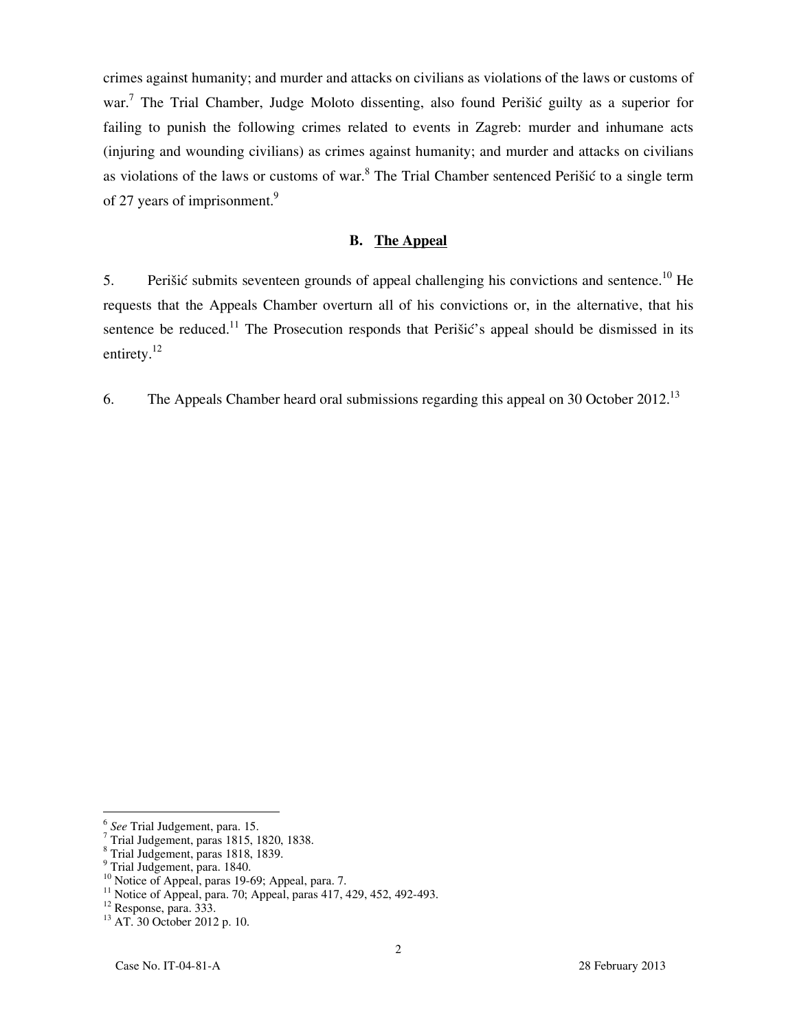crimes against humanity; and murder and attacks on civilians as violations of the laws or customs of war.[7] The Trial Chamber, Judge Moloto dissenting, also found Perišić guilty as a superior for failing to punish the following crimes related to events in Zagreb: murder and inhumane acts (injuring and wounding civilians) as crimes against humanity; and murder and attacks on civilians as violations of the laws or customs of war.[8] The Trial Chamber sentenced Perišić to a single term of 27 years of imprisonment.[9]

## B. The Appeal

5. Perišić submits seventeen grounds of appeal challenging his convictions and sentence.[10] He requests that the Appeals Chamber overturn all of his convictions or, in the alternative, that his sentence be reduced.[11] The Prosecution responds that Perišić's appeal should be dismissed in its entirety.[12]

6. The Appeals Chamber heard oral submissions regarding this appeal on 30 October 2012.[13]

---

[6] *See* Trial Judgement, para. 15.
[7] Trial Judgement, paras 1815, 1820, 1838.
[8] Trial Judgement, paras 1818, 1839.
[9] Trial Judgement, para. 1840.
[10] Notice of Appeal, paras 19-69; Appeal, para. 7.
[11] Notice of Appeal, para. 70; Appeal, paras 417, 429, 452, 492-493.
[12] Response, para. 333.
[13] AT. 30 October 2012 p. 10.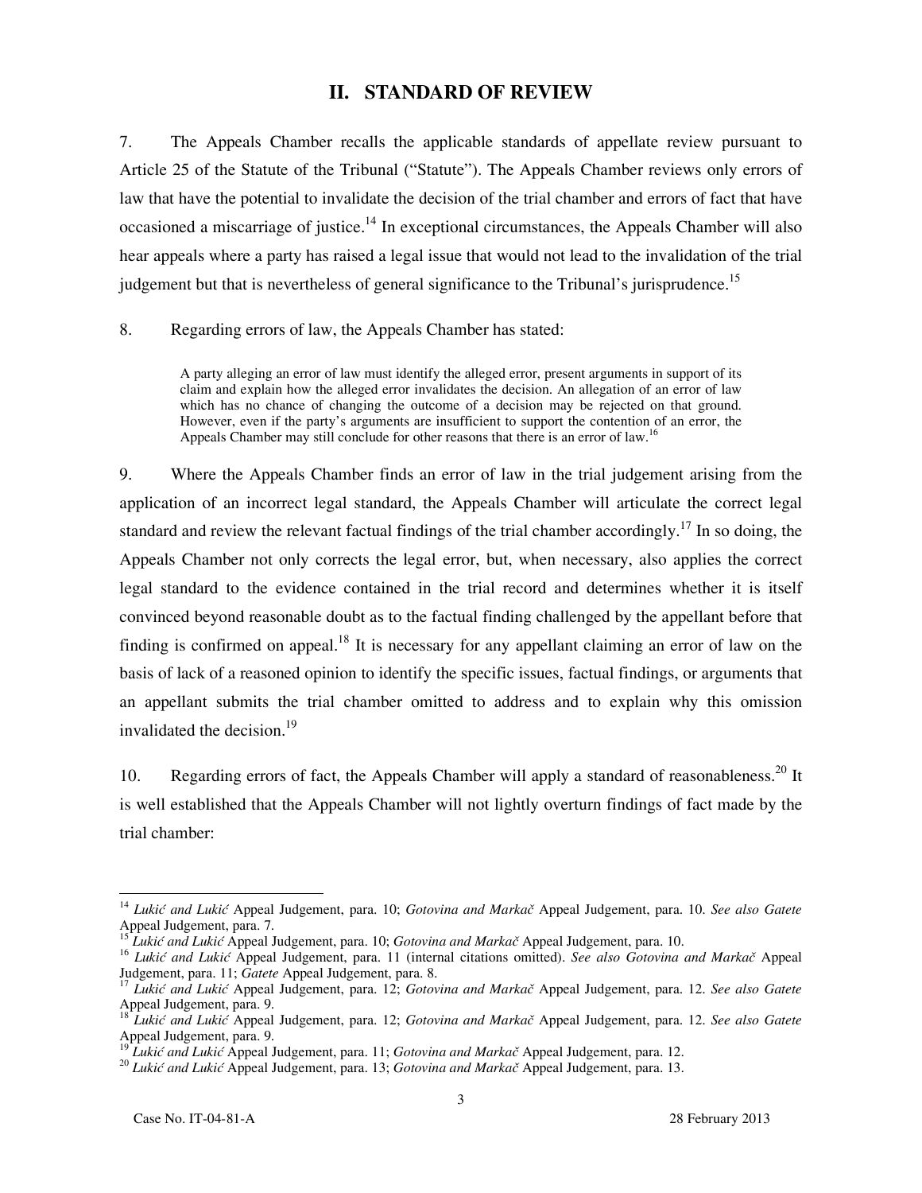## II. STANDARD OF REVIEW

7. The Appeals Chamber recalls the applicable standards of appellate review pursuant to Article 25 of the Statute of the Tribunal ("Statute"). The Appeals Chamber reviews only errors of law that have the potential to invalidate the decision of the trial chamber and errors of fact that have occasioned a miscarriage of justice.[14] In exceptional circumstances, the Appeals Chamber will also hear appeals where a party has raised a legal issue that would not lead to the invalidation of the trial judgement but that is nevertheless of general significance to the Tribunal's jurisprudence.[15]

8. Regarding errors of law, the Appeals Chamber has stated:

> A party alleging an error of law must identify the alleged error, present arguments in support of its claim and explain how the alleged error invalidates the decision. An allegation of an error of law which has no chance of changing the outcome of a decision may be rejected on that ground. However, even if the party's arguments are insufficient to support the contention of an error, the Appeals Chamber may still conclude for other reasons that there is an error of law.[16]

9. Where the Appeals Chamber finds an error of law in the trial judgement arising from the application of an incorrect legal standard, the Appeals Chamber will articulate the correct legal standard and review the relevant factual findings of the trial chamber accordingly.[17] In so doing, the Appeals Chamber not only corrects the legal error, but, when necessary, also applies the correct legal standard to the evidence contained in the trial record and determines whether it is itself convinced beyond reasonable doubt as to the factual finding challenged by the appellant before that finding is confirmed on appeal.[18] It is necessary for any appellant claiming an error of law on the basis of lack of a reasoned opinion to identify the specific issues, factual findings, or arguments that an appellant submits the trial chamber omitted to address and to explain why this omission invalidated the decision.[19]

10. Regarding errors of fact, the Appeals Chamber will apply a standard of reasonableness.[20] It is well established that the Appeals Chamber will not lightly overturn findings of fact made by the trial chamber:

---

[14] *Lukić and Lukić* Appeal Judgement, para. 10; *Gotovina and Markač* Appeal Judgement, para. 10. *See also Gatete* Appeal Judgement, para. 7.

[15] *Lukić and Lukić* Appeal Judgement, para. 10; *Gotovina and Markač* Appeal Judgement, para. 10.

[16] *Lukić and Lukić* Appeal Judgement, para. 11 (internal citations omitted). *See also Gotovina and Markač* Appeal Judgement, para. 11; *Gatete* Appeal Judgement, para. 8.

[17] *Lukić and Lukić* Appeal Judgement, para. 12; *Gotovina and Markač* Appeal Judgement, para. 12. *See also Gatete* Appeal Judgement, para. 9.

[18] *Lukić and Lukić* Appeal Judgement, para. 12; *Gotovina and Markač* Appeal Judgement, para. 12. *See also Gatete* Appeal Judgement, para. 9.

[19] *Lukić and Lukić* Appeal Judgement, para. 11; *Gotovina and Markač* Appeal Judgement, para. 12.

[20] *Lukić and Lukić* Appeal Judgement, para. 13; *Gotovina and Markač* Appeal Judgement, para. 13.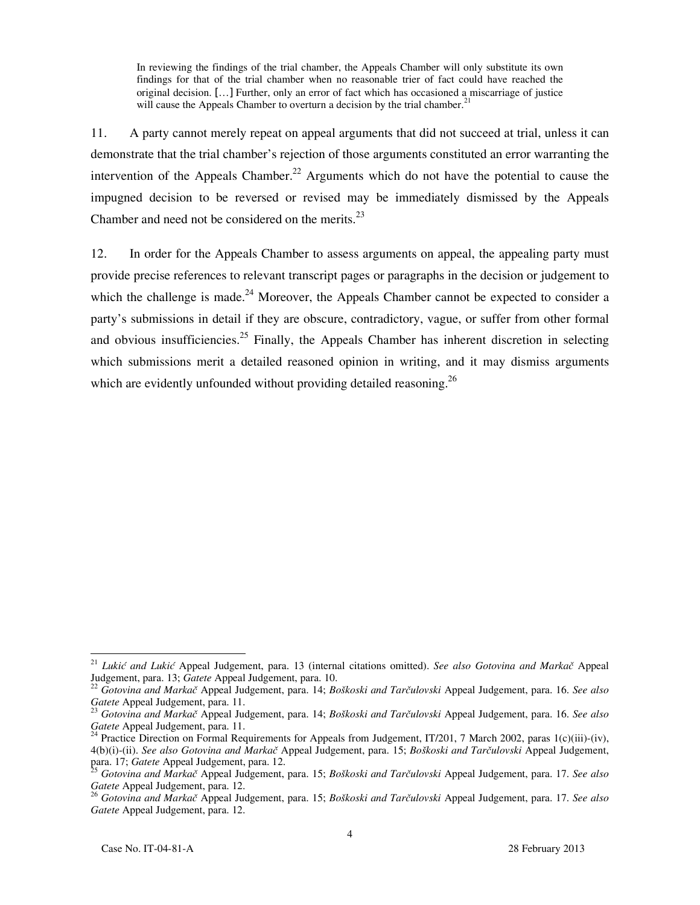> In reviewing the findings of the trial chamber, the Appeals Chamber will only substitute its own findings for that of the trial chamber when no reasonable trier of fact could have reached the original decision. […] Further, only an error of fact which has occasioned a miscarriage of justice will cause the Appeals Chamber to overturn a decision by the trial chamber.[21]

11. A party cannot merely repeat on appeal arguments that did not succeed at trial, unless it can demonstrate that the trial chamber's rejection of those arguments constituted an error warranting the intervention of the Appeals Chamber.[22] Arguments which do not have the potential to cause the impugned decision to be reversed or revised may be immediately dismissed by the Appeals Chamber and need not be considered on the merits.[23]

12. In order for the Appeals Chamber to assess arguments on appeal, the appealing party must provide precise references to relevant transcript pages or paragraphs in the decision or judgement to which the challenge is made.[24] Moreover, the Appeals Chamber cannot be expected to consider a party's submissions in detail if they are obscure, contradictory, vague, or suffer from other formal and obvious insufficiencies.[25] Finally, the Appeals Chamber has inherent discretion in selecting which submissions merit a detailed reasoned opinion in writing, and it may dismiss arguments which are evidently unfounded without providing detailed reasoning.[26]

---

[21] *Lukić and Lukić* Appeal Judgement, para. 13 (internal citations omitted). *See also Gotovina and Markač* Appeal Judgement, para. 13; *Gatete* Appeal Judgement, para. 10.

[22] *Gotovina and Markač* Appeal Judgement, para. 14; *Boškoski and Tarčulovski* Appeal Judgement, para. 16. *See also Gatete* Appeal Judgement, para. 11.

[23] *Gotovina and Markač* Appeal Judgement, para. 14; *Boškoski and Tarčulovski* Appeal Judgement, para. 16. *See also Gatete* Appeal Judgement, para. 11.

[24] Practice Direction on Formal Requirements for Appeals from Judgement, IT/201, 7 March 2002, paras 1(c)(iii)-(iv), 4(b)(i)-(ii). *See also Gotovina and Markač* Appeal Judgement, para. 15; *Boškoski and Tarčulovski* Appeal Judgement, para. 17; *Gatete* Appeal Judgement, para. 12.

[25] *Gotovina and Markač* Appeal Judgement, para. 15; *Boškoski and Tarčulovski* Appeal Judgement, para. 17. *See also Gatete* Appeal Judgement, para. 12.

[26] *Gotovina and Markač* Appeal Judgement, para. 15; *Boškoski and Tarčulovski* Appeal Judgement, para. 17. *See also Gatete* Appeal Judgement, para. 12.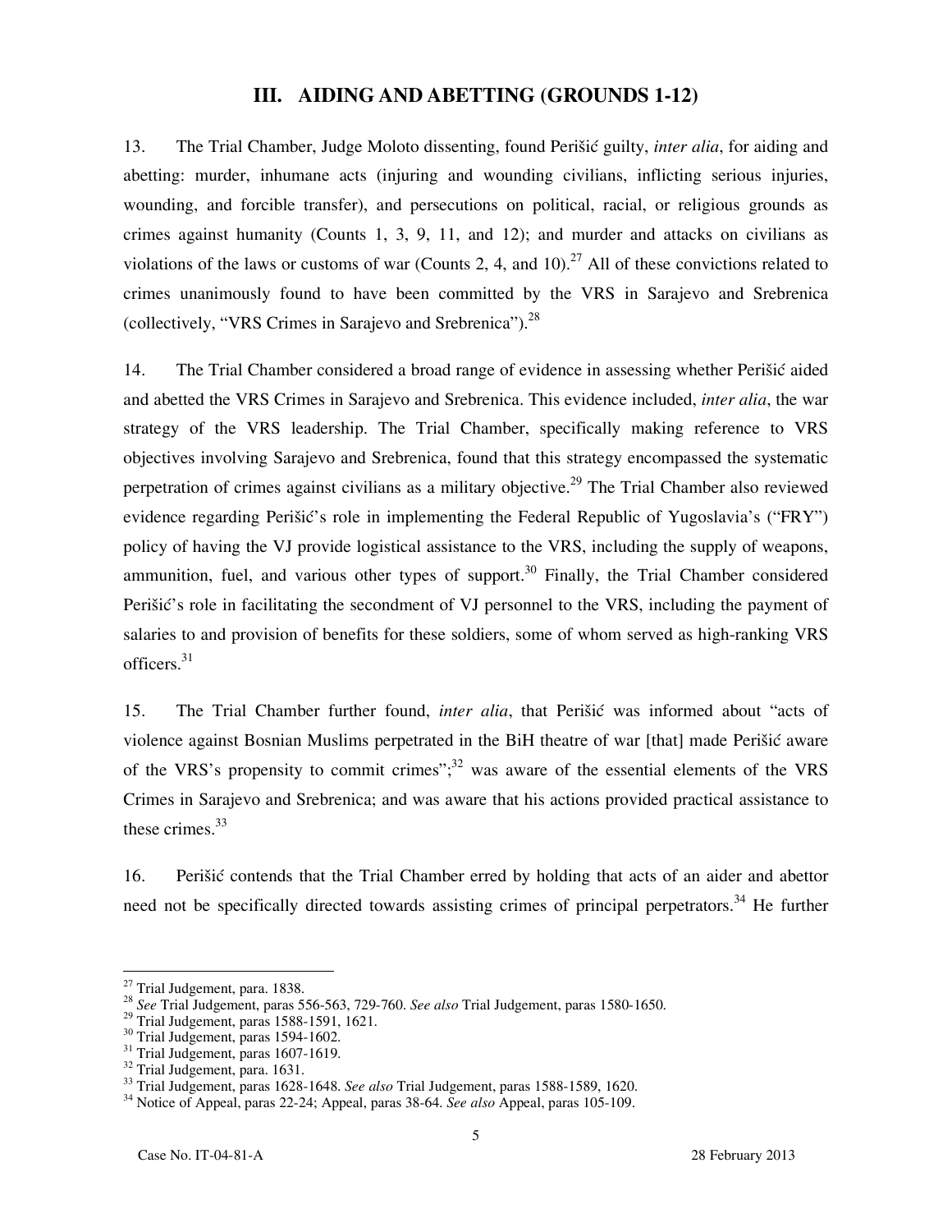## III. AIDING AND ABETTING (GROUNDS 1-12)

13. The Trial Chamber, Judge Moloto dissenting, found Perišić guilty, *inter alia*, for aiding and abetting: murder, inhumane acts (injuring and wounding civilians, inflicting serious injuries, wounding, and forcible transfer), and persecutions on political, racial, or religious grounds as crimes against humanity (Counts 1, 3, 9, 11, and 12); and murder and attacks on civilians as violations of the laws or customs of war (Counts 2, 4, and 10).[27] All of these convictions related to crimes unanimously found to have been committed by the VRS in Sarajevo and Srebrenica (collectively, "VRS Crimes in Sarajevo and Srebrenica").[28]

14. The Trial Chamber considered a broad range of evidence in assessing whether Perišić aided and abetted the VRS Crimes in Sarajevo and Srebrenica. This evidence included, *inter alia*, the war strategy of the VRS leadership. The Trial Chamber, specifically making reference to VRS objectives involving Sarajevo and Srebrenica, found that this strategy encompassed the systematic perpetration of crimes against civilians as a military objective.[29] The Trial Chamber also reviewed evidence regarding Perišić's role in implementing the Federal Republic of Yugoslavia's ("FRY") policy of having the VJ provide logistical assistance to the VRS, including the supply of weapons, ammunition, fuel, and various other types of support.[30] Finally, the Trial Chamber considered Perišić's role in facilitating the secondment of VJ personnel to the VRS, including the payment of salaries to and provision of benefits for these soldiers, some of whom served as high-ranking VRS officers.[31]

15. The Trial Chamber further found, *inter alia*, that Perišić was informed about "acts of violence against Bosnian Muslims perpetrated in the BiH theatre of war [that] made Perišić aware of the VRS's propensity to commit crimes";[32] was aware of the essential elements of the VRS Crimes in Sarajevo and Srebrenica; and was aware that his actions provided practical assistance to these crimes.[33]

16. Perišić contends that the Trial Chamber erred by holding that acts of an aider and abettor need not be specifically directed towards assisting crimes of principal perpetrators.[34] He further

---

[27] Trial Judgement, para. 1838.
[28] *See* Trial Judgement, paras 556-563, 729-760. *See also* Trial Judgement, paras 1580-1650.
[29] Trial Judgement, paras 1588-1591, 1621.
[30] Trial Judgement, paras 1594-1602.
[31] Trial Judgement, paras 1607-1619.
[32] Trial Judgement, para. 1631.
[33] Trial Judgement, paras 1628-1648. *See also* Trial Judgement, paras 1588-1589, 1620.
[34] Notice of Appeal, paras 22-24; Appeal, paras 38-64. *See also* Appeal, paras 105-109.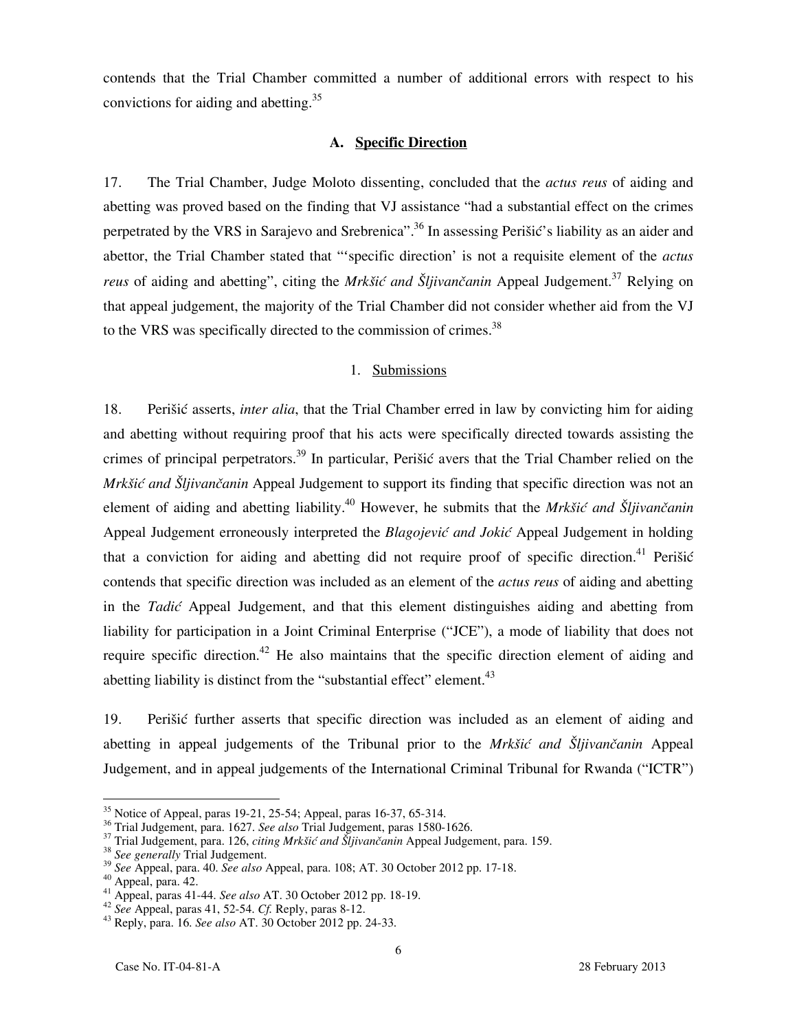contends that the Trial Chamber committed a number of additional errors with respect to his convictions for aiding and abetting.[35]

### A. Specific Direction

17. The Trial Chamber, Judge Moloto dissenting, concluded that the *actus reus* of aiding and abetting was proved based on the finding that VJ assistance "had a substantial effect on the crimes perpetrated by the VRS in Sarajevo and Srebrenica".[36] In assessing Perišić's liability as an aider and abettor, the Trial Chamber stated that "'specific direction' is not a requisite element of the *actus reus* of aiding and abetting", citing the *Mrkšić and Šljivančanin* Appeal Judgement.[37] Relying on that appeal judgement, the majority of the Trial Chamber did not consider whether aid from the VJ to the VRS was specifically directed to the commission of crimes.[38]

#### 1. Submissions

18. Perišić asserts, *inter alia*, that the Trial Chamber erred in law by convicting him for aiding and abetting without requiring proof that his acts were specifically directed towards assisting the crimes of principal perpetrators.[39] In particular, Perišić avers that the Trial Chamber relied on the *Mrkšić and Šljivančanin* Appeal Judgement to support its finding that specific direction was not an element of aiding and abetting liability.[40] However, he submits that the *Mrkšić and Šljivančanin* Appeal Judgement erroneously interpreted the *Blagojević and Jokić* Appeal Judgement in holding that a conviction for aiding and abetting did not require proof of specific direction.[41] Perišić contends that specific direction was included as an element of the *actus reus* of aiding and abetting in the *Tadić* Appeal Judgement, and that this element distinguishes aiding and abetting from liability for participation in a Joint Criminal Enterprise ("JCE"), a mode of liability that does not require specific direction.[42] He also maintains that the specific direction element of aiding and abetting liability is distinct from the "substantial effect" element.[43]

19. Perišić further asserts that specific direction was included as an element of aiding and abetting in appeal judgements of the Tribunal prior to the *Mrkšić and Šljivančanin* Appeal Judgement, and in appeal judgements of the International Criminal Tribunal for Rwanda ("ICTR")

---

[35] Notice of Appeal, paras 19-21, 25-54; Appeal, paras 16-37, 65-314.

[36] Trial Judgement, para. 1627. *See also* Trial Judgement, paras 1580-1626.

[37] Trial Judgement, para. 126, *citing Mrkšić and Šljivančanin* Appeal Judgement, para. 159.

[38] *See generally* Trial Judgement.

[39] *See* Appeal, para. 40. *See also* Appeal, para. 108; AT. 30 October 2012 pp. 17-18.

[40] Appeal, para. 42.

[41] Appeal, paras 41-44. *See also* AT. 30 October 2012 pp. 18-19.

[42] *See* Appeal, paras 41, 52-54. *Cf.* Reply, paras 8-12.

[43] Reply, para. 16. *See also* AT. 30 October 2012 pp. 24-33.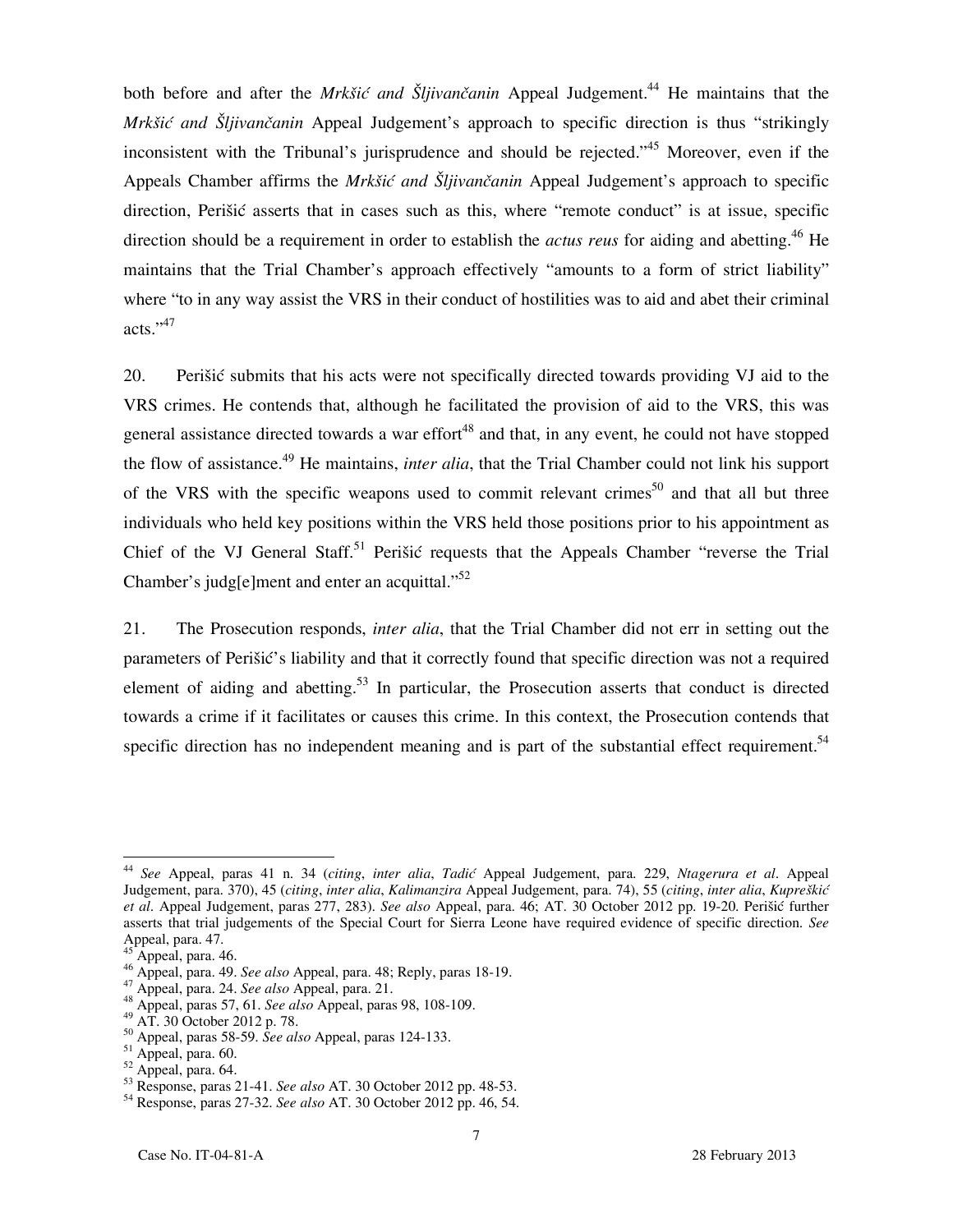both before and after the *Mrkšić and Šljivančanin* Appeal Judgement.[44] He maintains that the *Mrkšić and Šljivančanin* Appeal Judgement's approach to specific direction is thus "strikingly inconsistent with the Tribunal's jurisprudence and should be rejected."[45] Moreover, even if the Appeals Chamber affirms the *Mrkšić and Šljivančanin* Appeal Judgement's approach to specific direction, Perišić asserts that in cases such as this, where "remote conduct" is at issue, specific direction should be a requirement in order to establish the *actus reus* for aiding and abetting.[46] He maintains that the Trial Chamber's approach effectively "amounts to a form of strict liability" where "to in any way assist the VRS in their conduct of hostilities was to aid and abet their criminal acts."[47]

20. Perišić submits that his acts were not specifically directed towards providing VJ aid to the VRS crimes. He contends that, although he facilitated the provision of aid to the VRS, this was general assistance directed towards a war effort[48] and that, in any event, he could not have stopped the flow of assistance.[49] He maintains, *inter alia*, that the Trial Chamber could not link his support of the VRS with the specific weapons used to commit relevant crimes[50] and that all but three individuals who held key positions within the VRS held those positions prior to his appointment as Chief of the VJ General Staff.[51] Perišić requests that the Appeals Chamber "reverse the Trial Chamber's judg[e]ment and enter an acquittal."[52]

21. The Prosecution responds, *inter alia*, that the Trial Chamber did not err in setting out the parameters of Perišić's liability and that it correctly found that specific direction was not a required element of aiding and abetting.[53] In particular, the Prosecution asserts that conduct is directed towards a crime if it facilitates or causes this crime. In this context, the Prosecution contends that specific direction has no independent meaning and is part of the substantial effect requirement.[54]

---

[44] *See* Appeal, paras 41 n. 34 (*citing*, *inter alia*, *Tadić* Appeal Judgement, para. 229, *Ntagerura et al*. Appeal Judgement, para. 370), 45 (*citing*, *inter alia*, *Kalimanzira* Appeal Judgement, para. 74), 55 (*citing*, *inter alia*, *Kupreškić et al*. Appeal Judgement, paras 277, 283). *See also* Appeal, para. 46; AT. 30 October 2012 pp. 19-20. Perišić further asserts that trial judgements of the Special Court for Sierra Leone have required evidence of specific direction. *See* Appeal, para. 47.

[45] Appeal, para. 46.

[46] Appeal, para. 49. *See also* Appeal, para. 48; Reply, paras 18-19.

[47] Appeal, para. 24. *See also* Appeal, para. 21.

[48] Appeal, paras 57, 61. *See also* Appeal, paras 98, 108-109.

[49] AT. 30 October 2012 p. 78.

[50] Appeal, paras 58-59. *See also* Appeal, paras 124-133.

[51] Appeal, para. 60.

[52] Appeal, para. 64.

[53] Response, paras 21-41. *See also* AT. 30 October 2012 pp. 48-53.

[54] Response, paras 27-32. *See also* AT. 30 October 2012 pp. 46, 54.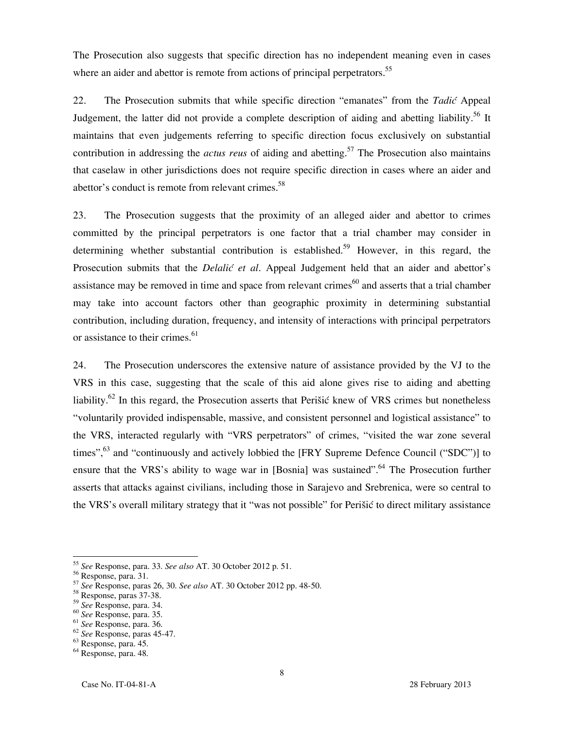The Prosecution also suggests that specific direction has no independent meaning even in cases where an aider and abettor is remote from actions of principal perpetrators.[55]

22. The Prosecution submits that while specific direction "emanates" from the *Tadić* Appeal Judgement, the latter did not provide a complete description of aiding and abetting liability.[56] It maintains that even judgements referring to specific direction focus exclusively on substantial contribution in addressing the *actus reus* of aiding and abetting.[57] The Prosecution also maintains that caselaw in other jurisdictions does not require specific direction in cases where an aider and abettor's conduct is remote from relevant crimes.[58]

23. The Prosecution suggests that the proximity of an alleged aider and abettor to crimes committed by the principal perpetrators is one factor that a trial chamber may consider in determining whether substantial contribution is established.[59] However, in this regard, the Prosecution submits that the *Delalić et al*. Appeal Judgement held that an aider and abettor's assistance may be removed in time and space from relevant crimes[60] and asserts that a trial chamber may take into account factors other than geographic proximity in determining substantial contribution, including duration, frequency, and intensity of interactions with principal perpetrators or assistance to their crimes.[61]

24. The Prosecution underscores the extensive nature of assistance provided by the VJ to the VRS in this case, suggesting that the scale of this aid alone gives rise to aiding and abetting liability.[62] In this regard, the Prosecution asserts that Perišić knew of VRS crimes but nonetheless "voluntarily provided indispensable, massive, and consistent personnel and logistical assistance" to the VRS, interacted regularly with "VRS perpetrators" of crimes, "visited the war zone several times",[63] and "continuously and actively lobbied the [FRY Supreme Defence Council ("SDC")] to ensure that the VRS's ability to wage war in [Bosnia] was sustained".[64] The Prosecution further asserts that attacks against civilians, including those in Sarajevo and Srebrenica, were so central to the VRS's overall military strategy that it "was not possible" for Perišić to direct military assistance

---

[55] *See* Response, para. 33. *See also* AT. 30 October 2012 p. 51.
[56] Response, para. 31.
[57] *See* Response, paras 26, 30. *See also* AT. 30 October 2012 pp. 48-50.
[58] Response, paras 37-38.
[59] *See* Response, para. 34.
[60] *See* Response, para. 35.
[61] *See* Response, para. 36.
[62] *See* Response, paras 45-47.
[63] Response, para. 45.
[64] Response, para. 48.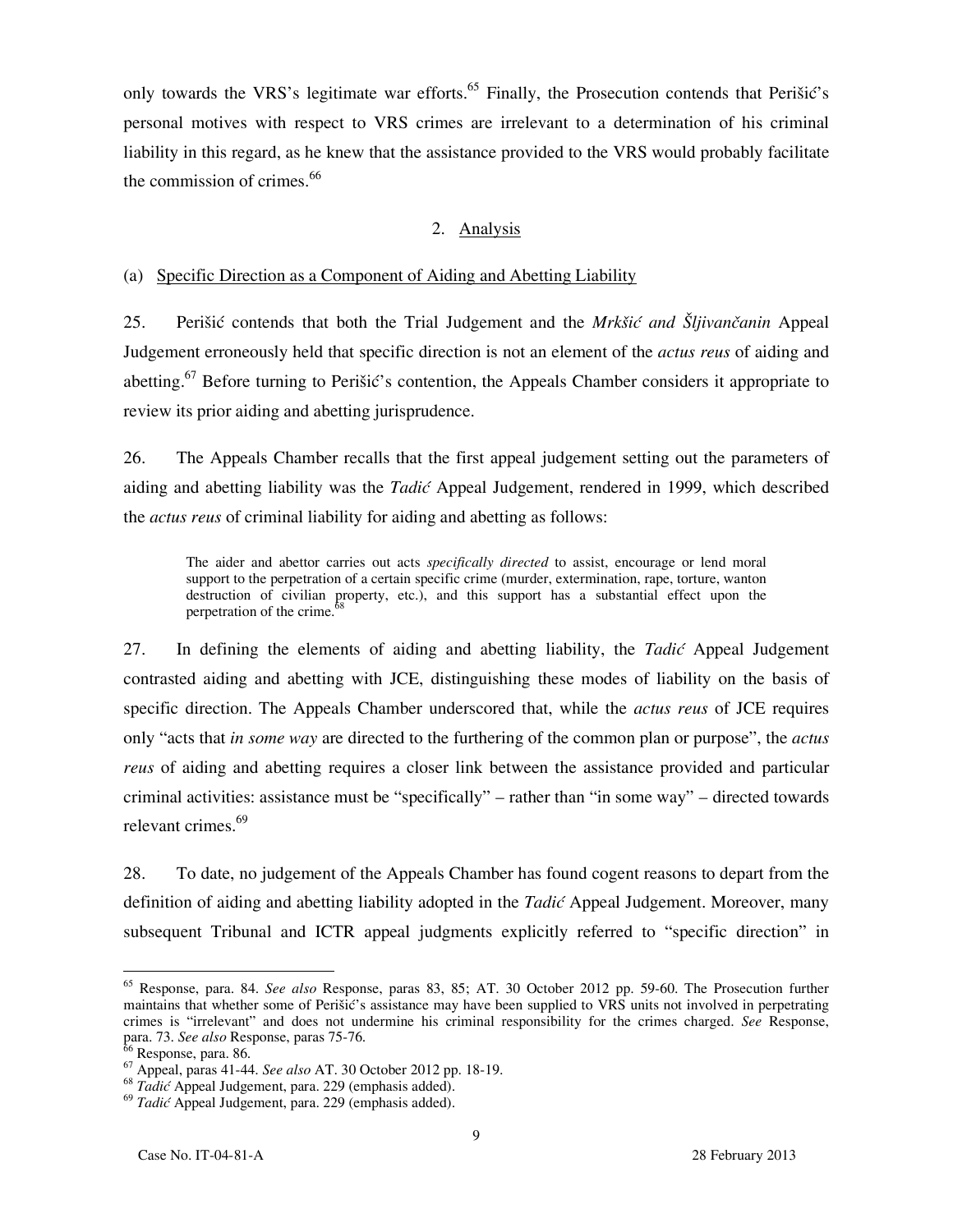only towards the VRS's legitimate war efforts.[65] Finally, the Prosecution contends that Perišić's personal motives with respect to VRS crimes are irrelevant to a determination of his criminal liability in this regard, as he knew that the assistance provided to the VRS would probably facilitate the commission of crimes.[66]

## 2. Analysis

### (a) Specific Direction as a Component of Aiding and Abetting Liability

25. Perišić contends that both the Trial Judgement and the *Mrkšić and Šljivančanin* Appeal Judgement erroneously held that specific direction is not an element of the *actus reus* of aiding and abetting.[67] Before turning to Perišić's contention, the Appeals Chamber considers it appropriate to review its prior aiding and abetting jurisprudence.

26. The Appeals Chamber recalls that the first appeal judgement setting out the parameters of aiding and abetting liability was the *Tadić* Appeal Judgement, rendered in 1999, which described the *actus reus* of criminal liability for aiding and abetting as follows:

> The aider and abettor carries out acts *specifically directed* to assist, encourage or lend moral support to the perpetration of a certain specific crime (murder, extermination, rape, torture, wanton destruction of civilian property, etc.), and this support has a substantial effect upon the perpetration of the crime.[68]

27. In defining the elements of aiding and abetting liability, the *Tadić* Appeal Judgement contrasted aiding and abetting with JCE, distinguishing these modes of liability on the basis of specific direction. The Appeals Chamber underscored that, while the *actus reus* of JCE requires only "acts that *in some way* are directed to the furthering of the common plan or purpose", the *actus reus* of aiding and abetting requires a closer link between the assistance provided and particular criminal activities: assistance must be "specifically" – rather than "in some way" – directed towards relevant crimes.[69]

28. To date, no judgement of the Appeals Chamber has found cogent reasons to depart from the definition of aiding and abetting liability adopted in the *Tadić* Appeal Judgement. Moreover, many subsequent Tribunal and ICTR appeal judgments explicitly referred to "specific direction" in

---

[65] Response, para. 84. *See also* Response, paras 83, 85; AT. 30 October 2012 pp. 59-60. The Prosecution further maintains that whether some of Perišić's assistance may have been supplied to VRS units not involved in perpetrating crimes is "irrelevant" and does not undermine his criminal responsibility for the crimes charged. *See* Response, para. 73. *See also* Response, paras 75-76.

[66] Response, para. 86.

[67] Appeal, paras 41-44. *See also* AT. 30 October 2012 pp. 18-19.

[68] *Tadić* Appeal Judgement, para. 229 (emphasis added).

[69] *Tadić* Appeal Judgement, para. 229 (emphasis added).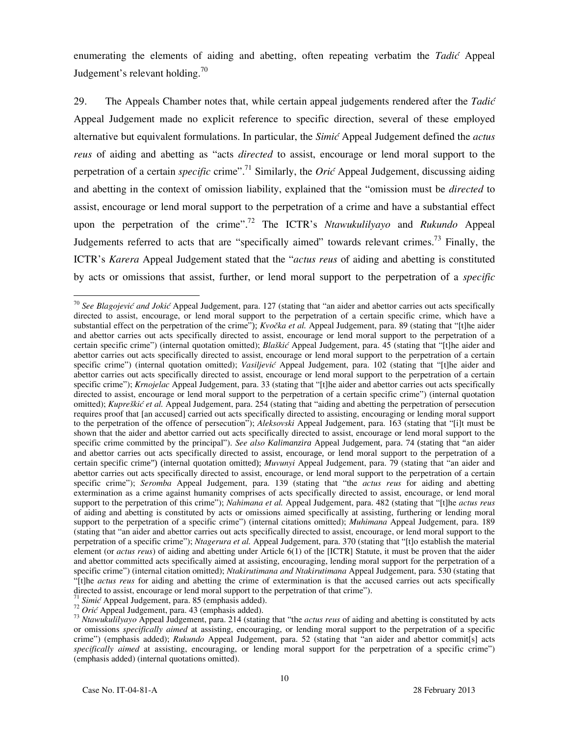enumerating the elements of aiding and abetting, often repeating verbatim the *Tadić* Appeal Judgement's relevant holding.[70]

29. The Appeals Chamber notes that, while certain appeal judgements rendered after the *Tadić* Appeal Judgement made no explicit reference to specific direction, several of these employed alternative but equivalent formulations. In particular, the *Simić* Appeal Judgement defined the *actus reus* of aiding and abetting as "acts *directed* to assist, encourage or lend moral support to the perpetration of a certain *specific* crime".[71] Similarly, the *Orić* Appeal Judgement, discussing aiding and abetting in the context of omission liability, explained that the "omission must be *directed* to assist, encourage or lend moral support to the perpetration of a crime and have a substantial effect upon the perpetration of the crime".[72] The ICTR's *Ntawukulilyayo* and *Rukundo* Appeal Judgements referred to acts that are "specifically aimed" towards relevant crimes.[73] Finally, the ICTR's *Karera* Appeal Judgement stated that the "*actus reus* of aiding and abetting is constituted by acts or omissions that assist, further, or lend moral support to the perpetration of a *specific*

---

[70] *See Blagojević and Jokić* Appeal Judgement, para. 127 (stating that "an aider and abettor carries out acts specifically directed to assist, encourage, or lend moral support to the perpetration of a certain specific crime, which have a substantial effect on the perpetration of the crime"); *Kvočka et al.* Appeal Judgement, para. 89 (stating that "[t]he aider and abettor carries out acts specifically directed to assist, encourage or lend moral support to the perpetration of a certain specific crime") (internal quotation omitted); *Blaškić* Appeal Judgement, para. 45 (stating that "[t]he aider and abettor carries out acts specifically directed to assist, encourage or lend moral support to the perpetration of a certain specific crime") (internal quotation omitted); *Vasiljević* Appeal Judgement, para. 102 (stating that "[t]he aider and abettor carries out acts specifically directed to assist, encourage or lend moral support to the perpetration of a certain specific crime"); *Krnojelac* Appeal Judgement, para. 33 (stating that "[t]he aider and abettor carries out acts specifically directed to assist, encourage or lend moral support to the perpetration of a certain specific crime") (internal quotation omitted); *Kupreškić et al.* Appeal Judgement, para. 254 (stating that "aiding and abetting the perpetration of persecution requires proof that [an accused] carried out acts specifically directed to assisting, encouraging or lending moral support to the perpetration of the offence of persecution"); *Aleksovski* Appeal Judgement, para. 163 (stating that "[i]t must be shown that the aider and abettor carried out acts specifically directed to assist, encourage or lend moral support to the specific crime committed by the principal"). *See also Kalimanzira* Appeal Judgement, para. 74 (stating that "an aider and abettor carries out acts specifically directed to assist, encourage, or lend moral support to the perpetration of a certain specific crime") (internal quotation omitted); *Muvunyi* Appeal Judgement, para. 79 (stating that "an aider and abettor carries out acts specifically directed to assist, encourage, or lend moral support to the perpetration of a certain specific crime"); *Seromba* Appeal Judgement, para. 139 (stating that "the *actus reus* for aiding and abetting extermination as a crime against humanity comprises of acts specifically directed to assist, encourage, or lend moral support to the perpetration of this crime"); *Nahimana et al.* Appeal Judgement, para. 482 (stating that "[t]he *actus reus* of aiding and abetting is constituted by acts or omissions aimed specifically at assisting, furthering or lending moral support to the perpetration of a specific crime") (internal citations omitted); *Muhimana* Appeal Judgement, para. 189 (stating that "an aider and abettor carries out acts specifically directed to assist, encourage, or lend moral support to the perpetration of a specific crime"); *Ntagerura et al.* Appeal Judgement, para. 370 (stating that "[t]o establish the material element (or *actus reus*) of aiding and abetting under Article 6(1) of the [ICTR] Statute, it must be proven that the aider and abettor committed acts specifically aimed at assisting, encouraging, lending moral support for the perpetration of a specific crime") (internal citation omitted); *Ntakirutimana and Ntakirutimana* Appeal Judgement, para. 530 (stating that "[t]he *actus reus* for aiding and abetting the crime of extermination is that the accused carries out acts specifically directed to assist, encourage or lend moral support to the perpetration of that crime").

[71] *Simić* Appeal Judgement, para. 85 (emphasis added).

[72] *Orić* Appeal Judgement, para. 43 (emphasis added).

[73] *Ntawukulilyayo* Appeal Judgement, para. 214 (stating that "the *actus reus* of aiding and abetting is constituted by acts or omissions *specifically aimed* at assisting, encouraging, or lending moral support to the perpetration of a specific crime") (emphasis added); *Rukundo* Appeal Judgement, para. 52 (stating that "an aider and abettor commit[s] acts *specifically aimed* at assisting, encouraging, or lending moral support for the perpetration of a specific crime") (emphasis added) (internal quotations omitted).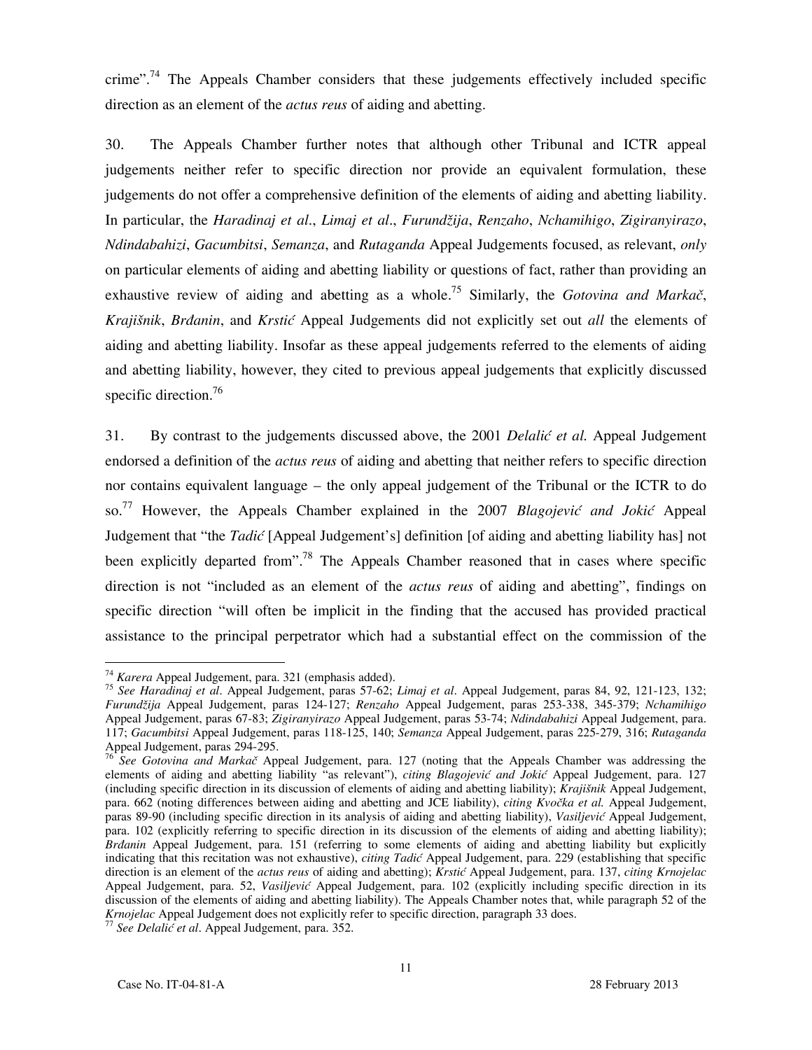crime".[74] The Appeals Chamber considers that these judgements effectively included specific direction as an element of the *actus reus* of aiding and abetting.

30. The Appeals Chamber further notes that although other Tribunal and ICTR appeal judgements neither refer to specific direction nor provide an equivalent formulation, these judgements do not offer a comprehensive definition of the elements of aiding and abetting liability. In particular, the *Haradinaj et al*., *Limaj et al*., *Furundžija*, *Renzaho*, *Nchamihigo*, *Zigiranyirazo*, *Ndindabahizi*, *Gacumbitsi*, *Semanza*, and *Rutaganda* Appeal Judgements focused, as relevant, *only* on particular elements of aiding and abetting liability or questions of fact, rather than providing an exhaustive review of aiding and abetting as a whole.[75] Similarly, the *Gotovina and Markač*, *Krajišnik*, *Brđanin*, and *Krstić* Appeal Judgements did not explicitly set out *all* the elements of aiding and abetting liability. Insofar as these appeal judgements referred to the elements of aiding and abetting liability, however, they cited to previous appeal judgements that explicitly discussed specific direction.[76]

31. By contrast to the judgements discussed above, the 2001 *Delalić et al.* Appeal Judgement endorsed a definition of the *actus reus* of aiding and abetting that neither refers to specific direction nor contains equivalent language – the only appeal judgement of the Tribunal or the ICTR to do so.[77] However, the Appeals Chamber explained in the 2007 *Blagojević and Jokić* Appeal Judgement that "the *Tadić* [Appeal Judgement's] definition [of aiding and abetting liability has] not been explicitly departed from".[78] The Appeals Chamber reasoned that in cases where specific direction is not "included as an element of the *actus reus* of aiding and abetting", findings on specific direction "will often be implicit in the finding that the accused has provided practical assistance to the principal perpetrator which had a substantial effect on the commission of the

---

[74] *Karera* Appeal Judgement, para. 321 (emphasis added).

[75] *See Haradinaj et al*. Appeal Judgement, paras 57-62; *Limaj et al*. Appeal Judgement, paras 84, 92, 121-123, 132; *Furundžija* Appeal Judgement, paras 124-127; *Renzaho* Appeal Judgement, paras 253-338, 345-379; *Nchamihigo* Appeal Judgement, paras 67-83; *Zigiranyirazo* Appeal Judgement, paras 53-74; *Ndindabahizi* Appeal Judgement, para. 117; *Gacumbitsi* Appeal Judgement, paras 118-125, 140; *Semanza* Appeal Judgement, paras 225-279, 316; *Rutaganda* Appeal Judgement, paras 294-295.

[76] *See Gotovina and Markač* Appeal Judgement, para. 127 (noting that the Appeals Chamber was addressing the elements of aiding and abetting liability "as relevant"), *citing Blagojević and Jokić* Appeal Judgement, para. 127 (including specific direction in its discussion of elements of aiding and abetting liability); *Krajišnik* Appeal Judgement, para. 662 (noting differences between aiding and abetting and JCE liability), *citing Kvočka et al.* Appeal Judgement, paras 89-90 (including specific direction in its analysis of aiding and abetting liability), *Vasiljević* Appeal Judgement, para. 102 (explicitly referring to specific direction in its discussion of the elements of aiding and abetting liability); *Brđanin* Appeal Judgement, para. 151 (referring to some elements of aiding and abetting liability but explicitly indicating that this recitation was not exhaustive), *citing Tadić* Appeal Judgement, para. 229 (establishing that specific direction is an element of the *actus reus* of aiding and abetting); *Krstić* Appeal Judgement, para. 137, *citing Krnojelac* Appeal Judgement, para. 52, *Vasiljević* Appeal Judgement, para. 102 (explicitly including specific direction in its discussion of the elements of aiding and abetting liability). The Appeals Chamber notes that, while paragraph 52 of the *Krnojelac* Appeal Judgement does not explicitly refer to specific direction, paragraph 33 does.

[77] *See Delalić et al*. Appeal Judgement, para. 352.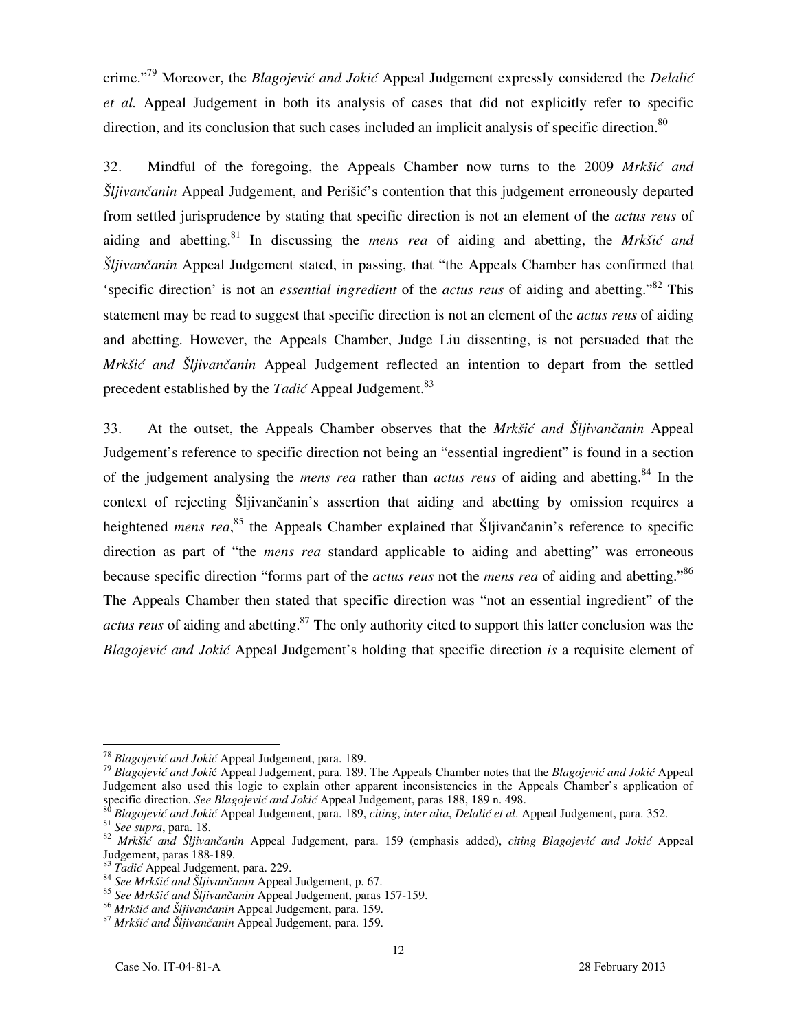crime."[79] Moreover, the *Blagojević and Jokić* Appeal Judgement expressly considered the *Delalić et al.* Appeal Judgement in both its analysis of cases that did not explicitly refer to specific direction, and its conclusion that such cases included an implicit analysis of specific direction.[80]

32. Mindful of the foregoing, the Appeals Chamber now turns to the 2009 *Mrkšić and Šljivančanin* Appeal Judgement, and Perišić's contention that this judgement erroneously departed from settled jurisprudence by stating that specific direction is not an element of the *actus reus* of aiding and abetting.[81] In discussing the *mens rea* of aiding and abetting, the *Mrkšić and Šljivančanin* Appeal Judgement stated, in passing, that "the Appeals Chamber has confirmed that 'specific direction' is not an *essential ingredient* of the *actus reus* of aiding and abetting."[82] This statement may be read to suggest that specific direction is not an element of the *actus reus* of aiding and abetting. However, the Appeals Chamber, Judge Liu dissenting, is not persuaded that the *Mrkšić and Šljivančanin* Appeal Judgement reflected an intention to depart from the settled precedent established by the *Tadić* Appeal Judgement.[83]

33. At the outset, the Appeals Chamber observes that the *Mrkšić and Šljivančanin* Appeal Judgement's reference to specific direction not being an "essential ingredient" is found in a section of the judgement analysing the *mens rea* rather than *actus reus* of aiding and abetting.[84] In the context of rejecting Šljivančanin's assertion that aiding and abetting by omission requires a heightened *mens rea*,[85] the Appeals Chamber explained that Šljivančanin's reference to specific direction as part of "the *mens rea* standard applicable to aiding and abetting" was erroneous because specific direction "forms part of the *actus reus* not the *mens rea* of aiding and abetting."[86] The Appeals Chamber then stated that specific direction was "not an essential ingredient" of the *actus reus* of aiding and abetting.[87] The only authority cited to support this latter conclusion was the *Blagojević and Jokić* Appeal Judgement's holding that specific direction *is* a requisite element of

---

[78] *Blagojević and Jokić* Appeal Judgement, para. 189.

[79] *Blagojević and Jokić* Appeal Judgement, para. 189. The Appeals Chamber notes that the *Blagojević and Jokić* Appeal Judgement also used this logic to explain other apparent inconsistencies in the Appeals Chamber's application of specific direction. *See Blagojević and Jokić* Appeal Judgement, paras 188, 189 n. 498.

[80] *Blagojević and Jokić* Appeal Judgement, para. 189, *citing*, *inter alia*, *Delalić et al*. Appeal Judgement, para. 352.

[81] *See supra*, para. 18.

[82] *Mrkšić and Šljivančanin* Appeal Judgement, para. 159 (emphasis added), *citing Blagojević and Jokić* Appeal Judgement, paras 188-189.

[83] *Tadić* Appeal Judgement, para. 229.

[84] *See Mrkšić and Šljivančanin* Appeal Judgement, p. 67.

[85] *See Mrkšić and Šljivančanin* Appeal Judgement, paras 157-159.

[86] *Mrkšić and Šljivančanin* Appeal Judgement, para. 159.

[87] *Mrkšić and Šljivančanin* Appeal Judgement, para. 159.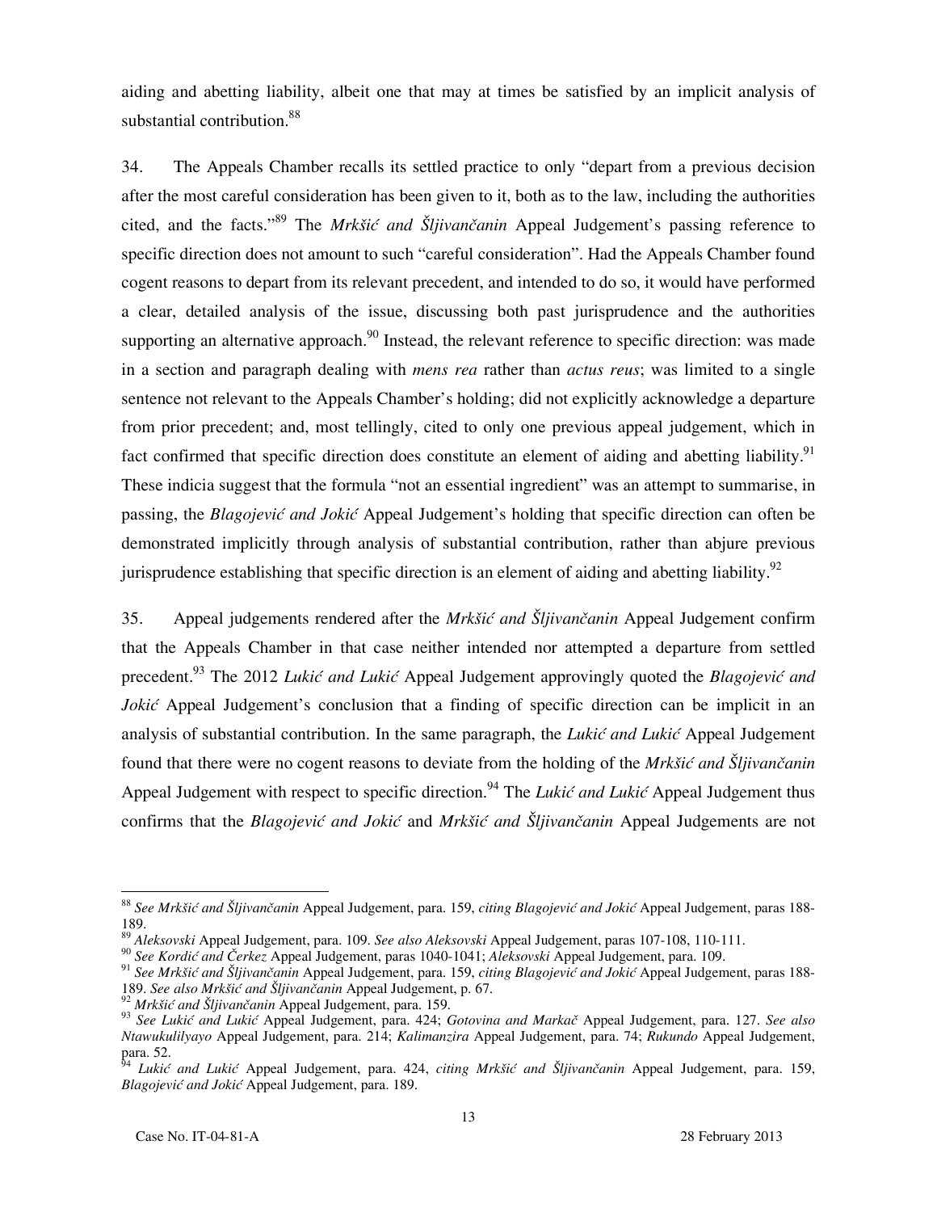aiding and abetting liability, albeit one that may at times be satisfied by an implicit analysis of substantial contribution.[88]

34. The Appeals Chamber recalls its settled practice to only "depart from a previous decision after the most careful consideration has been given to it, both as to the law, including the authorities cited, and the facts."[89] The *Mrkšić and Šljivančanin* Appeal Judgement's passing reference to specific direction does not amount to such "careful consideration". Had the Appeals Chamber found cogent reasons to depart from its relevant precedent, and intended to do so, it would have performed a clear, detailed analysis of the issue, discussing both past jurisprudence and the authorities supporting an alternative approach.[90] Instead, the relevant reference to specific direction: was made in a section and paragraph dealing with *mens rea* rather than *actus reus*; was limited to a single sentence not relevant to the Appeals Chamber's holding; did not explicitly acknowledge a departure from prior precedent; and, most tellingly, cited to only one previous appeal judgement, which in fact confirmed that specific direction does constitute an element of aiding and abetting liability.[91] These indicia suggest that the formula "not an essential ingredient" was an attempt to summarise, in passing, the *Blagojević and Jokić* Appeal Judgement's holding that specific direction can often be demonstrated implicitly through analysis of substantial contribution, rather than abjure previous jurisprudence establishing that specific direction is an element of aiding and abetting liability.[92]

35. Appeal judgements rendered after the *Mrkšić and Šljivančanin* Appeal Judgement confirm that the Appeals Chamber in that case neither intended nor attempted a departure from settled precedent.[93] The 2012 *Lukić and Lukić* Appeal Judgement approvingly quoted the *Blagojević and Jokić* Appeal Judgement's conclusion that a finding of specific direction can be implicit in an analysis of substantial contribution. In the same paragraph, the *Lukić and Lukić* Appeal Judgement found that there were no cogent reasons to deviate from the holding of the *Mrkšić and Šljivančanin* Appeal Judgement with respect to specific direction.[94] The *Lukić and Lukić* Appeal Judgement thus confirms that the *Blagojević and Jokić* and *Mrkšić and Šljivančanin* Appeal Judgements are not

---

[88] *See Mrkšić and Šljivančanin* Appeal Judgement, para. 159, *citing Blagojević and Jokić* Appeal Judgement, paras 188-189.

[89] *Aleksovski* Appeal Judgement, para. 109. *See also Aleksovski* Appeal Judgement, paras 107-108, 110-111.

[90] *See Kordić and Čerkez* Appeal Judgement, paras 1040-1041; *Aleksovski* Appeal Judgement, para. 109.

[91] *See Mrkšić and Šljivančanin* Appeal Judgement, para. 159, *citing Blagojević and Jokić* Appeal Judgement, paras 188-189. *See also Mrkšić and Šljivančanin* Appeal Judgement, p. 67.

[92] *Mrkšić and Šljivančanin* Appeal Judgement, para. 159.

[93] *See Lukić and Lukić* Appeal Judgement, para. 424; *Gotovina and Markač* Appeal Judgement, para. 127. *See also Ntawukulilyayo* Appeal Judgement, para. 214; *Kalimanzira* Appeal Judgement, para. 74; *Rukundo* Appeal Judgement, para. 52.

[94] *Lukić and Lukić* Appeal Judgement, para. 424, *citing Mrkšić and Šljivančanin* Appeal Judgement, para. 159, *Blagojević and Jokić* Appeal Judgement, para. 189.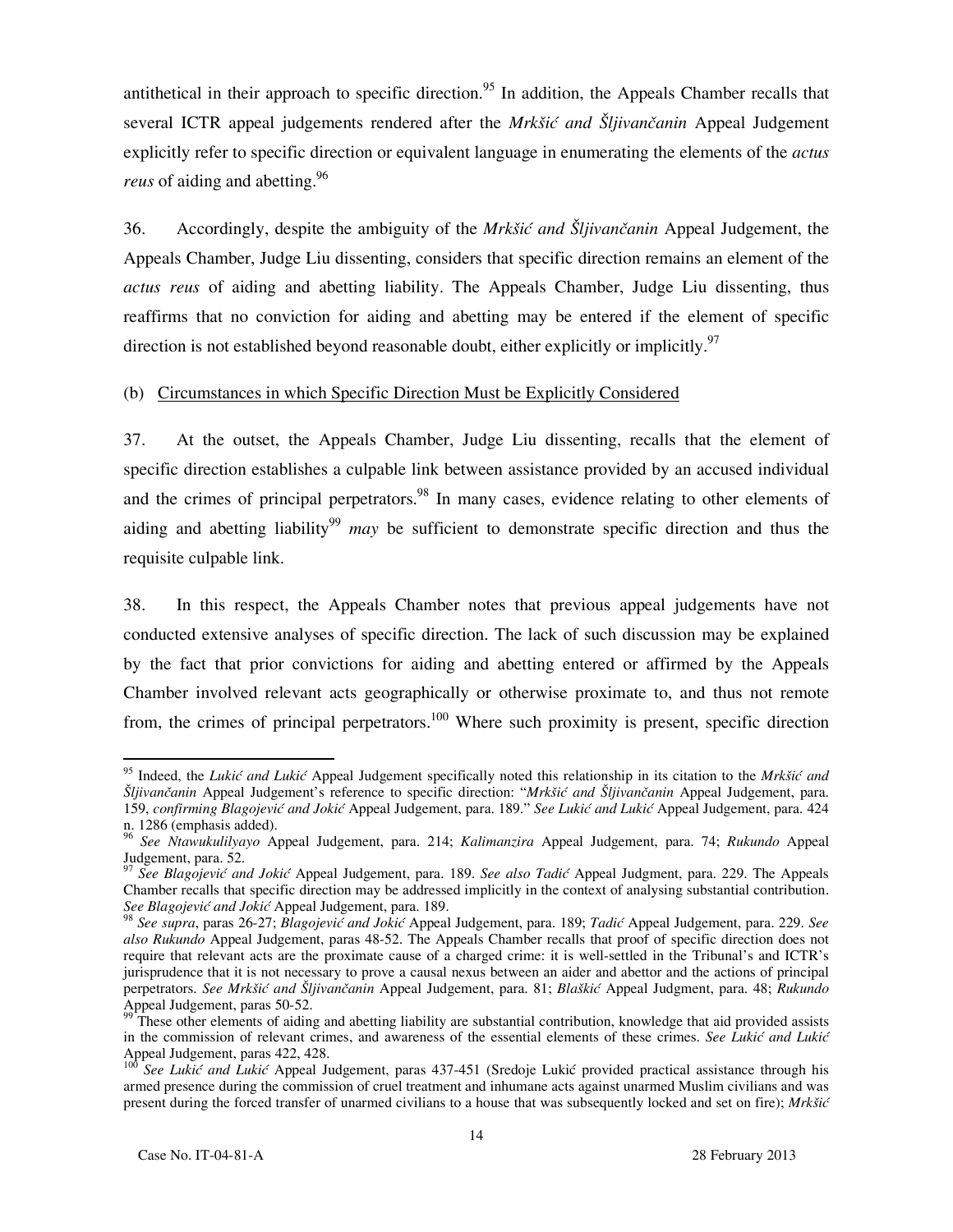antithetical in their approach to specific direction.[95] In addition, the Appeals Chamber recalls that several ICTR appeal judgements rendered after the *Mrkšić and Šljivančanin* Appeal Judgement explicitly refer to specific direction or equivalent language in enumerating the elements of the *actus reus* of aiding and abetting.[96]

36. Accordingly, despite the ambiguity of the *Mrkšić and Šljivančanin* Appeal Judgement, the Appeals Chamber, Judge Liu dissenting, considers that specific direction remains an element of the *actus reus* of aiding and abetting liability. The Appeals Chamber, Judge Liu dissenting, thus reaffirms that no conviction for aiding and abetting may be entered if the element of specific direction is not established beyond reasonable doubt, either explicitly or implicitly.[97]

(b) Circumstances in which Specific Direction Must be Explicitly Considered

37. At the outset, the Appeals Chamber, Judge Liu dissenting, recalls that the element of specific direction establishes a culpable link between assistance provided by an accused individual and the crimes of principal perpetrators.[98] In many cases, evidence relating to other elements of aiding and abetting liability[99] *may* be sufficient to demonstrate specific direction and thus the requisite culpable link.

38. In this respect, the Appeals Chamber notes that previous appeal judgements have not conducted extensive analyses of specific direction. The lack of such discussion may be explained by the fact that prior convictions for aiding and abetting entered or affirmed by the Appeals Chamber involved relevant acts geographically or otherwise proximate to, and thus not remote from, the crimes of principal perpetrators.[100] Where such proximity is present, specific direction

---

[95] Indeed, the *Lukić and Lukić* Appeal Judgement specifically noted this relationship in its citation to the *Mrkšić and Šljivančanin* Appeal Judgement's reference to specific direction: "*Mrkšić and Šljivančanin* Appeal Judgement, para. 159, *confirming Blagojević and Jokić* Appeal Judgement, para. 189." *See Lukić and Lukić* Appeal Judgement, para. 424 n. 1286 (emphasis added).

[96] *See Ntawukulilyayo* Appeal Judgement, para. 214; *Kalimanzira* Appeal Judgement, para. 74; *Rukundo* Appeal Judgement, para. 52.

[97] *See Blagojević and Jokić* Appeal Judgement, para. 189. *See also Tadić* Appeal Judgment, para. 229. The Appeals Chamber recalls that specific direction may be addressed implicitly in the context of analysing substantial contribution. *See Blagojević and Jokić* Appeal Judgement, para. 189.

[98] *See supra*, paras 26-27; *Blagojević and Jokić* Appeal Judgement, para. 189; *Tadić* Appeal Judgement, para. 229. *See also Rukundo* Appeal Judgement, paras 48-52. The Appeals Chamber recalls that proof of specific direction does not require that relevant acts are the proximate cause of a charged crime: it is well-settled in the Tribunal's and ICTR's jurisprudence that it is not necessary to prove a causal nexus between an aider and abettor and the actions of principal perpetrators. *See Mrkšić and Šljivančanin* Appeal Judgement, para. 81; *Blaškić* Appeal Judgment, para. 48; *Rukundo* Appeal Judgement, paras 50-52.

[99] These other elements of aiding and abetting liability are substantial contribution, knowledge that aid provided assists in the commission of relevant crimes, and awareness of the essential elements of these crimes. *See Lukić and Lukić* Appeal Judgement, paras 422, 428.

[100] *See Lukić and Lukić* Appeal Judgement, paras 437-451 (Sredoje Lukić provided practical assistance through his armed presence during the commission of cruel treatment and inhumane acts against unarmed Muslim civilians and was present during the forced transfer of unarmed civilians to a house that was subsequently locked and set on fire); *Mrkšić*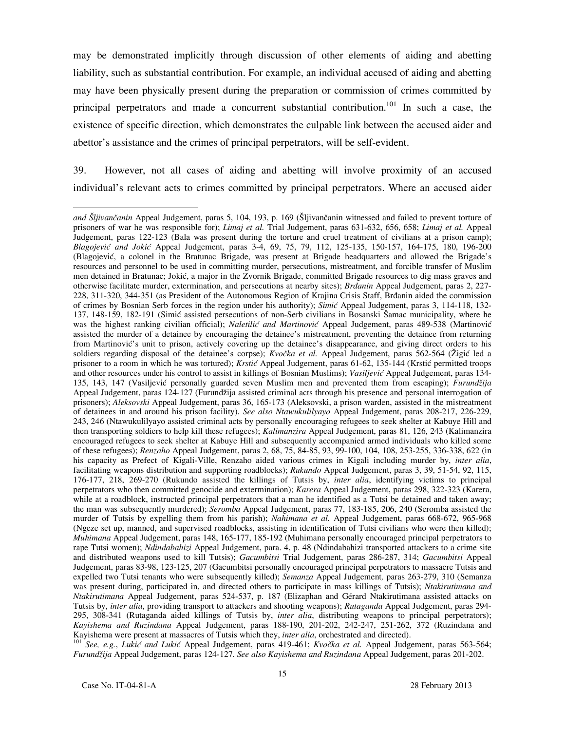may be demonstrated implicitly through discussion of other elements of aiding and abetting liability, such as substantial contribution. For example, an individual accused of aiding and abetting may have been physically present during the preparation or commission of crimes committed by principal perpetrators and made a concurrent substantial contribution.[101] In such a case, the existence of specific direction, which demonstrates the culpable link between the accused aider and abettor's assistance and the crimes of principal perpetrators, will be self-evident.

39. However, not all cases of aiding and abetting will involve proximity of an accused individual's relevant acts to crimes committed by principal perpetrators. Where an accused aider

---

*and Šljivančanin* Appeal Judgement, paras 5, 104, 193, p. 169 (Šljivančanin witnessed and failed to prevent torture of prisoners of war he was responsible for); *Limaj et al.* Trial Judgement, paras 631-632, 656, 658; *Limaj et al.* Appeal Judgement, paras 122-123 (Bala was present during the torture and cruel treatment of civilians at a prison camp); *Blagojević and Jokić* Appeal Judgement, paras 3-4, 69, 75, 79, 112, 125-135, 150-157, 164-175, 180, 196-200 (Blagojević, a colonel in the Bratunac Brigade, was present at Brigade headquarters and allowed the Brigade's resources and personnel to be used in committing murder, persecutions, mistreatment, and forcible transfer of Muslim men detained in Bratunac; Jokić, a major in the Zvornik Brigade, committed Brigade resources to dig mass graves and otherwise facilitate murder, extermination, and persecutions at nearby sites); *Brđanin* Appeal Judgement, paras 2, 227-228, 311-320, 344-351 (as President of the Autonomous Region of Krajina Crisis Staff, Brđanin aided the commission of crimes by Bosnian Serb forces in the region under his authority); *Simić* Appeal Judgement, paras 3, 114-118, 132-137, 148-159, 182-191 (Simić assisted persecutions of non-Serb civilians in Bosanski Šamac municipality, where he was the highest ranking civilian official); *Naletilić and Martinović* Appeal Judgement, paras 489-538 (Martinović assisted the murder of a detainee by encouraging the detainee's mistreatment, preventing the detainee from returning from Martinović's unit to prison, actively covering up the detainee's disappearance, and giving direct orders to his soldiers regarding disposal of the detainee's corpse); *Kvočka et al.* Appeal Judgement, paras 562-564 (Žigić led a prisoner to a room in which he was tortured); *Krstić* Appeal Judgement, paras 61-62, 135-144 (Krstić permitted troops and other resources under his control to assist in killings of Bosnian Muslims); *Vasiljević* Appeal Judgement, paras 134-135, 143, 147 (Vasiljević personally guarded seven Muslim men and prevented them from escaping); *Furundžija* Appeal Judgement, paras 124-127 (Furundžija assisted criminal acts through his presence and personal interrogation of prisoners); *Aleksovski* Appeal Judgement, paras 36, 165-173 (Aleksovski, a prison warden, assisted in the mistreatment of detainees in and around his prison facility). *See also Ntawukulilyayo* Appeal Judgement, paras 208-217, 226-229, 243, 246 (Ntawukulilyayo assisted criminal acts by personally encouraging refugees to seek shelter at Kabuye Hill and then transporting soldiers to help kill these refugees); *Kalimanzira* Appeal Judgement, paras 81, 126, 243 (Kalimanzira encouraged refugees to seek shelter at Kabuye Hill and subsequently accompanied armed individuals who killed some of these refugees); *Renzaho* Appeal Judgement, paras 2, 68, 75, 84-85, 93, 99-100, 104, 108, 253-255, 336-338, 622 (in his capacity as Prefect of Kigali-Ville, Renzaho aided various crimes in Kigali including murder by, *inter alia*, facilitating weapons distribution and supporting roadblocks); *Rukundo* Appeal Judgement, paras 3, 39, 51-54, 92, 115, 176-177, 218, 269-270 (Rukundo assisted the killings of Tutsis by, *inter alia*, identifying victims to principal perpetrators who then committed genocide and extermination); *Karera* Appeal Judgement, paras 298, 322-323 (Karera, while at a roadblock, instructed principal perpetrators that a man he identified as a Tutsi be detained and taken away; the man was subsequently murdered); *Seromba* Appeal Judgement, paras 77, 183-185, 206, 240 (Seromba assisted the murder of Tutsis by expelling them from his parish); *Nahimana et al.* Appeal Judgement, paras 668-672, 965-968 (Ngeze set up, manned, and supervised roadblocks, assisting in identification of Tutsi civilians who were then killed); *Muhimana* Appeal Judgement, paras 148, 165-177, 185-192 (Muhimana personally encouraged principal perpetrators to rape Tutsi women); *Ndindabahizi* Appeal Judgement, para. 4, p. 48 (Ndindabahizi transported attackers to a crime site and distributed weapons used to kill Tutsis); *Gacumbitsi* Trial Judgement, paras 286-287, 314; *Gacumbitsi* Appeal Judgement, paras 83-98, 123-125, 207 (Gacumbitsi personally encouraged principal perpetrators to massacre Tutsis and expelled two Tutsi tenants who were subsequently killed); *Semanza* Appeal Judgement*,* paras 263-279, 310 (Semanza was present during, participated in, and directed others to participate in mass killings of Tutsis); *Ntakirutimana and Ntakirutimana* Appeal Judgement, paras 524-537, p. 187 (Elizaphan and Gérard Ntakirutimana assisted attacks on Tutsis by, *inter alia*, providing transport to attackers and shooting weapons); *Rutaganda* Appeal Judgement, paras 294-295, 308-341 (Rutaganda aided killings of Tutsis by, *inter alia*, distributing weapons to principal perpetrators); *Kayishema and Ruzindana* Appeal Judgement, paras 188-190, 201-202, 242-247, 251-262, 372 (Ruzindana and Kayishema were present at massacres of Tutsis which they, *inter alia*, orchestrated and directed).

[101] *See, e.g.*, *Lukić and Lukić* Appeal Judgement, paras 419-461; *Kvočka et al.* Appeal Judgement, paras 563-564; *Furundžija* Appeal Judgement, paras 124-127. *See also Kayishema and Ruzindana* Appeal Judgement, paras 201-202.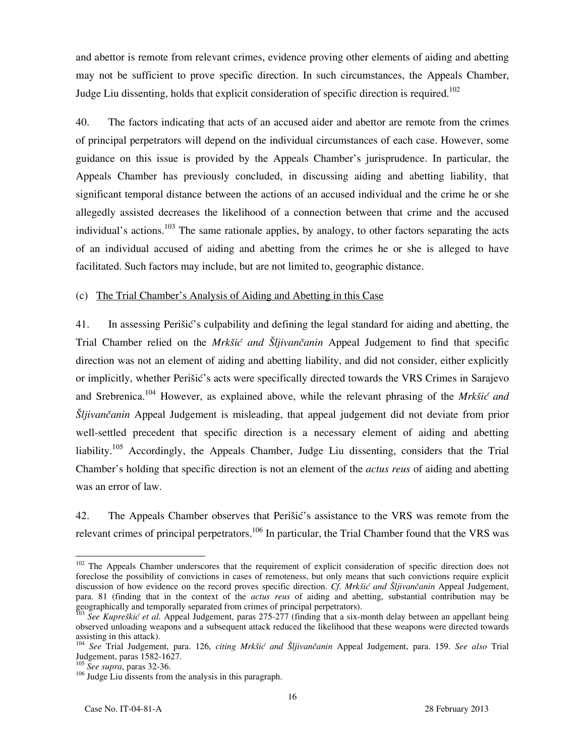and abettor is remote from relevant crimes, evidence proving other elements of aiding and abetting may not be sufficient to prove specific direction. In such circumstances, the Appeals Chamber, Judge Liu dissenting, holds that explicit consideration of specific direction is required.[102]

40. The factors indicating that acts of an accused aider and abettor are remote from the crimes of principal perpetrators will depend on the individual circumstances of each case. However, some guidance on this issue is provided by the Appeals Chamber's jurisprudence. In particular, the Appeals Chamber has previously concluded, in discussing aiding and abetting liability, that significant temporal distance between the actions of an accused individual and the crime he or she allegedly assisted decreases the likelihood of a connection between that crime and the accused individual's actions.[103] The same rationale applies, by analogy, to other factors separating the acts of an individual accused of aiding and abetting from the crimes he or she is alleged to have facilitated. Such factors may include, but are not limited to, geographic distance.

(c) The Trial Chamber's Analysis of Aiding and Abetting in this Case

41. In assessing Perišić's culpability and defining the legal standard for aiding and abetting, the Trial Chamber relied on the *Mrkšić and Šljivančanin* Appeal Judgement to find that specific direction was not an element of aiding and abetting liability, and did not consider, either explicitly or implicitly, whether Perišić's acts were specifically directed towards the VRS Crimes in Sarajevo and Srebrenica.[104] However, as explained above, while the relevant phrasing of the *Mrkšić and Šljivančanin* Appeal Judgement is misleading, that appeal judgement did not deviate from prior well-settled precedent that specific direction is a necessary element of aiding and abetting liability.[105] Accordingly, the Appeals Chamber, Judge Liu dissenting, considers that the Trial Chamber's holding that specific direction is not an element of the *actus reus* of aiding and abetting was an error of law.

42. The Appeals Chamber observes that Perišić's assistance to the VRS was remote from the relevant crimes of principal perpetrators.[106] In particular, the Trial Chamber found that the VRS was

---

[102] The Appeals Chamber underscores that the requirement of explicit consideration of specific direction does not foreclose the possibility of convictions in cases of remoteness, but only means that such convictions require explicit discussion of how evidence on the record proves specific direction. *Cf. Mrkšić and Šljivančanin* Appeal Judgement, para. 81 (finding that in the context of the *actus reus* of aiding and abetting, substantial contribution may be geographically and temporally separated from crimes of principal perpetrators).

[103] *See Kupreškić et al.* Appeal Judgement, paras 275-277 (finding that a six-month delay between an appellant being observed unloading weapons and a subsequent attack reduced the likelihood that these weapons were directed towards assisting in this attack).

[104] *See* Trial Judgement, para. 126, *citing Mrkšić and Šljivančanin* Appeal Judgement, para. 159. *See also* Trial Judgement, paras 1582-1627.

[105] *See supra*, paras 32-36.

[106] Judge Liu dissents from the analysis in this paragraph.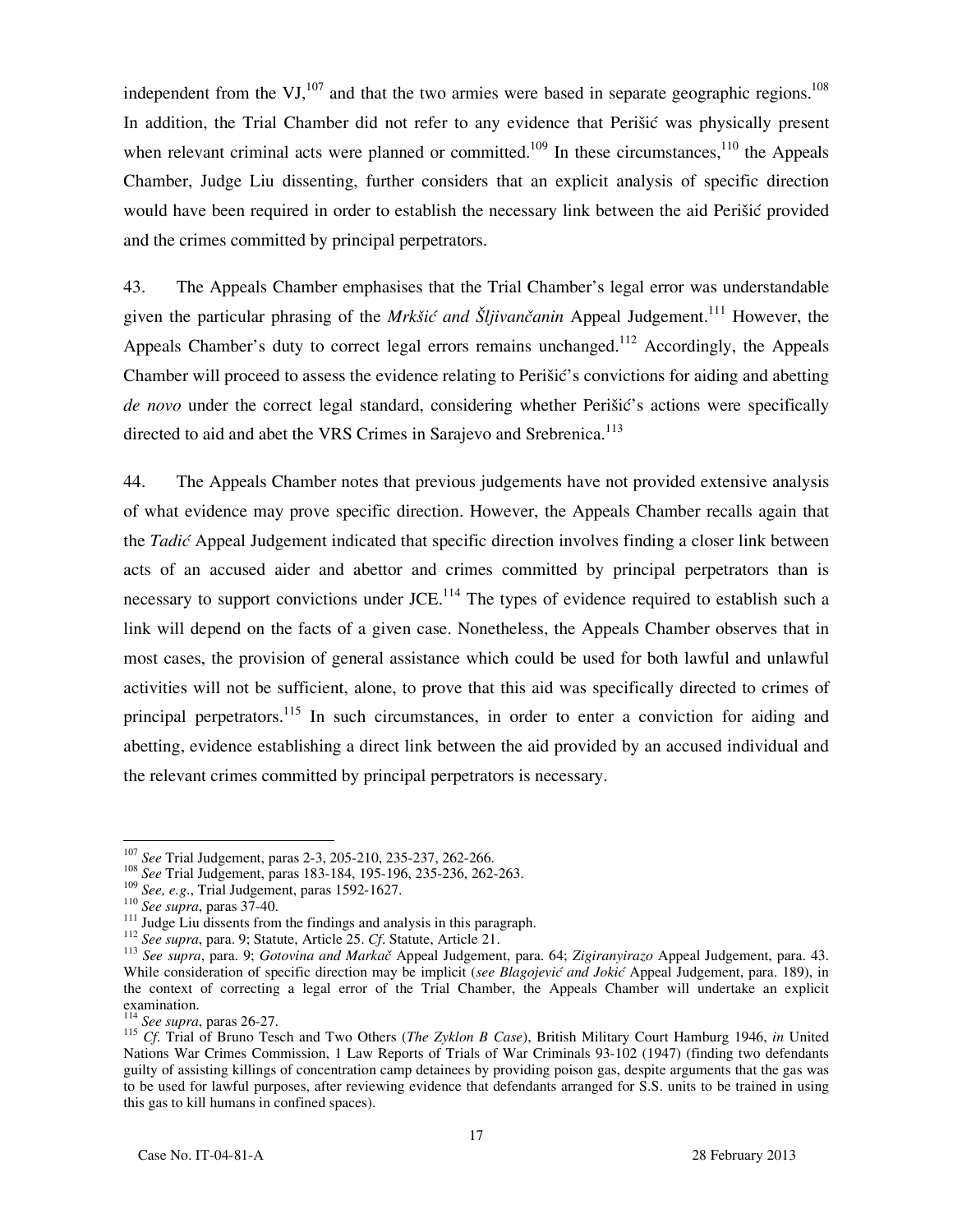independent from the VJ,[107] and that the two armies were based in separate geographic regions.[108] In addition, the Trial Chamber did not refer to any evidence that Perišić was physically present when relevant criminal acts were planned or committed.[109] In these circumstances,[110] the Appeals Chamber, Judge Liu dissenting, further considers that an explicit analysis of specific direction would have been required in order to establish the necessary link between the aid Perišić provided and the crimes committed by principal perpetrators.

43. The Appeals Chamber emphasises that the Trial Chamber's legal error was understandable given the particular phrasing of the *Mrkšić and Šljivančanin* Appeal Judgement.[111] However, the Appeals Chamber's duty to correct legal errors remains unchanged.[112] Accordingly, the Appeals Chamber will proceed to assess the evidence relating to Perišić's convictions for aiding and abetting *de novo* under the correct legal standard, considering whether Perišić's actions were specifically directed to aid and abet the VRS Crimes in Sarajevo and Srebrenica.[113]

44. The Appeals Chamber notes that previous judgements have not provided extensive analysis of what evidence may prove specific direction. However, the Appeals Chamber recalls again that the *Tadić* Appeal Judgement indicated that specific direction involves finding a closer link between acts of an accused aider and abettor and crimes committed by principal perpetrators than is necessary to support convictions under JCE.[114] The types of evidence required to establish such a link will depend on the facts of a given case. Nonetheless, the Appeals Chamber observes that in most cases, the provision of general assistance which could be used for both lawful and unlawful activities will not be sufficient, alone, to prove that this aid was specifically directed to crimes of principal perpetrators.[115] In such circumstances, in order to enter a conviction for aiding and abetting, evidence establishing a direct link between the aid provided by an accused individual and the relevant crimes committed by principal perpetrators is necessary.

---

[107] *See* Trial Judgement, paras 2-3, 205-210, 235-237, 262-266.

[108] *See* Trial Judgement, paras 183-184, 195-196, 235-236, 262-263.

[109] *See, e.g.*, Trial Judgement, paras 1592-1627.

[110] *See supra*, paras 37-40.

[111] Judge Liu dissents from the findings and analysis in this paragraph.

[112] *See supra*, para. 9; Statute, Article 25. *Cf.* Statute, Article 21.

[113] *See supra*, para. 9; *Gotovina and Markač* Appeal Judgement, para. 64; *Zigiranyirazo* Appeal Judgement, para. 43. While consideration of specific direction may be implicit (*see Blagojević and Jokić* Appeal Judgement, para. 189), in the context of correcting a legal error of the Trial Chamber, the Appeals Chamber will undertake an explicit examination.

[114] *See supra*, paras 26-27.

[115] *Cf.* Trial of Bruno Tesch and Two Others (*The Zyklon B Case*), British Military Court Hamburg 1946, *in* United Nations War Crimes Commission, 1 Law Reports of Trials of War Criminals 93-102 (1947) (finding two defendants guilty of assisting killings of concentration camp detainees by providing poison gas, despite arguments that the gas was to be used for lawful purposes, after reviewing evidence that defendants arranged for S.S. units to be trained in using this gas to kill humans in confined spaces).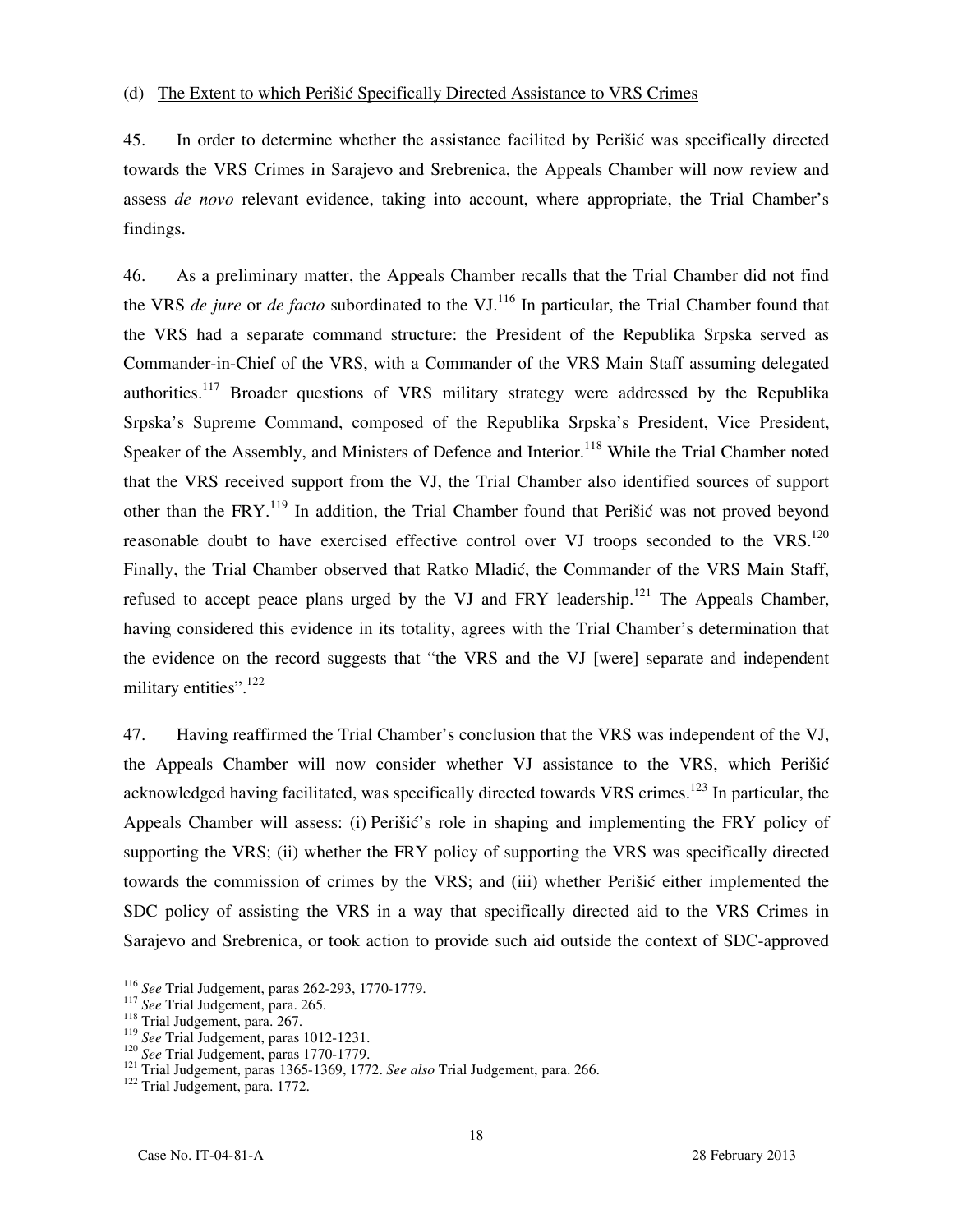(d) The Extent to which Perišić Specifically Directed Assistance to VRS Crimes

45. In order to determine whether the assistance facilited by Perišić was specifically directed towards the VRS Crimes in Sarajevo and Srebrenica, the Appeals Chamber will now review and assess *de novo* relevant evidence, taking into account, where appropriate, the Trial Chamber's findings.

46. As a preliminary matter, the Appeals Chamber recalls that the Trial Chamber did not find the VRS *de jure* or *de facto* subordinated to the VJ.[116] In particular, the Trial Chamber found that the VRS had a separate command structure: the President of the Republika Srpska served as Commander-in-Chief of the VRS, with a Commander of the VRS Main Staff assuming delegated authorities.[117] Broader questions of VRS military strategy were addressed by the Republika Srpska's Supreme Command, composed of the Republika Srpska's President, Vice President, Speaker of the Assembly, and Ministers of Defence and Interior.[118] While the Trial Chamber noted that the VRS received support from the VJ, the Trial Chamber also identified sources of support other than the FRY.[119] In addition, the Trial Chamber found that Perišić was not proved beyond reasonable doubt to have exercised effective control over VJ troops seconded to the VRS.[120] Finally, the Trial Chamber observed that Ratko Mladić, the Commander of the VRS Main Staff, refused to accept peace plans urged by the VJ and FRY leadership.[121] The Appeals Chamber, having considered this evidence in its totality, agrees with the Trial Chamber's determination that the evidence on the record suggests that "the VRS and the VJ [were] separate and independent military entities".[122]

47. Having reaffirmed the Trial Chamber's conclusion that the VRS was independent of the VJ, the Appeals Chamber will now consider whether VJ assistance to the VRS, which Perišić acknowledged having facilitated, was specifically directed towards VRS crimes.[123] In particular, the Appeals Chamber will assess: (i) Perišić's role in shaping and implementing the FRY policy of supporting the VRS; (ii) whether the FRY policy of supporting the VRS was specifically directed towards the commission of crimes by the VRS; and (iii) whether Perišić either implemented the SDC policy of assisting the VRS in a way that specifically directed aid to the VRS Crimes in Sarajevo and Srebrenica, or took action to provide such aid outside the context of SDC-approved

---

[116] *See* Trial Judgement, paras 262-293, 1770-1779.
[117] *See* Trial Judgement, para. 265.
[118] Trial Judgement, para. 267.
[119] *See* Trial Judgement, paras 1012-1231.
[120] *See* Trial Judgement, paras 1770-1779.
[121] Trial Judgement, paras 1365-1369, 1772. *See also* Trial Judgement, para. 266.
[122] Trial Judgement, para. 1772.

Case No. IT-04-81-A 28 February 2013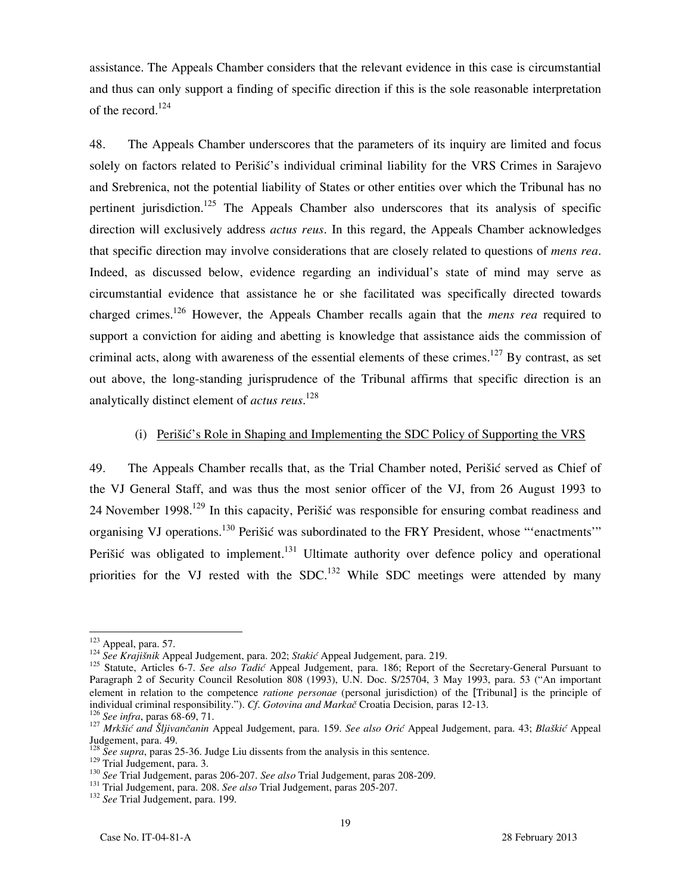assistance. The Appeals Chamber considers that the relevant evidence in this case is circumstantial and thus can only support a finding of specific direction if this is the sole reasonable interpretation of the record.[124]

48. The Appeals Chamber underscores that the parameters of its inquiry are limited and focus solely on factors related to Perišić's individual criminal liability for the VRS Crimes in Sarajevo and Srebrenica, not the potential liability of States or other entities over which the Tribunal has no pertinent jurisdiction.[125] The Appeals Chamber also underscores that its analysis of specific direction will exclusively address *actus reus*. In this regard, the Appeals Chamber acknowledges that specific direction may involve considerations that are closely related to questions of *mens rea*. Indeed, as discussed below, evidence regarding an individual's state of mind may serve as circumstantial evidence that assistance he or she facilitated was specifically directed towards charged crimes.[126] However, the Appeals Chamber recalls again that the *mens rea* required to support a conviction for aiding and abetting is knowledge that assistance aids the commission of criminal acts, along with awareness of the essential elements of these crimes.[127] By contrast, as set out above, the long-standing jurisprudence of the Tribunal affirms that specific direction is an analytically distinct element of *actus reus*.[128]

(i) Perišić's Role in Shaping and Implementing the SDC Policy of Supporting the VRS

49. The Appeals Chamber recalls that, as the Trial Chamber noted, Perišić served as Chief of the VJ General Staff, and was thus the most senior officer of the VJ, from 26 August 1993 to 24 November 1998.[129] In this capacity, Perišić was responsible for ensuring combat readiness and organising VJ operations.[130] Perišić was subordinated to the FRY President, whose "'enactments'" Perišić was obligated to implement.[131] Ultimate authority over defence policy and operational priorities for the VJ rested with the SDC.[132] While SDC meetings were attended by many

---

[123] Appeal, para. 57.

[124] *See Krajišnik* Appeal Judgement, para. 202; *Stakić* Appeal Judgement, para. 219.

[125] Statute, Articles 6-7. *See also Tadić* Appeal Judgement, para. 186; Report of the Secretary-General Pursuant to Paragraph 2 of Security Council Resolution 808 (1993), U.N. Doc. S/25704, 3 May 1993, para. 53 ("An important element in relation to the competence *ratione personae* (personal jurisdiction) of the [Tribunal] is the principle of individual criminal responsibility."). *Cf. Gotovina and Markač* Croatia Decision, paras 12-13.

[126] *See infra*, paras 68-69, 71.

[127] *Mrkšić and Šljivančanin* Appeal Judgement, para. 159. *See also Orić* Appeal Judgement, para. 43; *Blaškić* Appeal Judgement, para. 49.

[128] *See supra*, paras 25-36. Judge Liu dissents from the analysis in this sentence.

[129] Trial Judgement, para. 3.

[130] *See* Trial Judgement, paras 206-207. *See also* Trial Judgement, paras 208-209.

[131] Trial Judgement, para. 208. *See also* Trial Judgement, paras 205-207.

[132] *See* Trial Judgement, para. 199.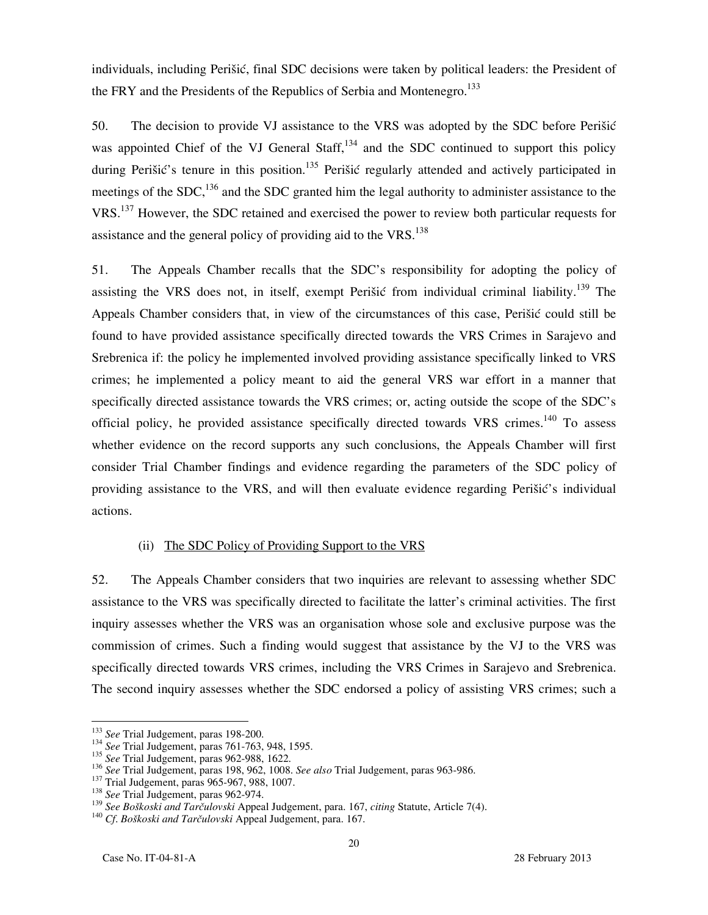individuals, including Perišić, final SDC decisions were taken by political leaders: the President of the FRY and the Presidents of the Republics of Serbia and Montenegro.[133]

50. The decision to provide VJ assistance to the VRS was adopted by the SDC before Perišić was appointed Chief of the VJ General Staff,[134] and the SDC continued to support this policy during Perišić's tenure in this position.[135] Perišić regularly attended and actively participated in meetings of the SDC,[136] and the SDC granted him the legal authority to administer assistance to the VRS.[137] However, the SDC retained and exercised the power to review both particular requests for assistance and the general policy of providing aid to the VRS.[138]

51. The Appeals Chamber recalls that the SDC's responsibility for adopting the policy of assisting the VRS does not, in itself, exempt Perišić from individual criminal liability.[139] The Appeals Chamber considers that, in view of the circumstances of this case, Perišić could still be found to have provided assistance specifically directed towards the VRS Crimes in Sarajevo and Srebrenica if: the policy he implemented involved providing assistance specifically linked to VRS crimes; he implemented a policy meant to aid the general VRS war effort in a manner that specifically directed assistance towards the VRS crimes; or, acting outside the scope of the SDC's official policy, he provided assistance specifically directed towards VRS crimes.[140] To assess whether evidence on the record supports any such conclusions, the Appeals Chamber will first consider Trial Chamber findings and evidence regarding the parameters of the SDC policy of providing assistance to the VRS, and will then evaluate evidence regarding Perišić's individual actions.

(ii) The SDC Policy of Providing Support to the VRS

52. The Appeals Chamber considers that two inquiries are relevant to assessing whether SDC assistance to the VRS was specifically directed to facilitate the latter's criminal activities. The first inquiry assesses whether the VRS was an organisation whose sole and exclusive purpose was the commission of crimes. Such a finding would suggest that assistance by the VJ to the VRS was specifically directed towards VRS crimes, including the VRS Crimes in Sarajevo and Srebrenica. The second inquiry assesses whether the SDC endorsed a policy of assisting VRS crimes; such a

---

[133] *See* Trial Judgement, paras 198-200.
[134] *See* Trial Judgement, paras 761-763, 948, 1595.
[135] *See* Trial Judgement, paras 962-988, 1622.
[136] *See* Trial Judgement, paras 198, 962, 1008. *See also* Trial Judgement, paras 963-986.
[137] Trial Judgement, paras 965-967, 988, 1007.
[138] *See* Trial Judgement, paras 962-974.
[139] *See Boškoski and Tarčulovski* Appeal Judgement, para. 167, *citing* Statute, Article 7(4).
[140] *Cf. Boškoski and Tarčulovski* Appeal Judgement, para. 167.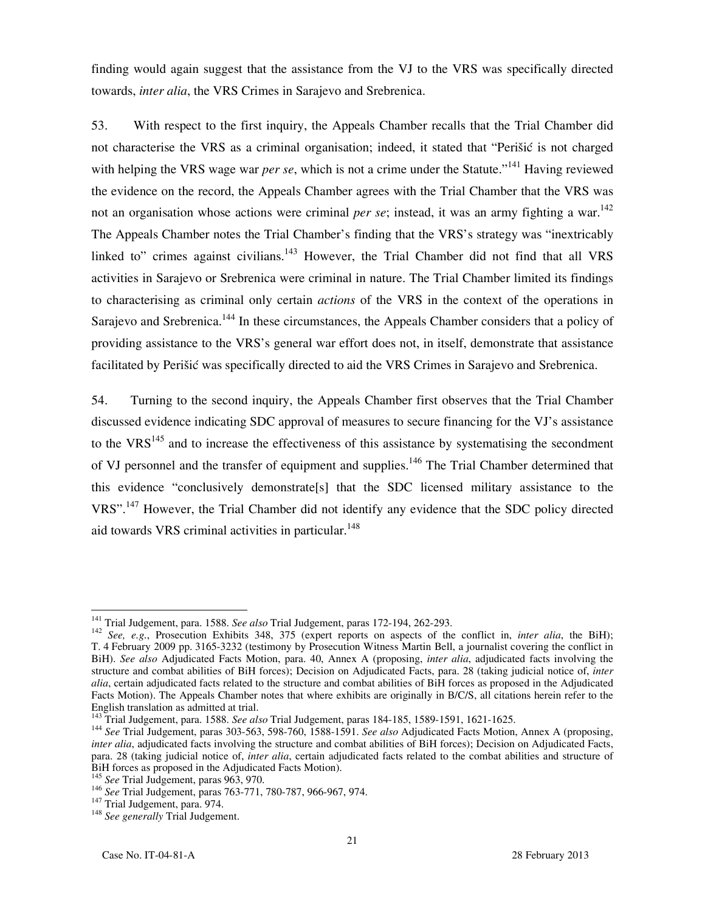finding would again suggest that the assistance from the VJ to the VRS was specifically directed towards, *inter alia*, the VRS Crimes in Sarajevo and Srebrenica.

53. With respect to the first inquiry, the Appeals Chamber recalls that the Trial Chamber did not characterise the VRS as a criminal organisation; indeed, it stated that "Perišić is not charged with helping the VRS wage war *per se*, which is not a crime under the Statute."[141] Having reviewed the evidence on the record, the Appeals Chamber agrees with the Trial Chamber that the VRS was not an organisation whose actions were criminal *per se*; instead, it was an army fighting a war.[142] The Appeals Chamber notes the Trial Chamber's finding that the VRS's strategy was "inextricably linked to" crimes against civilians.[143] However, the Trial Chamber did not find that all VRS activities in Sarajevo or Srebrenica were criminal in nature. The Trial Chamber limited its findings to characterising as criminal only certain *actions* of the VRS in the context of the operations in Sarajevo and Srebrenica.[144] In these circumstances, the Appeals Chamber considers that a policy of providing assistance to the VRS's general war effort does not, in itself, demonstrate that assistance facilitated by Perišić was specifically directed to aid the VRS Crimes in Sarajevo and Srebrenica.

54. Turning to the second inquiry, the Appeals Chamber first observes that the Trial Chamber discussed evidence indicating SDC approval of measures to secure financing for the VJ's assistance to the VRS[145] and to increase the effectiveness of this assistance by systematising the secondment of VJ personnel and the transfer of equipment and supplies.[146] The Trial Chamber determined that this evidence "conclusively demonstrate[s] that the SDC licensed military assistance to the VRS".[147] However, the Trial Chamber did not identify any evidence that the SDC policy directed aid towards VRS criminal activities in particular.[148]

---

[141] Trial Judgement, para. 1588. *See also* Trial Judgement, paras 172-194, 262-293.

[142] *See, e.g.*, Prosecution Exhibits 348, 375 (expert reports on aspects of the conflict in, *inter alia*, the BiH); T. 4 February 2009 pp. 3165-3232 (testimony by Prosecution Witness Martin Bell, a journalist covering the conflict in BiH). *See also* Adjudicated Facts Motion, para. 40, Annex A (proposing, *inter alia*, adjudicated facts involving the structure and combat abilities of BiH forces); Decision on Adjudicated Facts, para. 28 (taking judicial notice of, *inter alia*, certain adjudicated facts related to the structure and combat abilities of BiH forces as proposed in the Adjudicated Facts Motion). The Appeals Chamber notes that where exhibits are originally in B/C/S, all citations herein refer to the English translation as admitted at trial.

[143] Trial Judgement, para. 1588. *See also* Trial Judgement, paras 184-185, 1589-1591, 1621-1625.

[144] *See* Trial Judgement, paras 303-563, 598-760, 1588-1591. *See also* Adjudicated Facts Motion, Annex A (proposing, *inter alia*, adjudicated facts involving the structure and combat abilities of BiH forces); Decision on Adjudicated Facts, para. 28 (taking judicial notice of, *inter alia*, certain adjudicated facts related to the combat abilities and structure of BiH forces as proposed in the Adjudicated Facts Motion).

[145] *See* Trial Judgement, paras 963, 970.

[146] *See* Trial Judgement, paras 763-771, 780-787, 966-967, 974.

[147] Trial Judgement, para. 974.

[148] *See generally* Trial Judgement.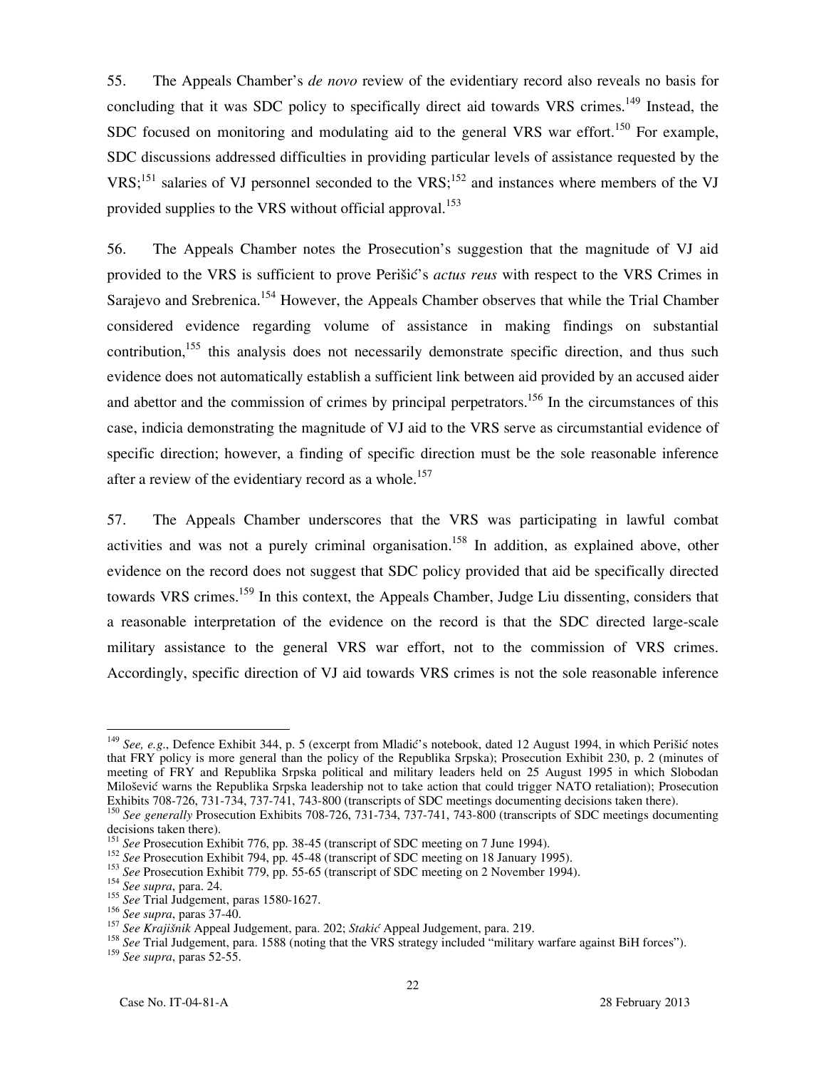55. The Appeals Chamber's *de novo* review of the evidentiary record also reveals no basis for concluding that it was SDC policy to specifically direct aid towards VRS crimes.[149] Instead, the SDC focused on monitoring and modulating aid to the general VRS war effort.[150] For example, SDC discussions addressed difficulties in providing particular levels of assistance requested by the VRS;[151] salaries of VJ personnel seconded to the VRS;[152] and instances where members of the VJ provided supplies to the VRS without official approval.[153]

56. The Appeals Chamber notes the Prosecution's suggestion that the magnitude of VJ aid provided to the VRS is sufficient to prove Perišić's *actus reus* with respect to the VRS Crimes in Sarajevo and Srebrenica.[154] However, the Appeals Chamber observes that while the Trial Chamber considered evidence regarding volume of assistance in making findings on substantial contribution,[155] this analysis does not necessarily demonstrate specific direction, and thus such evidence does not automatically establish a sufficient link between aid provided by an accused aider and abettor and the commission of crimes by principal perpetrators.[156] In the circumstances of this case, indicia demonstrating the magnitude of VJ aid to the VRS serve as circumstantial evidence of specific direction; however, a finding of specific direction must be the sole reasonable inference after a review of the evidentiary record as a whole.[157]

57. The Appeals Chamber underscores that the VRS was participating in lawful combat activities and was not a purely criminal organisation.[158] In addition, as explained above, other evidence on the record does not suggest that SDC policy provided that aid be specifically directed towards VRS crimes.[159] In this context, the Appeals Chamber, Judge Liu dissenting, considers that a reasonable interpretation of the evidence on the record is that the SDC directed large-scale military assistance to the general VRS war effort, not to the commission of VRS crimes. Accordingly, specific direction of VJ aid towards VRS crimes is not the sole reasonable inference

---

[149] *See, e.g.*, Defence Exhibit 344, p. 5 (excerpt from Mladić's notebook, dated 12 August 1994, in which Perišić notes that FRY policy is more general than the policy of the Republika Srpska); Prosecution Exhibit 230, p. 2 (minutes of meeting of FRY and Republika Srpska political and military leaders held on 25 August 1995 in which Slobodan Milošević warns the Republika Srpska leadership not to take action that could trigger NATO retaliation); Prosecution Exhibits 708-726, 731-734, 737-741, 743-800 (transcripts of SDC meetings documenting decisions taken there).

[150] *See generally* Prosecution Exhibits 708-726, 731-734, 737-741, 743-800 (transcripts of SDC meetings documenting decisions taken there).

[151] *See* Prosecution Exhibit 776, pp. 38-45 (transcript of SDC meeting on 7 June 1994).

[152] *See* Prosecution Exhibit 794, pp. 45-48 (transcript of SDC meeting on 18 January 1995).

[153] *See* Prosecution Exhibit 779, pp. 55-65 (transcript of SDC meeting on 2 November 1994).

[154] *See supra*, para. 24.

[155] *See* Trial Judgement, paras 1580-1627.

[156] *See supra*, paras 37-40.

[157] *See Krajišnik* Appeal Judgement, para. 202; *Stakić* Appeal Judgement, para. 219.

[158] *See* Trial Judgement, para. 1588 (noting that the VRS strategy included "military warfare against BiH forces").

[159] *See supra*, paras 52-55.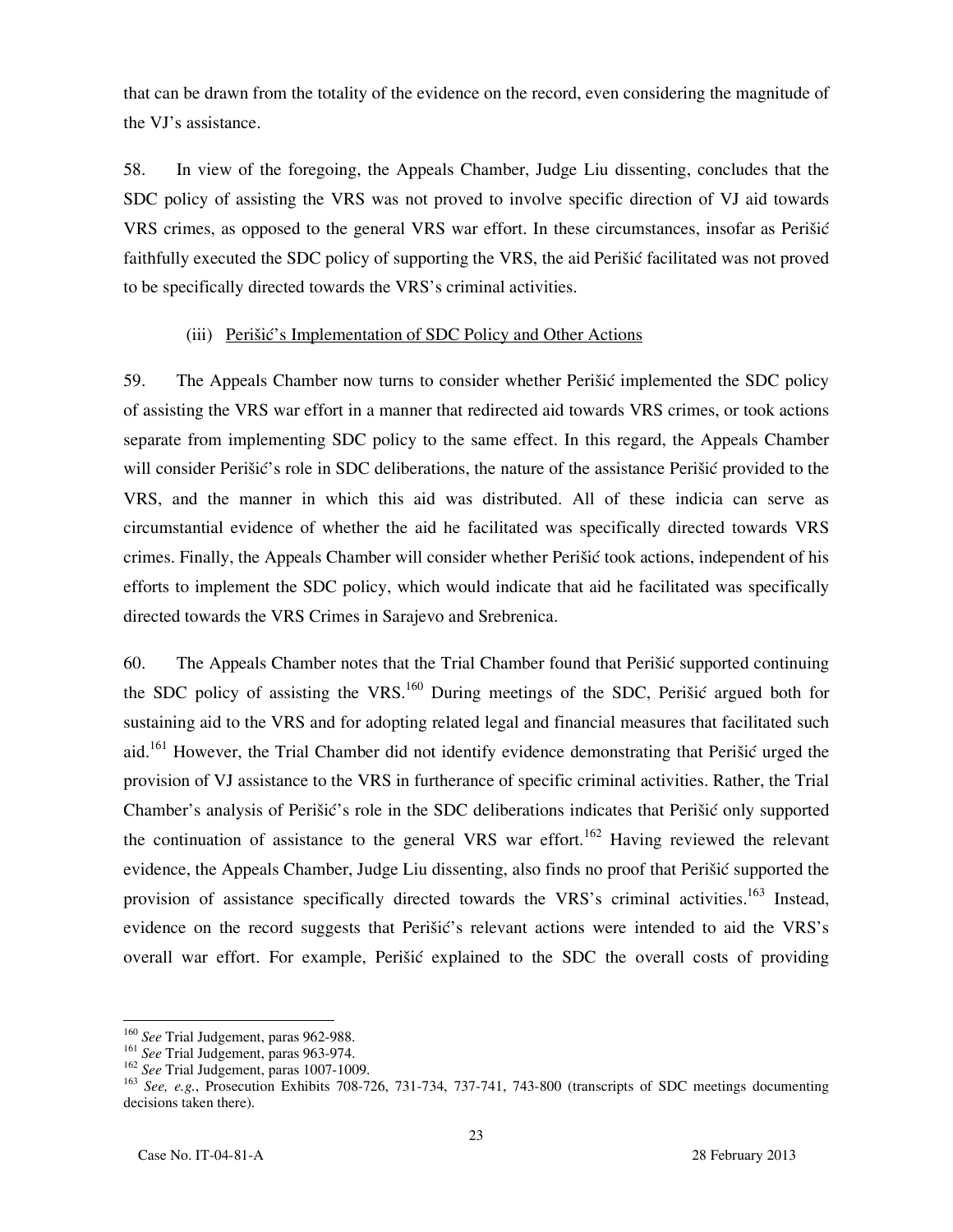that can be drawn from the totality of the evidence on the record, even considering the magnitude of the VJ's assistance.

58. In view of the foregoing, the Appeals Chamber, Judge Liu dissenting, concludes that the SDC policy of assisting the VRS was not proved to involve specific direction of VJ aid towards VRS crimes, as opposed to the general VRS war effort. In these circumstances, insofar as Perišić faithfully executed the SDC policy of supporting the VRS, the aid Perišić facilitated was not proved to be specifically directed towards the VRS's criminal activities.

(iii) Perišić's Implementation of SDC Policy and Other Actions

59. The Appeals Chamber now turns to consider whether Perišić implemented the SDC policy of assisting the VRS war effort in a manner that redirected aid towards VRS crimes, or took actions separate from implementing SDC policy to the same effect. In this regard, the Appeals Chamber will consider Perišić's role in SDC deliberations, the nature of the assistance Perišić provided to the VRS, and the manner in which this aid was distributed. All of these indicia can serve as circumstantial evidence of whether the aid he facilitated was specifically directed towards VRS crimes. Finally, the Appeals Chamber will consider whether Perišić took actions, independent of his efforts to implement the SDC policy, which would indicate that aid he facilitated was specifically directed towards the VRS Crimes in Sarajevo and Srebrenica.

60. The Appeals Chamber notes that the Trial Chamber found that Perišić supported continuing the SDC policy of assisting the VRS.[160] During meetings of the SDC, Perišić argued both for sustaining aid to the VRS and for adopting related legal and financial measures that facilitated such aid.[161] However, the Trial Chamber did not identify evidence demonstrating that Perišić urged the provision of VJ assistance to the VRS in furtherance of specific criminal activities. Rather, the Trial Chamber's analysis of Perišić's role in the SDC deliberations indicates that Perišić only supported the continuation of assistance to the general VRS war effort.[162] Having reviewed the relevant evidence, the Appeals Chamber, Judge Liu dissenting, also finds no proof that Perišić supported the provision of assistance specifically directed towards the VRS's criminal activities.[163] Instead, evidence on the record suggests that Perišić's relevant actions were intended to aid the VRS's overall war effort. For example, Perišić explained to the SDC the overall costs of providing

---

[160] *See* Trial Judgement, paras 962-988.

[161] *See* Trial Judgement, paras 963-974.

[162] *See* Trial Judgement, paras 1007-1009.

[163] *See, e.g.*, Prosecution Exhibits 708-726, 731-734, 737-741, 743-800 (transcripts of SDC meetings documenting decisions taken there).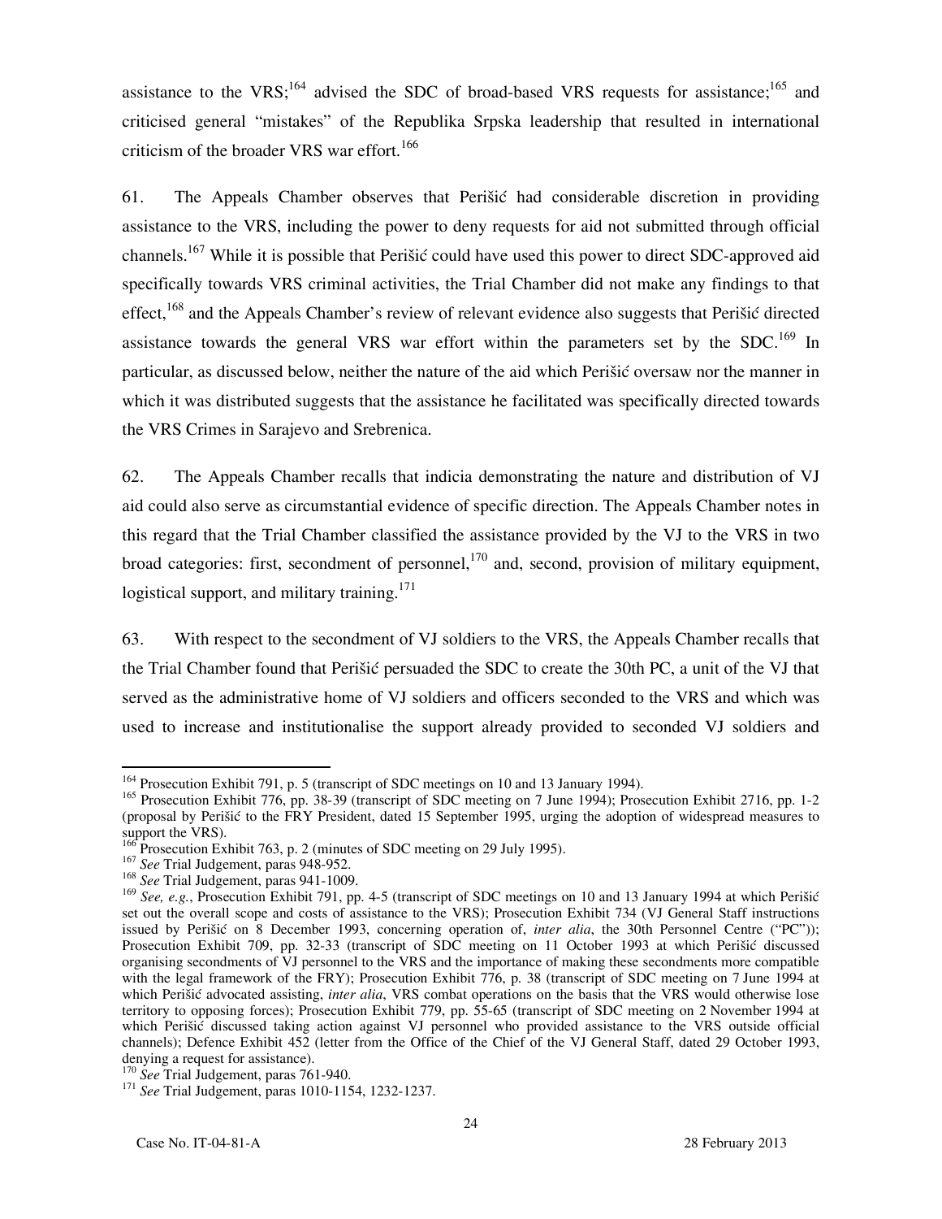assistance to the VRS;[164] advised the SDC of broad-based VRS requests for assistance;[165] and criticised general "mistakes" of the Republika Srpska leadership that resulted in international criticism of the broader VRS war effort.[166]

61. The Appeals Chamber observes that Perišić had considerable discretion in providing assistance to the VRS, including the power to deny requests for aid not submitted through official channels.[167] While it is possible that Perišić could have used this power to direct SDC-approved aid specifically towards VRS criminal activities, the Trial Chamber did not make any findings to that effect,[168] and the Appeals Chamber's review of relevant evidence also suggests that Perišić directed assistance towards the general VRS war effort within the parameters set by the SDC.[169] In particular, as discussed below, neither the nature of the aid which Perišić oversaw nor the manner in which it was distributed suggests that the assistance he facilitated was specifically directed towards the VRS Crimes in Sarajevo and Srebrenica.

62. The Appeals Chamber recalls that indicia demonstrating the nature and distribution of VJ aid could also serve as circumstantial evidence of specific direction. The Appeals Chamber notes in this regard that the Trial Chamber classified the assistance provided by the VJ to the VRS in two broad categories: first, secondment of personnel,[170] and, second, provision of military equipment, logistical support, and military training.[171]

63. With respect to the secondment of VJ soldiers to the VRS, the Appeals Chamber recalls that the Trial Chamber found that Perišić persuaded the SDC to create the 30th PC, a unit of the VJ that served as the administrative home of VJ soldiers and officers seconded to the VRS and which was used to increase and institutionalise the support already provided to seconded VJ soldiers and

---

[164] Prosecution Exhibit 791, p. 5 (transcript of SDC meetings on 10 and 13 January 1994).

[165] Prosecution Exhibit 776, pp. 38-39 (transcript of SDC meeting on 7 June 1994); Prosecution Exhibit 2716, pp. 1-2 (proposal by Perišić to the FRY President, dated 15 September 1995, urging the adoption of widespread measures to support the VRS).

[166] Prosecution Exhibit 763, p. 2 (minutes of SDC meeting on 29 July 1995).

[167] *See* Trial Judgement, paras 948-952.

[168] *See* Trial Judgement, paras 941-1009.

[169] *See, e.g.*, Prosecution Exhibit 791, pp. 4-5 (transcript of SDC meetings on 10 and 13 January 1994 at which Perišić set out the overall scope and costs of assistance to the VRS); Prosecution Exhibit 734 (VJ General Staff instructions issued by Perišić on 8 December 1993, concerning operation of, *inter alia*, the 30th Personnel Centre ("PC")); Prosecution Exhibit 709, pp. 32-33 (transcript of SDC meeting on 11 October 1993 at which Perišić discussed organising secondments of VJ personnel to the VRS and the importance of making these secondments more compatible with the legal framework of the FRY); Prosecution Exhibit 776, p. 38 (transcript of SDC meeting on 7 June 1994 at which Perišić advocated assisting, *inter alia*, VRS combat operations on the basis that the VRS would otherwise lose territory to opposing forces); Prosecution Exhibit 779, pp. 55-65 (transcript of SDC meeting on 2 November 1994 at which Perišić discussed taking action against VJ personnel who provided assistance to the VRS outside official channels); Defence Exhibit 452 (letter from the Office of the Chief of the VJ General Staff, dated 29 October 1993, denying a request for assistance).

[170] *See* Trial Judgement, paras 761-940.

[171] *See* Trial Judgement, paras 1010-1154, 1232-1237.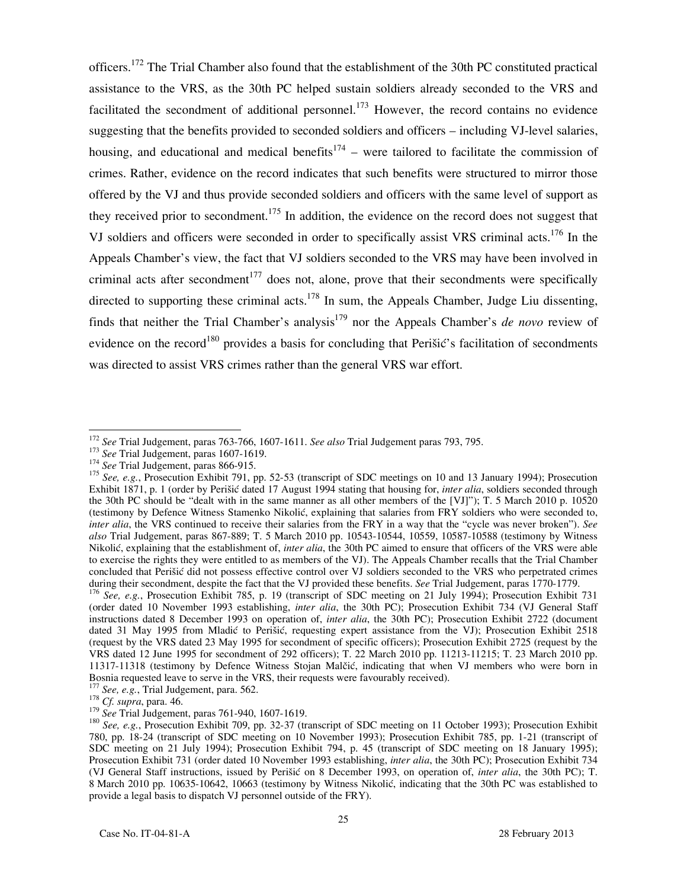officers.[172] The Trial Chamber also found that the establishment of the 30th PC constituted practical assistance to the VRS, as the 30th PC helped sustain soldiers already seconded to the VRS and facilitated the secondment of additional personnel.[173] However, the record contains no evidence suggesting that the benefits provided to seconded soldiers and officers – including VJ-level salaries, housing, and educational and medical benefits[174] – were tailored to facilitate the commission of crimes. Rather, evidence on the record indicates that such benefits were structured to mirror those offered by the VJ and thus provide seconded soldiers and officers with the same level of support as they received prior to secondment.[175] In addition, the evidence on the record does not suggest that VJ soldiers and officers were seconded in order to specifically assist VRS criminal acts.[176] In the Appeals Chamber's view, the fact that VJ soldiers seconded to the VRS may have been involved in criminal acts after secondment[177] does not, alone, prove that their secondments were specifically directed to supporting these criminal acts.[178] In sum, the Appeals Chamber, Judge Liu dissenting, finds that neither the Trial Chamber's analysis[179] nor the Appeals Chamber's *de novo* review of evidence on the record[180] provides a basis for concluding that Perišić's facilitation of secondments was directed to assist VRS crimes rather than the general VRS war effort.

---

[172] *See* Trial Judgement, paras 763-766, 1607-1611. *See also* Trial Judgement paras 793, 795.

[173] *See* Trial Judgement, paras 1607-1619.

[174] *See* Trial Judgement, paras 866-915.

[175] *See, e.g.*, Prosecution Exhibit 791, pp. 52-53 (transcript of SDC meetings on 10 and 13 January 1994); Prosecution Exhibit 1871, p. 1 (order by Perišić dated 17 August 1994 stating that housing for, *inter alia*, soldiers seconded through the 30th PC should be "dealt with in the same manner as all other members of the [VJ]"); T. 5 March 2010 p. 10520 (testimony by Defence Witness Stamenko Nikolić, explaining that salaries from FRY soldiers who were seconded to, *inter alia*, the VRS continued to receive their salaries from the FRY in a way that the "cycle was never broken"). *See also* Trial Judgement, paras 867-889; T. 5 March 2010 pp. 10543-10544, 10559, 10587-10588 (testimony by Witness Nikolić, explaining that the establishment of, *inter alia*, the 30th PC aimed to ensure that officers of the VRS were able to exercise the rights they were entitled to as members of the VJ). The Appeals Chamber recalls that the Trial Chamber concluded that Perišić did not possess effective control over VJ soldiers seconded to the VRS who perpetrated crimes during their secondment, despite the fact that the VJ provided these benefits. *See* Trial Judgement, paras 1770-1779.

[176] *See, e.g.*, Prosecution Exhibit 785, p. 19 (transcript of SDC meeting on 21 July 1994); Prosecution Exhibit 731 (order dated 10 November 1993 establishing, *inter alia*, the 30th PC); Prosecution Exhibit 734 (VJ General Staff instructions dated 8 December 1993 on operation of, *inter alia*, the 30th PC); Prosecution Exhibit 2722 (document dated 31 May 1995 from Mladić to Perišić, requesting expert assistance from the VJ); Prosecution Exhibit 2518 (request by the VRS dated 23 May 1995 for secondment of specific officers); Prosecution Exhibit 2725 (request by the VRS dated 12 June 1995 for secondment of 292 officers); T. 22 March 2010 pp. 11213-11215; T. 23 March 2010 pp. 11317-11318 (testimony by Defence Witness Stojan Malčić, indicating that when VJ members who were born in Bosnia requested leave to serve in the VRS, their requests were favourably received).

[177] *See, e.g.*, Trial Judgement, para. 562.

[178] *Cf. supra*, para. 46.

[179] *See* Trial Judgement, paras 761-940, 1607-1619.

[180] *See, e.g.*, Prosecution Exhibit 709, pp. 32-37 (transcript of SDC meeting on 11 October 1993); Prosecution Exhibit 780, pp. 18-24 (transcript of SDC meeting on 10 November 1993); Prosecution Exhibit 785, pp. 1-21 (transcript of SDC meeting on 21 July 1994); Prosecution Exhibit 794, p. 45 (transcript of SDC meeting on 18 January 1995); Prosecution Exhibit 731 (order dated 10 November 1993 establishing, *inter alia*, the 30th PC); Prosecution Exhibit 734 (VJ General Staff instructions, issued by Perišić on 8 December 1993, on operation of, *inter alia*, the 30th PC); T. 8 March 2010 pp. 10635-10642, 10663 (testimony by Witness Nikolić, indicating that the 30th PC was established to provide a legal basis to dispatch VJ personnel outside of the FRY).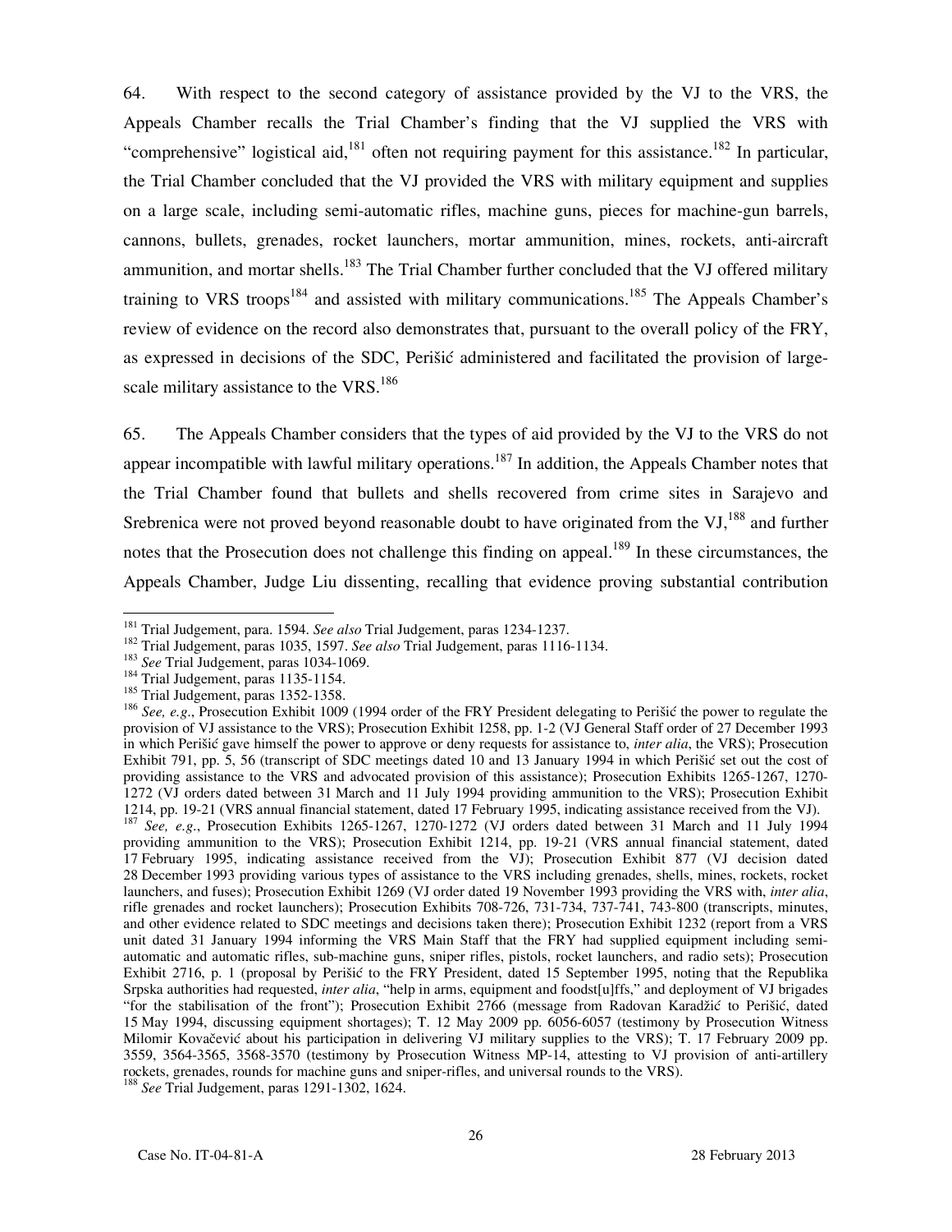64. With respect to the second category of assistance provided by the VJ to the VRS, the Appeals Chamber recalls the Trial Chamber's finding that the VJ supplied the VRS with "comprehensive" logistical aid,[181] often not requiring payment for this assistance.[182] In particular, the Trial Chamber concluded that the VJ provided the VRS with military equipment and supplies on a large scale, including semi-automatic rifles, machine guns, pieces for machine-gun barrels, cannons, bullets, grenades, rocket launchers, mortar ammunition, mines, rockets, anti-aircraft ammunition, and mortar shells.[183] The Trial Chamber further concluded that the VJ offered military training to VRS troops[184] and assisted with military communications.[185] The Appeals Chamber's review of evidence on the record also demonstrates that, pursuant to the overall policy of the FRY, as expressed in decisions of the SDC, Perišić administered and facilitated the provision of large-scale military assistance to the VRS.[186]

65. The Appeals Chamber considers that the types of aid provided by the VJ to the VRS do not appear incompatible with lawful military operations.[187] In addition, the Appeals Chamber notes that the Trial Chamber found that bullets and shells recovered from crime sites in Sarajevo and Srebrenica were not proved beyond reasonable doubt to have originated from the VJ,[188] and further notes that the Prosecution does not challenge this finding on appeal.[189] In these circumstances, the Appeals Chamber, Judge Liu dissenting, recalling that evidence proving substantial contribution

---

[181] Trial Judgement, para. 1594. *See also* Trial Judgement, paras 1234-1237.

[182] Trial Judgement, paras 1035, 1597. *See also* Trial Judgement, paras 1116-1134.

[183] *See* Trial Judgement, paras 1034-1069.

[184] Trial Judgement, paras 1135-1154.

[185] Trial Judgement, paras 1352-1358.

[186] *See, e.g.*, Prosecution Exhibit 1009 (1994 order of the FRY President delegating to Perišić the power to regulate the provision of VJ assistance to the VRS); Prosecution Exhibit 1258, pp. 1-2 (VJ General Staff order of 27 December 1993 in which Perišić gave himself the power to approve or deny requests for assistance to, *inter alia*, the VRS); Prosecution Exhibit 791, pp. 5, 56 (transcript of SDC meetings dated 10 and 13 January 1994 in which Perišić set out the cost of providing assistance to the VRS and advocated provision of this assistance); Prosecution Exhibits 1265-1267, 1270-1272 (VJ orders dated between 31 March and 11 July 1994 providing ammunition to the VRS); Prosecution Exhibit 1214, pp. 19-21 (VRS annual financial statement, dated 17 February 1995, indicating assistance received from the VJ).

[187] *See, e.g.*, Prosecution Exhibits 1265-1267, 1270-1272 (VJ orders dated between 31 March and 11 July 1994 providing ammunition to the VRS); Prosecution Exhibit 1214, pp. 19-21 (VRS annual financial statement, dated 17 February 1995, indicating assistance received from the VJ); Prosecution Exhibit 877 (VJ decision dated 28 December 1993 providing various types of assistance to the VRS including grenades, shells, mines, rockets, rocket launchers, and fuses); Prosecution Exhibit 1269 (VJ order dated 19 November 1993 providing the VRS with, *inter alia*, rifle grenades and rocket launchers); Prosecution Exhibits 708-726, 731-734, 737-741, 743-800 (transcripts, minutes, and other evidence related to SDC meetings and decisions taken there); Prosecution Exhibit 1232 (report from a VRS unit dated 31 January 1994 informing the VRS Main Staff that the FRY had supplied equipment including semi-automatic and automatic rifles, sub-machine guns, sniper rifles, pistols, rocket launchers, and radio sets); Prosecution Exhibit 2716, p. 1 (proposal by Perišić to the FRY President, dated 15 September 1995, noting that the Republika Srpska authorities had requested, *inter alia*, "help in arms, equipment and foodst[u]ffs," and deployment of VJ brigades "for the stabilisation of the front"); Prosecution Exhibit 2766 (message from Radovan Karadžić to Perišić, dated 15 May 1994, discussing equipment shortages); T. 12 May 2009 pp. 6056-6057 (testimony by Prosecution Witness Milomir Kovačević about his participation in delivering VJ military supplies to the VRS); T. 17 February 2009 pp. 3559, 3564-3565, 3568-3570 (testimony by Prosecution Witness MP-14, attesting to VJ provision of anti-artillery rockets, grenades, rounds for machine guns and sniper-rifles, and universal rounds to the VRS).

[188] *See* Trial Judgement, paras 1291-1302, 1624.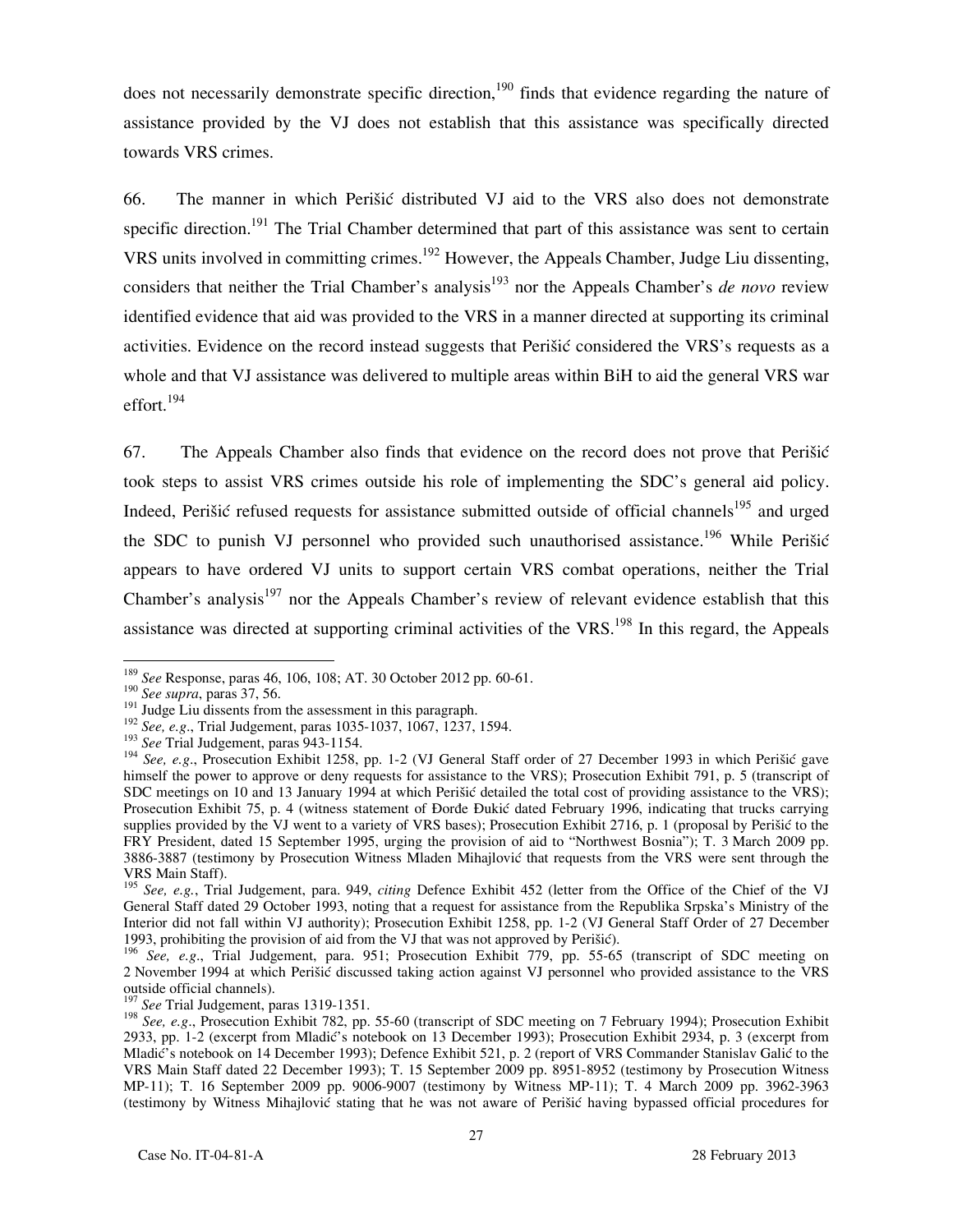does not necessarily demonstrate specific direction,[190] finds that evidence regarding the nature of assistance provided by the VJ does not establish that this assistance was specifically directed towards VRS crimes.

66. The manner in which Perišić distributed VJ aid to the VRS also does not demonstrate specific direction.[191] The Trial Chamber determined that part of this assistance was sent to certain VRS units involved in committing crimes.[192] However, the Appeals Chamber, Judge Liu dissenting, considers that neither the Trial Chamber's analysis[193] nor the Appeals Chamber's *de novo* review identified evidence that aid was provided to the VRS in a manner directed at supporting its criminal activities. Evidence on the record instead suggests that Perišić considered the VRS's requests as a whole and that VJ assistance was delivered to multiple areas within BiH to aid the general VRS war effort.[194]

67. The Appeals Chamber also finds that evidence on the record does not prove that Perišić took steps to assist VRS crimes outside his role of implementing the SDC's general aid policy. Indeed, Perišić refused requests for assistance submitted outside of official channels[195] and urged the SDC to punish VJ personnel who provided such unauthorised assistance.[196] While Perišić appears to have ordered VJ units to support certain VRS combat operations, neither the Trial Chamber's analysis[197] nor the Appeals Chamber's review of relevant evidence establish that this assistance was directed at supporting criminal activities of the VRS.[198] In this regard, the Appeals

---

[189] *See* Response, paras 46, 106, 108; AT. 30 October 2012 pp. 60-61.

[190] *See supra*, paras 37, 56.

[191] Judge Liu dissents from the assessment in this paragraph.

[192] *See, e.g.*, Trial Judgement, paras 1035-1037, 1067, 1237, 1594.

[193] *See* Trial Judgement, paras 943-1154.

[194] *See, e.g.*, Prosecution Exhibit 1258, pp. 1-2 (VJ General Staff order of 27 December 1993 in which Perišić gave himself the power to approve or deny requests for assistance to the VRS); Prosecution Exhibit 791, p. 5 (transcript of SDC meetings on 10 and 13 January 1994 at which Perišić detailed the total cost of providing assistance to the VRS); Prosecution Exhibit 75, p. 4 (witness statement of Đorđe Đukić dated February 1996, indicating that trucks carrying supplies provided by the VJ went to a variety of VRS bases); Prosecution Exhibit 2716, p. 1 (proposal by Perišić to the FRY President, dated 15 September 1995, urging the provision of aid to "Northwest Bosnia"); T. 3 March 2009 pp. 3886-3887 (testimony by Prosecution Witness Mladen Mihajlović that requests from the VRS were sent through the VRS Main Staff).

[195] *See, e.g.*, Trial Judgement, para. 949, *citing* Defence Exhibit 452 (letter from the Office of the Chief of the VJ General Staff dated 29 October 1993, noting that a request for assistance from the Republika Srpska's Ministry of the Interior did not fall within VJ authority); Prosecution Exhibit 1258, pp. 1-2 (VJ General Staff Order of 27 December 1993, prohibiting the provision of aid from the VJ that was not approved by Perišić).

[196] *See, e.g.*, Trial Judgement, para. 951; Prosecution Exhibit 779, pp. 55-65 (transcript of SDC meeting on 2 November 1994 at which Perišić discussed taking action against VJ personnel who provided assistance to the VRS outside official channels).

[197] *See* Trial Judgement, paras 1319-1351.

[198] *See, e.g.*, Prosecution Exhibit 782, pp. 55-60 (transcript of SDC meeting on 7 February 1994); Prosecution Exhibit 2933, pp. 1-2 (excerpt from Mladić's notebook on 13 December 1993); Prosecution Exhibit 2934, p. 3 (excerpt from Mladić's notebook on 14 December 1993); Defence Exhibit 521, p. 2 (report of VRS Commander Stanislav Galić to the VRS Main Staff dated 22 December 1993); T. 15 September 2009 pp. 8951-8952 (testimony by Prosecution Witness MP-11); T. 16 September 2009 pp. 9006-9007 (testimony by Witness MP-11); T. 4 March 2009 pp. 3962-3963 (testimony by Witness Mihajlović stating that he was not aware of Perišić having bypassed official procedures for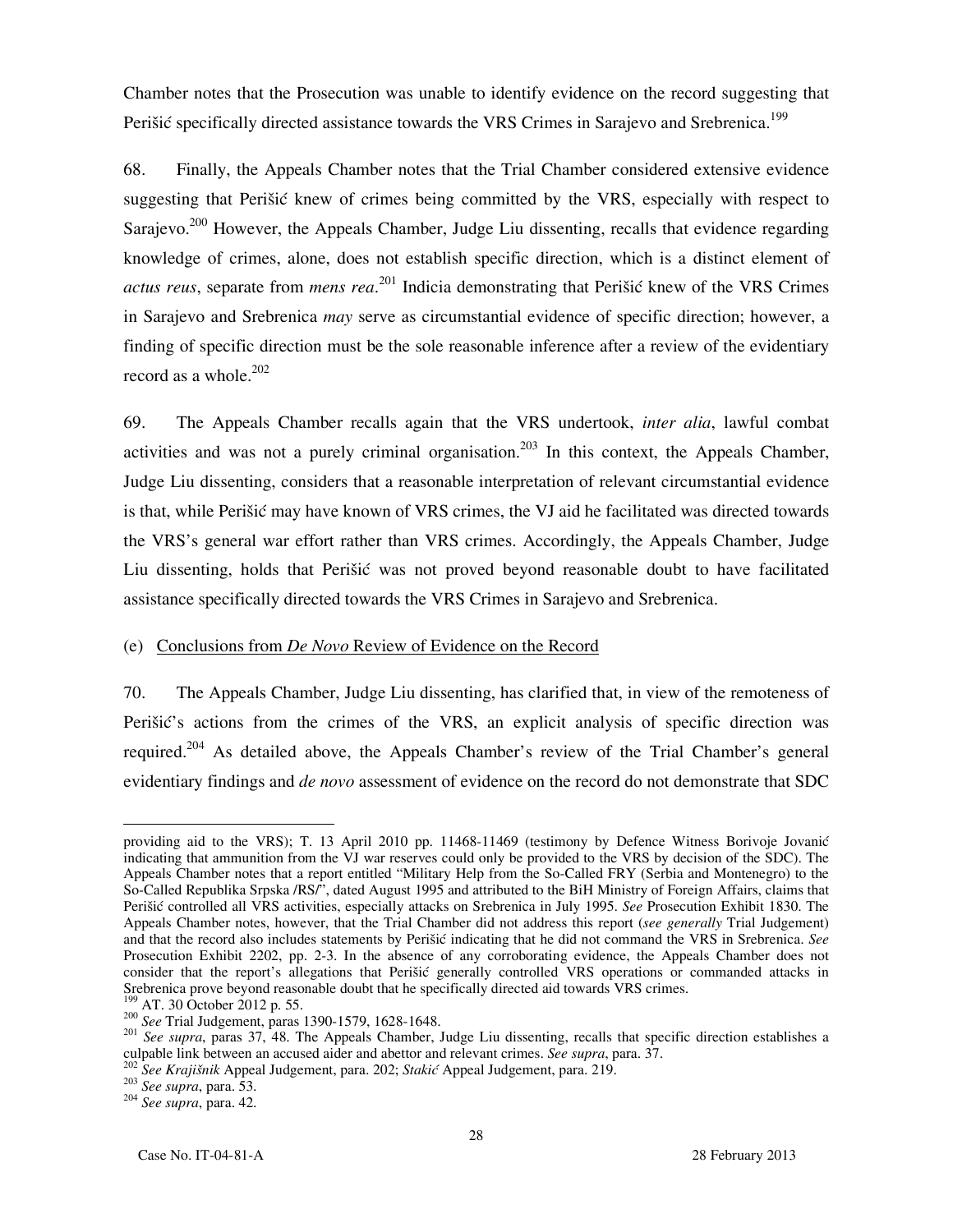Chamber notes that the Prosecution was unable to identify evidence on the record suggesting that Perišić specifically directed assistance towards the VRS Crimes in Sarajevo and Srebrenica.[199]

68. Finally, the Appeals Chamber notes that the Trial Chamber considered extensive evidence suggesting that Perišić knew of crimes being committed by the VRS, especially with respect to Sarajevo.[200] However, the Appeals Chamber, Judge Liu dissenting, recalls that evidence regarding knowledge of crimes, alone, does not establish specific direction, which is a distinct element of *actus reus*, separate from *mens rea*.[201] Indicia demonstrating that Perišić knew of the VRS Crimes in Sarajevo and Srebrenica *may* serve as circumstantial evidence of specific direction; however, a finding of specific direction must be the sole reasonable inference after a review of the evidentiary record as a whole.[202]

69. The Appeals Chamber recalls again that the VRS undertook, *inter alia*, lawful combat activities and was not a purely criminal organisation.[203] In this context, the Appeals Chamber, Judge Liu dissenting, considers that a reasonable interpretation of relevant circumstantial evidence is that, while Perišić may have known of VRS crimes, the VJ aid he facilitated was directed towards the VRS's general war effort rather than VRS crimes. Accordingly, the Appeals Chamber, Judge Liu dissenting, holds that Perišić was not proved beyond reasonable doubt to have facilitated assistance specifically directed towards the VRS Crimes in Sarajevo and Srebrenica.

(e) Conclusions from *De Novo* Review of Evidence on the Record

70. The Appeals Chamber, Judge Liu dissenting, has clarified that, in view of the remoteness of Perišić's actions from the crimes of the VRS, an explicit analysis of specific direction was required.[204] As detailed above, the Appeals Chamber's review of the Trial Chamber's general evidentiary findings and *de novo* assessment of evidence on the record do not demonstrate that SDC

---

providing aid to the VRS); T. 13 April 2010 pp. 11468-11469 (testimony by Defence Witness Borivoje Jovanić indicating that ammunition from the VJ war reserves could only be provided to the VRS by decision of the SDC). The Appeals Chamber notes that a report entitled "Military Help from the So-Called FRY (Serbia and Montenegro) to the So-Called Republika Srpska /RS/", dated August 1995 and attributed to the BiH Ministry of Foreign Affairs, claims that Perišić controlled all VRS activities, especially attacks on Srebrenica in July 1995. *See* Prosecution Exhibit 1830. The Appeals Chamber notes, however, that the Trial Chamber did not address this report (*see generally* Trial Judgement) and that the record also includes statements by Perišić indicating that he did not command the VRS in Srebrenica. *See* Prosecution Exhibit 2202, pp. 2-3. In the absence of any corroborating evidence, the Appeals Chamber does not consider that the report's allegations that Perišić generally controlled VRS operations or commanded attacks in Srebrenica prove beyond reasonable doubt that he specifically directed aid towards VRS crimes.

[199] AT. 30 October 2012 p. 55.

[200] *See* Trial Judgement, paras 1390-1579, 1628-1648.

[201] *See supra*, paras 37, 48. The Appeals Chamber, Judge Liu dissenting, recalls that specific direction establishes a culpable link between an accused aider and abettor and relevant crimes. *See supra*, para. 37.

[202] *See Krajišnik* Appeal Judgement, para. 202; *Stakić* Appeal Judgement, para. 219.

[203] *See supra*, para. 53.

[204] *See supra*, para. 42.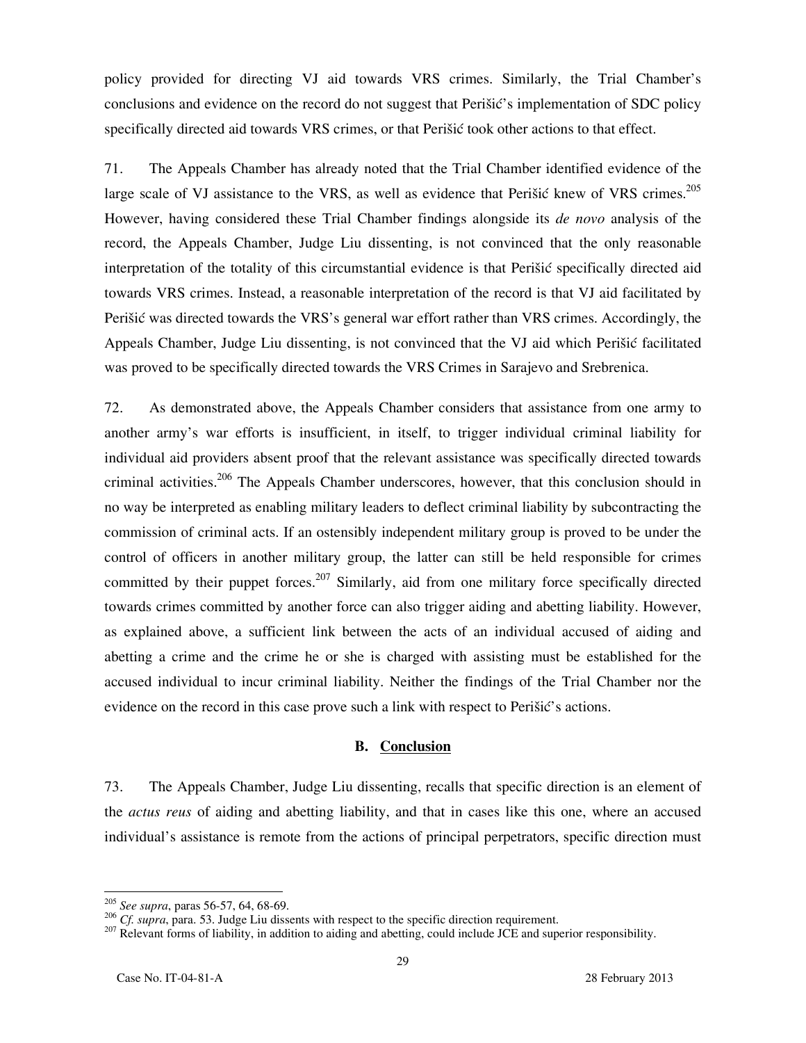policy provided for directing VJ aid towards VRS crimes. Similarly, the Trial Chamber's conclusions and evidence on the record do not suggest that Perišić's implementation of SDC policy specifically directed aid towards VRS crimes, or that Perišić took other actions to that effect.

71. The Appeals Chamber has already noted that the Trial Chamber identified evidence of the large scale of VJ assistance to the VRS, as well as evidence that Perišić knew of VRS crimes.[205] However, having considered these Trial Chamber findings alongside its *de novo* analysis of the record, the Appeals Chamber, Judge Liu dissenting, is not convinced that the only reasonable interpretation of the totality of this circumstantial evidence is that Perišić specifically directed aid towards VRS crimes. Instead, a reasonable interpretation of the record is that VJ aid facilitated by Perišić was directed towards the VRS's general war effort rather than VRS crimes. Accordingly, the Appeals Chamber, Judge Liu dissenting, is not convinced that the VJ aid which Perišić facilitated was proved to be specifically directed towards the VRS Crimes in Sarajevo and Srebrenica.

72. As demonstrated above, the Appeals Chamber considers that assistance from one army to another army's war efforts is insufficient, in itself, to trigger individual criminal liability for individual aid providers absent proof that the relevant assistance was specifically directed towards criminal activities.[206] The Appeals Chamber underscores, however, that this conclusion should in no way be interpreted as enabling military leaders to deflect criminal liability by subcontracting the commission of criminal acts. If an ostensibly independent military group is proved to be under the control of officers in another military group, the latter can still be held responsible for crimes committed by their puppet forces.[207] Similarly, aid from one military force specifically directed towards crimes committed by another force can also trigger aiding and abetting liability. However, as explained above, a sufficient link between the acts of an individual accused of aiding and abetting a crime and the crime he or she is charged with assisting must be established for the accused individual to incur criminal liability. Neither the findings of the Trial Chamber nor the evidence on the record in this case prove such a link with respect to Perišić's actions.

### B. Conclusion

73. The Appeals Chamber, Judge Liu dissenting, recalls that specific direction is an element of the *actus reus* of aiding and abetting liability, and that in cases like this one, where an accused individual's assistance is remote from the actions of principal perpetrators, specific direction must

---

[205] *See supra*, paras 56-57, 64, 68-69.

[206] *Cf. supra*, para. 53. Judge Liu dissents with respect to the specific direction requirement.

[207] Relevant forms of liability, in addition to aiding and abetting, could include JCE and superior responsibility.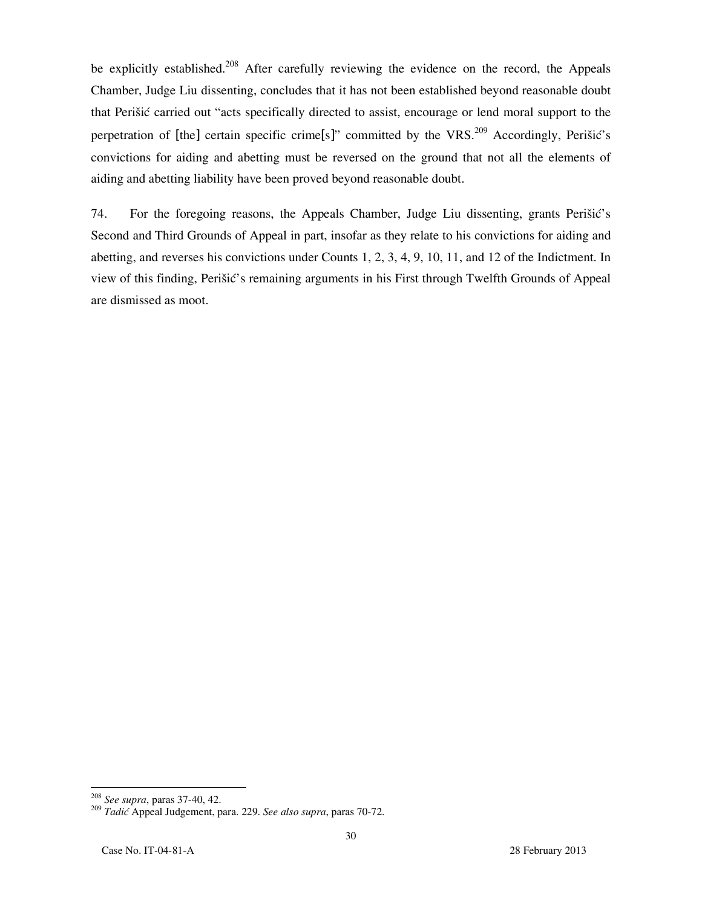be explicitly established.[208] After carefully reviewing the evidence on the record, the Appeals Chamber, Judge Liu dissenting, concludes that it has not been established beyond reasonable doubt that Perišić carried out "acts specifically directed to assist, encourage or lend moral support to the perpetration of [the] certain specific crime[s]" committed by the VRS.[209] Accordingly, Perišić's convictions for aiding and abetting must be reversed on the ground that not all the elements of aiding and abetting liability have been proved beyond reasonable doubt.

74. For the foregoing reasons, the Appeals Chamber, Judge Liu dissenting, grants Perišić's Second and Third Grounds of Appeal in part, insofar as they relate to his convictions for aiding and abetting, and reverses his convictions under Counts 1, 2, 3, 4, 9, 10, 11, and 12 of the Indictment. In view of this finding, Perišić's remaining arguments in his First through Twelfth Grounds of Appeal are dismissed as moot.

---

[208] *See supra*, paras 37-40, 42.

[209] *Tadić* Appeal Judgement, para. 229. *See also supra*, paras 70-72.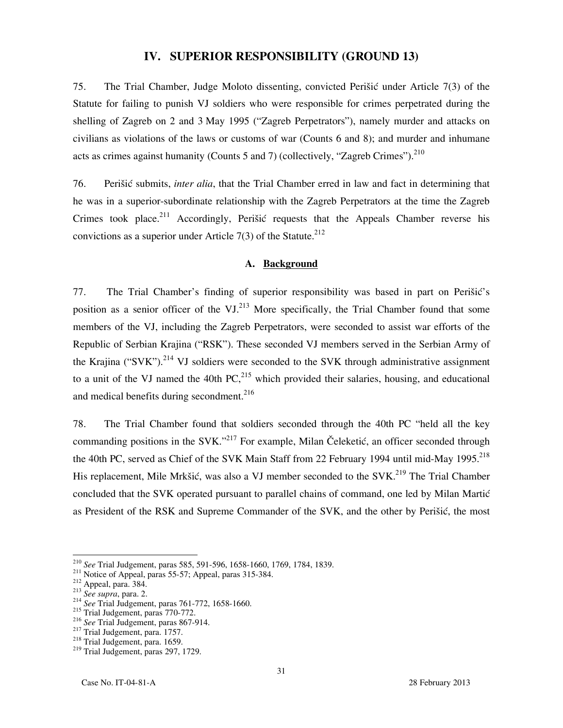## IV. SUPERIOR RESPONSIBILITY (GROUND 13)

75. The Trial Chamber, Judge Moloto dissenting, convicted Perišić under Article 7(3) of the Statute for failing to punish VJ soldiers who were responsible for crimes perpetrated during the shelling of Zagreb on 2 and 3 May 1995 ("Zagreb Perpetrators"), namely murder and attacks on civilians as violations of the laws or customs of war (Counts 6 and 8); and murder and inhumane acts as crimes against humanity (Counts 5 and 7) (collectively, "Zagreb Crimes").[210]

76. Perišić submits, *inter alia*, that the Trial Chamber erred in law and fact in determining that he was in a superior-subordinate relationship with the Zagreb Perpetrators at the time the Zagreb Crimes took place.[211] Accordingly, Perišić requests that the Appeals Chamber reverse his convictions as a superior under Article 7(3) of the Statute.[212]

### A. Background

77. The Trial Chamber's finding of superior responsibility was based in part on Perišić's position as a senior officer of the VJ.[213] More specifically, the Trial Chamber found that some members of the VJ, including the Zagreb Perpetrators, were seconded to assist war efforts of the Republic of Serbian Krajina ("RSK"). These seconded VJ members served in the Serbian Army of the Krajina ("SVK").[214] VJ soldiers were seconded to the SVK through administrative assignment to a unit of the VJ named the 40th PC,[215] which provided their salaries, housing, and educational and medical benefits during secondment.[216]

78. The Trial Chamber found that soldiers seconded through the 40th PC "held all the key commanding positions in the SVK."[217] For example, Milan Čeleketić, an officer seconded through the 40th PC, served as Chief of the SVK Main Staff from 22 February 1994 until mid-May 1995.[218] His replacement, Mile Mrkšić, was also a VJ member seconded to the SVK.[219] The Trial Chamber concluded that the SVK operated pursuant to parallel chains of command, one led by Milan Martić as President of the RSK and Supreme Commander of the SVK, and the other by Perišić, the most

---

[210] *See* Trial Judgement, paras 585, 591-596, 1658-1660, 1769, 1784, 1839.

[211] Notice of Appeal, paras 55-57; Appeal, paras 315-384.

[212] Appeal, para. 384.

[213] *See supra*, para. 2.

[214] *See* Trial Judgement, paras 761-772, 1658-1660.

[215] Trial Judgement, paras 770-772.

[216] *See* Trial Judgement, paras 867-914.

[217] Trial Judgement, para. 1757.

[218] Trial Judgement, para. 1659.

[219] Trial Judgement, paras 297, 1729.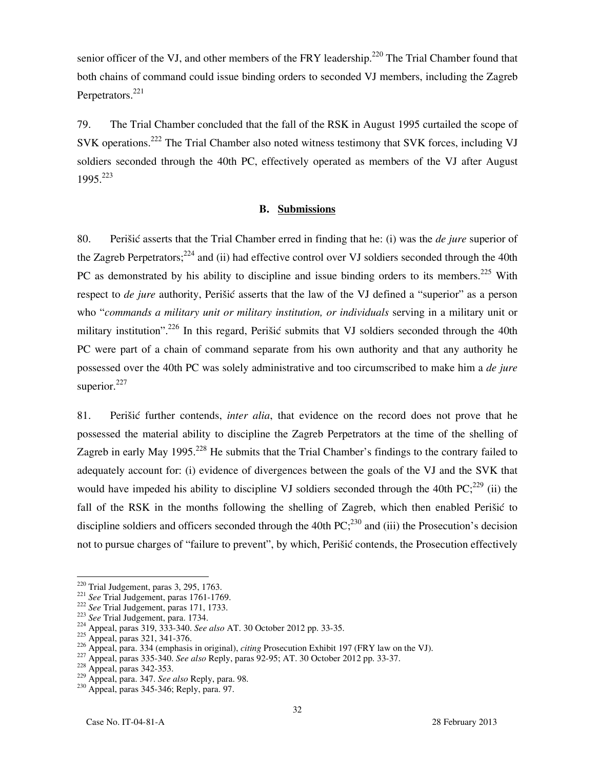senior officer of the VJ, and other members of the FRY leadership.[220] The Trial Chamber found that both chains of command could issue binding orders to seconded VJ members, including the Zagreb Perpetrators.[221]

79. The Trial Chamber concluded that the fall of the RSK in August 1995 curtailed the scope of SVK operations.[222] The Trial Chamber also noted witness testimony that SVK forces, including VJ soldiers seconded through the 40th PC, effectively operated as members of the VJ after August 1995.[223]

### B. Submissions

80. Perišić asserts that the Trial Chamber erred in finding that he: (i) was the *de jure* superior of the Zagreb Perpetrators;[224] and (ii) had effective control over VJ soldiers seconded through the 40th PC as demonstrated by his ability to discipline and issue binding orders to its members.[225] With respect to *de jure* authority, Perišić asserts that the law of the VJ defined a "superior" as a person who "*commands a military unit or military institution, or individuals* serving in a military unit or military institution".[226] In this regard, Perišić submits that VJ soldiers seconded through the 40th PC were part of a chain of command separate from his own authority and that any authority he possessed over the 40th PC was solely administrative and too circumscribed to make him a *de jure* superior.[227]

81. Perišić further contends, *inter alia*, that evidence on the record does not prove that he possessed the material ability to discipline the Zagreb Perpetrators at the time of the shelling of Zagreb in early May 1995.[228] He submits that the Trial Chamber's findings to the contrary failed to adequately account for: (i) evidence of divergences between the goals of the VJ and the SVK that would have impeded his ability to discipline VJ soldiers seconded through the 40th PC;[229] (ii) the fall of the RSK in the months following the shelling of Zagreb, which then enabled Perišić to discipline soldiers and officers seconded through the 40th PC;[230] and (iii) the Prosecution's decision not to pursue charges of "failure to prevent", by which, Perišić contends, the Prosecution effectively

---

[220] Trial Judgement, paras 3, 295, 1763.
[221] *See* Trial Judgement, paras 1761-1769.
[222] *See* Trial Judgement, paras 171, 1733.
[223] *See* Trial Judgement, para. 1734.
[224] Appeal, paras 319, 333-340. *See also* AT. 30 October 2012 pp. 33-35.
[225] Appeal, paras 321, 341-376.
[226] Appeal, para. 334 (emphasis in original), *citing* Prosecution Exhibit 197 (FRY law on the VJ).
[227] Appeal, paras 335-340. *See also* Reply, paras 92-95; AT. 30 October 2012 pp. 33-37.
[228] Appeal, paras 342-353.
[229] Appeal, para. 347. *See also* Reply, para. 98.
[230] Appeal, paras 345-346; Reply, para. 97.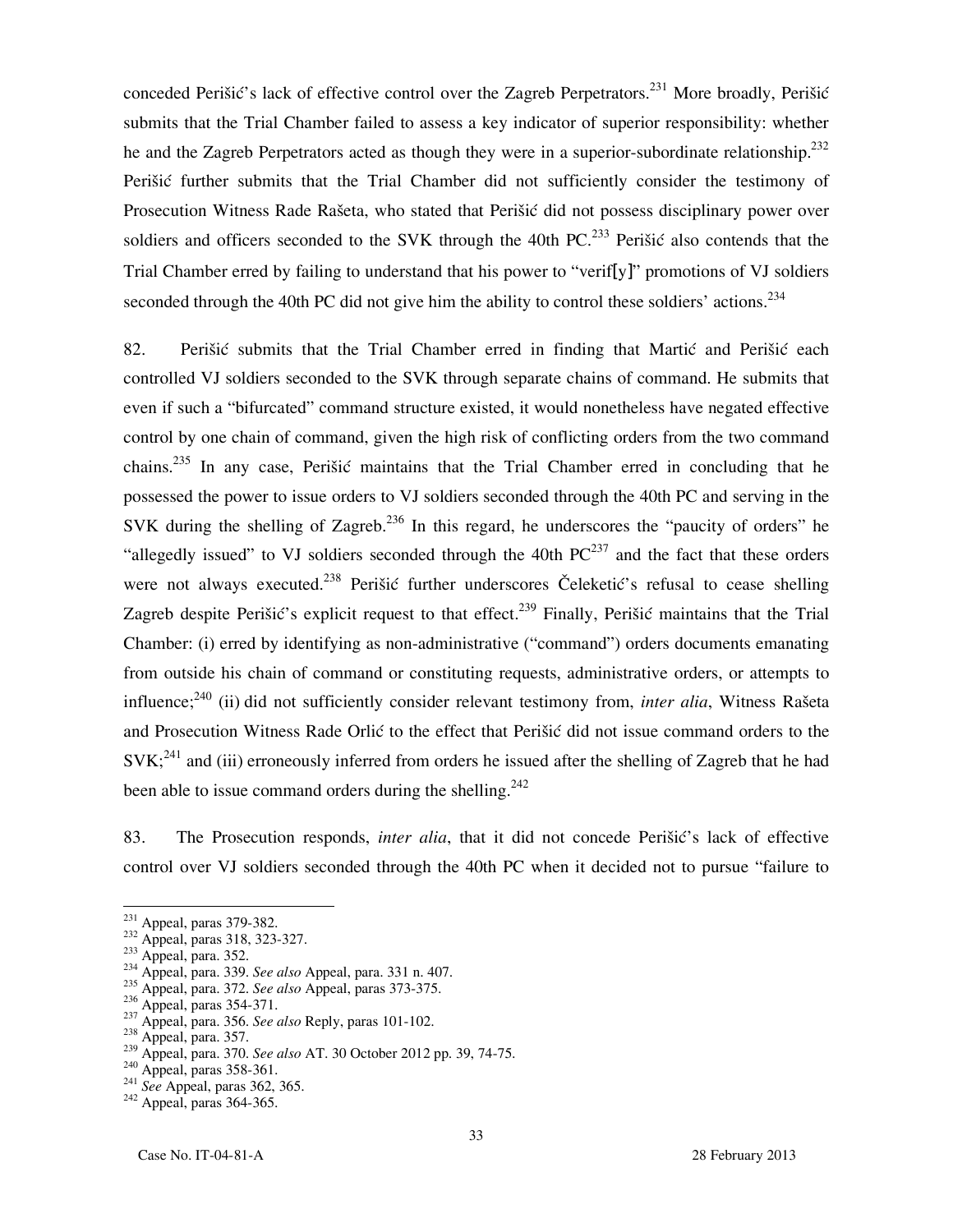conceded Perišić's lack of effective control over the Zagreb Perpetrators.[231] More broadly, Perišić submits that the Trial Chamber failed to assess a key indicator of superior responsibility: whether he and the Zagreb Perpetrators acted as though they were in a superior-subordinate relationship.[232] Perišić further submits that the Trial Chamber did not sufficiently consider the testimony of Prosecution Witness Rade Rašeta, who stated that Perišić did not possess disciplinary power over soldiers and officers seconded to the SVK through the 40th PC.[233] Perišić also contends that the Trial Chamber erred by failing to understand that his power to "verif[y]" promotions of VJ soldiers seconded through the 40th PC did not give him the ability to control these soldiers' actions.[234]

82. Perišić submits that the Trial Chamber erred in finding that Martić and Perišić each controlled VJ soldiers seconded to the SVK through separate chains of command. He submits that even if such a "bifurcated" command structure existed, it would nonetheless have negated effective control by one chain of command, given the high risk of conflicting orders from the two command chains.[235] In any case, Perišić maintains that the Trial Chamber erred in concluding that he possessed the power to issue orders to VJ soldiers seconded through the 40th PC and serving in the SVK during the shelling of Zagreb.[236] In this regard, he underscores the "paucity of orders" he "allegedly issued" to VJ soldiers seconded through the 40th PC[237] and the fact that these orders were not always executed.[238] Perišić further underscores Čeleketić's refusal to cease shelling Zagreb despite Perišić's explicit request to that effect.[239] Finally, Perišić maintains that the Trial Chamber: (i) erred by identifying as non-administrative ("command") orders documents emanating from outside his chain of command or constituting requests, administrative orders, or attempts to influence;[240] (ii) did not sufficiently consider relevant testimony from, *inter alia*, Witness Rašeta and Prosecution Witness Rade Orlić to the effect that Perišić did not issue command orders to the SVK;[241] and (iii) erroneously inferred from orders he issued after the shelling of Zagreb that he had been able to issue command orders during the shelling.[242]

83. The Prosecution responds, *inter alia*, that it did not concede Perišić's lack of effective control over VJ soldiers seconded through the 40th PC when it decided not to pursue "failure to

---

[231] Appeal, paras 379-382.
[232] Appeal, paras 318, 323-327.
[233] Appeal, para. 352.
[234] Appeal, para. 339. *See also* Appeal, para. 331 n. 407.
[235] Appeal, para. 372. *See also* Appeal, paras 373-375.
[236] Appeal, paras 354-371.
[237] Appeal, para. 356. *See also* Reply, paras 101-102.
[238] Appeal, para. 357.
[239] Appeal, para. 370. *See also* AT. 30 October 2012 pp. 39, 74-75.
[240] Appeal, paras 358-361.
[241] *See* Appeal, paras 362, 365.
[242] Appeal, paras 364-365.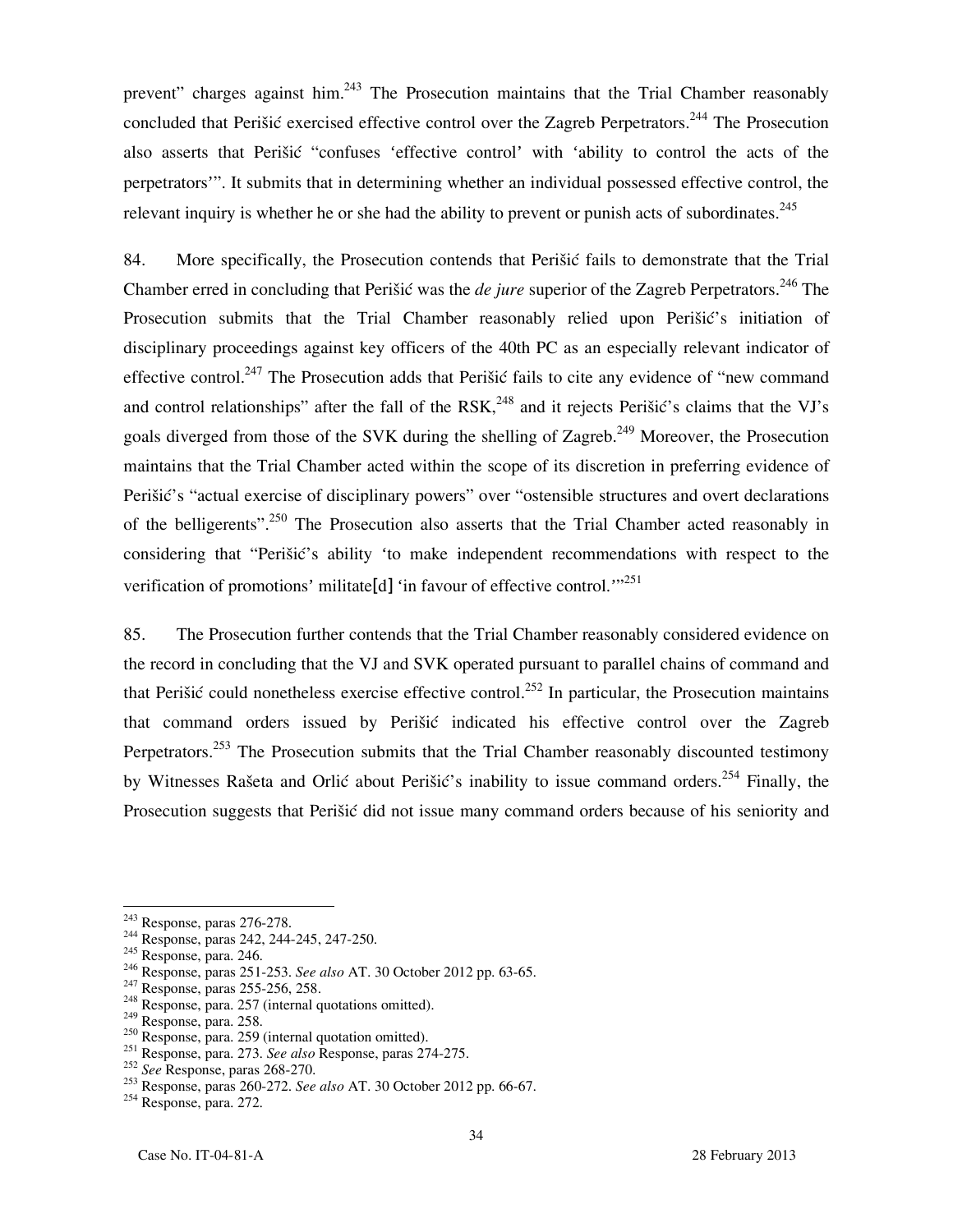prevent" charges against him.[243] The Prosecution maintains that the Trial Chamber reasonably concluded that Perišić exercised effective control over the Zagreb Perpetrators.[244] The Prosecution also asserts that Perišić "confuses 'effective control' with 'ability to control the acts of the perpetrators'". It submits that in determining whether an individual possessed effective control, the relevant inquiry is whether he or she had the ability to prevent or punish acts of subordinates.[245]

84. More specifically, the Prosecution contends that Perišić fails to demonstrate that the Trial Chamber erred in concluding that Perišić was the *de jure* superior of the Zagreb Perpetrators.[246] The Prosecution submits that the Trial Chamber reasonably relied upon Perišić's initiation of disciplinary proceedings against key officers of the 40th PC as an especially relevant indicator of effective control.[247] The Prosecution adds that Perišić fails to cite any evidence of "new command and control relationships" after the fall of the RSK,[248] and it rejects Perišić's claims that the VJ's goals diverged from those of the SVK during the shelling of Zagreb.[249] Moreover, the Prosecution maintains that the Trial Chamber acted within the scope of its discretion in preferring evidence of Perišić's "actual exercise of disciplinary powers" over "ostensible structures and overt declarations of the belligerents".[250] The Prosecution also asserts that the Trial Chamber acted reasonably in considering that "Perišić's ability 'to make independent recommendations with respect to the verification of promotions' militate[d] 'in favour of effective control.'"[251]

85. The Prosecution further contends that the Trial Chamber reasonably considered evidence on the record in concluding that the VJ and SVK operated pursuant to parallel chains of command and that Perišić could nonetheless exercise effective control.[252] In particular, the Prosecution maintains that command orders issued by Perišić indicated his effective control over the Zagreb Perpetrators.[253] The Prosecution submits that the Trial Chamber reasonably discounted testimony by Witnesses Rašeta and Orlić about Perišić's inability to issue command orders.[254] Finally, the Prosecution suggests that Perišić did not issue many command orders because of his seniority and

---

[243] Response, paras 276-278.
[244] Response, paras 242, 244-245, 247-250.
[245] Response, para. 246.
[246] Response, paras 251-253. *See also* AT. 30 October 2012 pp. 63-65.
[247] Response, paras 255-256, 258.
[248] Response, para. 257 (internal quotations omitted).
[249] Response, para. 258.
[250] Response, para. 259 (internal quotation omitted).
[251] Response, para. 273. *See also* Response, paras 274-275.
[252] *See* Response, paras 268-270.
[253] Response, paras 260-272. *See also* AT. 30 October 2012 pp. 66-67.
[254] Response, para. 272.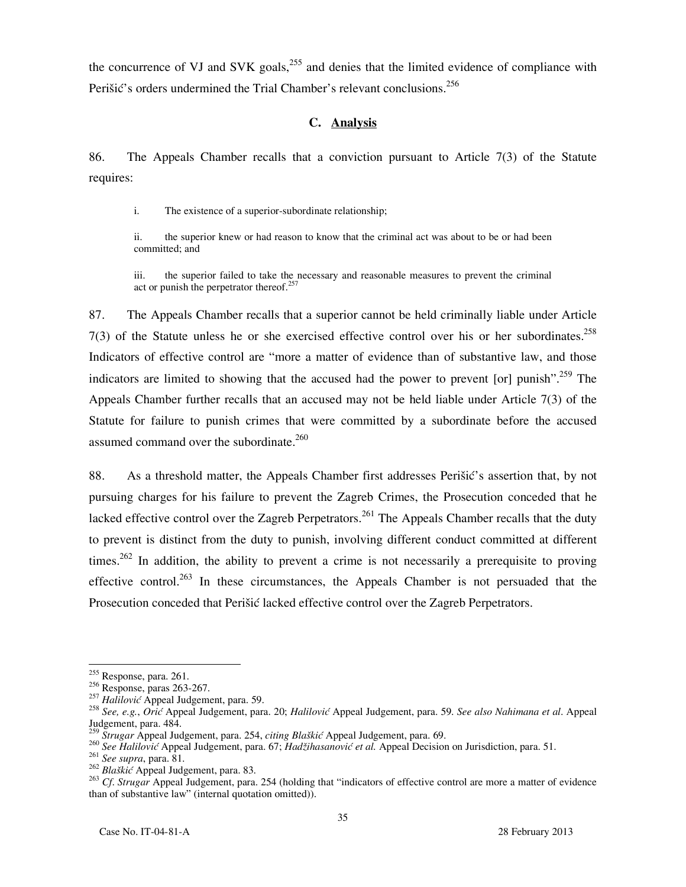the concurrence of VJ and SVK goals,[255] and denies that the limited evidence of compliance with Perišić's orders undermined the Trial Chamber's relevant conclusions.[256]

### C. Analysis

86. The Appeals Chamber recalls that a conviction pursuant to Article 7(3) of the Statute requires:

> i. The existence of a superior-subordinate relationship;
>
> ii. the superior knew or had reason to know that the criminal act was about to be or had been committed; and
>
> iii. the superior failed to take the necessary and reasonable measures to prevent the criminal act or punish the perpetrator thereof.[257]

87. The Appeals Chamber recalls that a superior cannot be held criminally liable under Article 7(3) of the Statute unless he or she exercised effective control over his or her subordinates.[258] Indicators of effective control are "more a matter of evidence than of substantive law, and those indicators are limited to showing that the accused had the power to prevent [or] punish".[259] The Appeals Chamber further recalls that an accused may not be held liable under Article 7(3) of the Statute for failure to punish crimes that were committed by a subordinate before the accused assumed command over the subordinate.[260]

88. As a threshold matter, the Appeals Chamber first addresses Perišić's assertion that, by not pursuing charges for his failure to prevent the Zagreb Crimes, the Prosecution conceded that he lacked effective control over the Zagreb Perpetrators.[261] The Appeals Chamber recalls that the duty to prevent is distinct from the duty to punish, involving different conduct committed at different times.[262] In addition, the ability to prevent a crime is not necessarily a prerequisite to proving effective control.[263] In these circumstances, the Appeals Chamber is not persuaded that the Prosecution conceded that Perišić lacked effective control over the Zagreb Perpetrators.

---

[255] Response, para. 261.
[256] Response, paras 263-267.
[257] *Halilović* Appeal Judgement, para. 59.
[258] *See, e.g.*, *Orić* Appeal Judgement, para. 20; *Halilović* Appeal Judgement, para. 59. *See also Nahimana et al.* Appeal Judgement, para. 484.
[259] *Strugar* Appeal Judgement, para. 254, *citing Blaškić* Appeal Judgement, para. 69.
[260] *See Halilović* Appeal Judgement, para. 67; *Hadžihasanović et al.* Appeal Decision on Jurisdiction, para. 51.
[261] *See supra*, para. 81.
[262] *Blaškić* Appeal Judgement, para. 83.
[263] *Cf. Strugar* Appeal Judgement, para. 254 (holding that "indicators of effective control are more a matter of evidence than of substantive law" (internal quotation omitted)).

Case No. IT-04-81-A 28 February 2013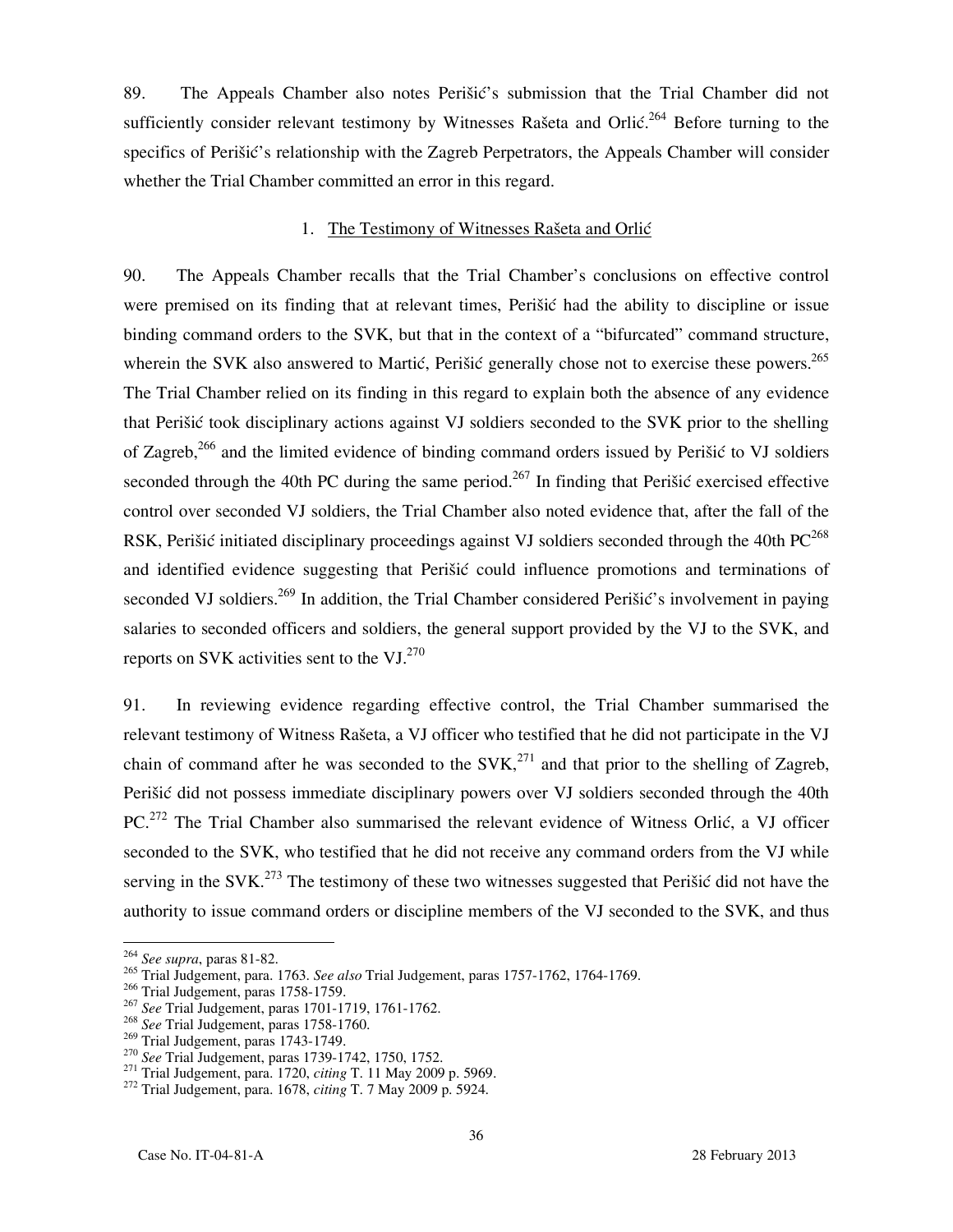89. The Appeals Chamber also notes Perišić's submission that the Trial Chamber did not sufficiently consider relevant testimony by Witnesses Rašeta and Orlić.[264] Before turning to the specifics of Perišić's relationship with the Zagreb Perpetrators, the Appeals Chamber will consider whether the Trial Chamber committed an error in this regard.

### 1. The Testimony of Witnesses Rašeta and Orlić

90. The Appeals Chamber recalls that the Trial Chamber's conclusions on effective control were premised on its finding that at relevant times, Perišić had the ability to discipline or issue binding command orders to the SVK, but that in the context of a "bifurcated" command structure, wherein the SVK also answered to Martić, Perišić generally chose not to exercise these powers.[265] The Trial Chamber relied on its finding in this regard to explain both the absence of any evidence that Perišić took disciplinary actions against VJ soldiers seconded to the SVK prior to the shelling of Zagreb,[266] and the limited evidence of binding command orders issued by Perišić to VJ soldiers seconded through the 40th PC during the same period.[267] In finding that Perišić exercised effective control over seconded VJ soldiers, the Trial Chamber also noted evidence that, after the fall of the RSK, Perišić initiated disciplinary proceedings against VJ soldiers seconded through the 40th PC[268] and identified evidence suggesting that Perišić could influence promotions and terminations of seconded VJ soldiers.[269] In addition, the Trial Chamber considered Perišić's involvement in paying salaries to seconded officers and soldiers, the general support provided by the VJ to the SVK, and reports on SVK activities sent to the VJ.[270]

91. In reviewing evidence regarding effective control, the Trial Chamber summarised the relevant testimony of Witness Rašeta, a VJ officer who testified that he did not participate in the VJ chain of command after he was seconded to the SVK,[271] and that prior to the shelling of Zagreb, Perišić did not possess immediate disciplinary powers over VJ soldiers seconded through the 40th PC.[272] The Trial Chamber also summarised the relevant evidence of Witness Orlić, a VJ officer seconded to the SVK, who testified that he did not receive any command orders from the VJ while serving in the SVK.[273] The testimony of these two witnesses suggested that Perišić did not have the authority to issue command orders or discipline members of the VJ seconded to the SVK, and thus

---

[264] *See supra*, paras 81-82.

[265] Trial Judgement, para. 1763. *See also* Trial Judgement, paras 1757-1762, 1764-1769.

[266] Trial Judgement, paras 1758-1759.

[267] *See* Trial Judgement, paras 1701-1719, 1761-1762.

[268] *See* Trial Judgement, paras 1758-1760.

[269] Trial Judgement, paras 1743-1749.

[270] *See* Trial Judgement, paras 1739-1742, 1750, 1752.

[271] Trial Judgement, para. 1720, *citing* T. 11 May 2009 p. 5969.

[272] Trial Judgement, para. 1678, *citing* T. 7 May 2009 p. 5924.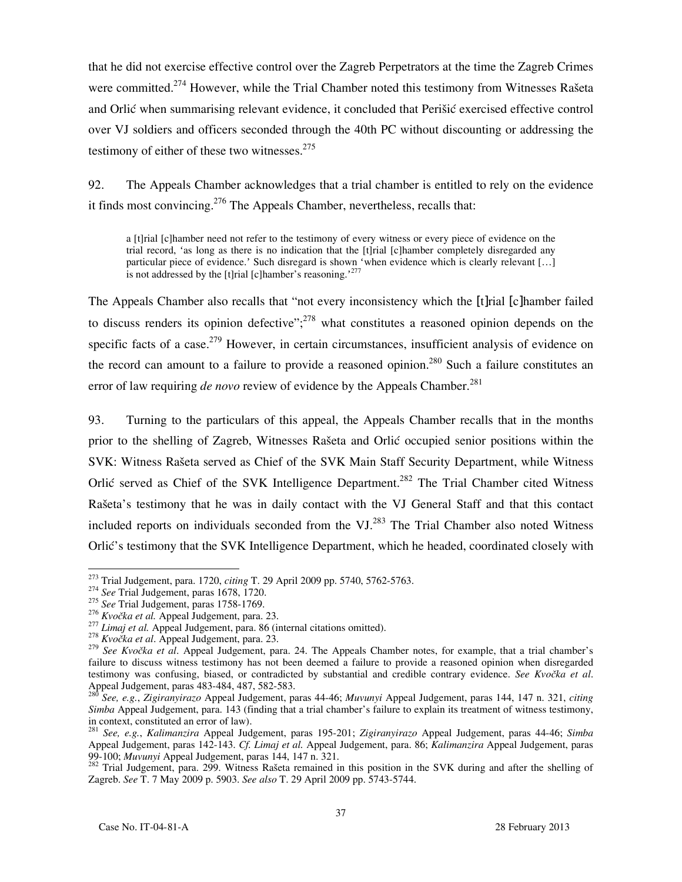that he did not exercise effective control over the Zagreb Perpetrators at the time the Zagreb Crimes were committed.[274] However, while the Trial Chamber noted this testimony from Witnesses Rašeta and Orlić when summarising relevant evidence, it concluded that Perišić exercised effective control over VJ soldiers and officers seconded through the 40th PC without discounting or addressing the testimony of either of these two witnesses.[275]

92. The Appeals Chamber acknowledges that a trial chamber is entitled to rely on the evidence it finds most convincing.[276] The Appeals Chamber, nevertheless, recalls that:

> a [t]rial [c]hamber need not refer to the testimony of every witness or every piece of evidence on the trial record, 'as long as there is no indication that the [t]rial [c]hamber completely disregarded any particular piece of evidence.' Such disregard is shown 'when evidence which is clearly relevant […] is not addressed by the [t]rial [c]hamber's reasoning.'[277]

The Appeals Chamber also recalls that "not every inconsistency which the [t]rial [c]hamber failed to discuss renders its opinion defective";[278] what constitutes a reasoned opinion depends on the specific facts of a case.[279] However, in certain circumstances, insufficient analysis of evidence on the record can amount to a failure to provide a reasoned opinion.[280] Such a failure constitutes an error of law requiring *de novo* review of evidence by the Appeals Chamber.[281]

93. Turning to the particulars of this appeal, the Appeals Chamber recalls that in the months prior to the shelling of Zagreb, Witnesses Rašeta and Orlić occupied senior positions within the SVK: Witness Rašeta served as Chief of the SVK Main Staff Security Department, while Witness Orlić served as Chief of the SVK Intelligence Department.[282] The Trial Chamber cited Witness Rašeta's testimony that he was in daily contact with the VJ General Staff and that this contact included reports on individuals seconded from the VJ.[283] The Trial Chamber also noted Witness Orlić's testimony that the SVK Intelligence Department, which he headed, coordinated closely with

---

[273] Trial Judgement, para. 1720, *citing* T. 29 April 2009 pp. 5740, 5762-5763.

[274] *See* Trial Judgement, paras 1678, 1720.

[275] *See* Trial Judgement, paras 1758-1769.

[276] *Kvočka et al.* Appeal Judgement, para. 23.

[277] *Limaj et al.* Appeal Judgement, para. 86 (internal citations omitted).

[278] *Kvočka et al*. Appeal Judgement, para. 23.

[279] *See Kvočka et al*. Appeal Judgement, para. 24. The Appeals Chamber notes, for example, that a trial chamber's failure to discuss witness testimony has not been deemed a failure to provide a reasoned opinion when disregarded testimony was confusing, biased, or contradicted by substantial and credible contrary evidence. *See Kvočka et al*. Appeal Judgement, paras 483-484, 487, 582-583.

[280] *See, e.g.*, *Zigiranyirazo* Appeal Judgement, paras 44-46; *Muvunyi* Appeal Judgement, paras 144, 147 n. 321, *citing Simba* Appeal Judgement, para. 143 (finding that a trial chamber's failure to explain its treatment of witness testimony, in context, constituted an error of law).

[281] *See, e.g.*, *Kalimanzira* Appeal Judgement, paras 195-201; *Zigiranyirazo* Appeal Judgement, paras 44-46; *Simba* Appeal Judgement, paras 142-143. *Cf. Limaj et al.* Appeal Judgement, para. 86; *Kalimanzira* Appeal Judgement, paras 99-100; *Muvunyi* Appeal Judgement, paras 144, 147 n. 321.

[282] Trial Judgement, para. 299. Witness Rašeta remained in this position in the SVK during and after the shelling of Zagreb. *See* T. 7 May 2009 p. 5903. *See also* T. 29 April 2009 pp. 5743-5744.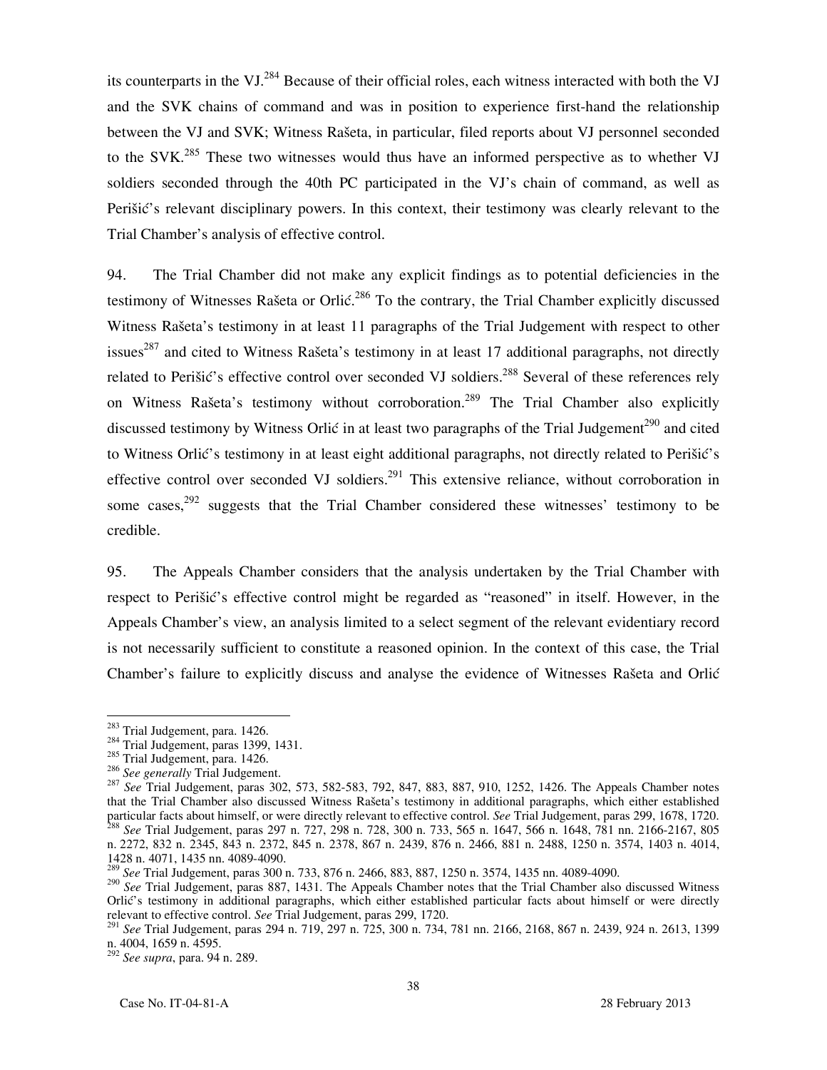its counterparts in the VJ.[284] Because of their official roles, each witness interacted with both the VJ and the SVK chains of command and was in position to experience first-hand the relationship between the VJ and SVK; Witness Rašeta, in particular, filed reports about VJ personnel seconded to the SVK.[285] These two witnesses would thus have an informed perspective as to whether VJ soldiers seconded through the 40th PC participated in the VJ's chain of command, as well as Perišić's relevant disciplinary powers. In this context, their testimony was clearly relevant to the Trial Chamber's analysis of effective control.

94. The Trial Chamber did not make any explicit findings as to potential deficiencies in the testimony of Witnesses Rašeta or Orlić.[286] To the contrary, the Trial Chamber explicitly discussed Witness Rašeta's testimony in at least 11 paragraphs of the Trial Judgement with respect to other issues[287] and cited to Witness Rašeta's testimony in at least 17 additional paragraphs, not directly related to Perišić's effective control over seconded VJ soldiers.[288] Several of these references rely on Witness Rašeta's testimony without corroboration.[289] The Trial Chamber also explicitly discussed testimony by Witness Orlić in at least two paragraphs of the Trial Judgement[290] and cited to Witness Orlić's testimony in at least eight additional paragraphs, not directly related to Perišić's effective control over seconded VJ soldiers.[291] This extensive reliance, without corroboration in some cases,[292] suggests that the Trial Chamber considered these witnesses' testimony to be credible.

95. The Appeals Chamber considers that the analysis undertaken by the Trial Chamber with respect to Perišić's effective control might be regarded as "reasoned" in itself. However, in the Appeals Chamber's view, an analysis limited to a select segment of the relevant evidentiary record is not necessarily sufficient to constitute a reasoned opinion. In the context of this case, the Trial Chamber's failure to explicitly discuss and analyse the evidence of Witnesses Rašeta and Orlić

---

[283] Trial Judgement, para. 1426.

[284] Trial Judgement, paras 1399, 1431.

[285] Trial Judgement, para. 1426.

[286] *See generally* Trial Judgement.

[287] *See* Trial Judgement, paras 302, 573, 582-583, 792, 847, 883, 887, 910, 1252, 1426. The Appeals Chamber notes that the Trial Chamber also discussed Witness Rašeta's testimony in additional paragraphs, which either established particular facts about himself, or were directly relevant to effective control. *See* Trial Judgement, paras 299, 1678, 1720.

[288] *See* Trial Judgement, paras 297 n. 727, 298 n. 728, 300 n. 733, 565 n. 1647, 566 n. 1648, 781 nn. 2166-2167, 805 n. 2272, 832 n. 2345, 843 n. 2372, 845 n. 2378, 867 n. 2439, 876 n. 2466, 881 n. 2488, 1250 n. 3574, 1403 n. 4014, 1428 n. 4071, 1435 nn. 4089-4090.

[289] *See* Trial Judgement, paras 300 n. 733, 876 n. 2466, 883, 887, 1250 n. 3574, 1435 nn. 4089-4090.

[290] *See* Trial Judgement, paras 887, 1431. The Appeals Chamber notes that the Trial Chamber also discussed Witness Orlić's testimony in additional paragraphs, which either established particular facts about himself or were directly relevant to effective control. *See* Trial Judgement, paras 299, 1720.

[291] *See* Trial Judgement, paras 294 n. 719, 297 n. 725, 300 n. 734, 781 nn. 2166, 2168, 867 n. 2439, 924 n. 2613, 1399 n. 4004, 1659 n. 4595.

[292] *See supra*, para. 94 n. 289.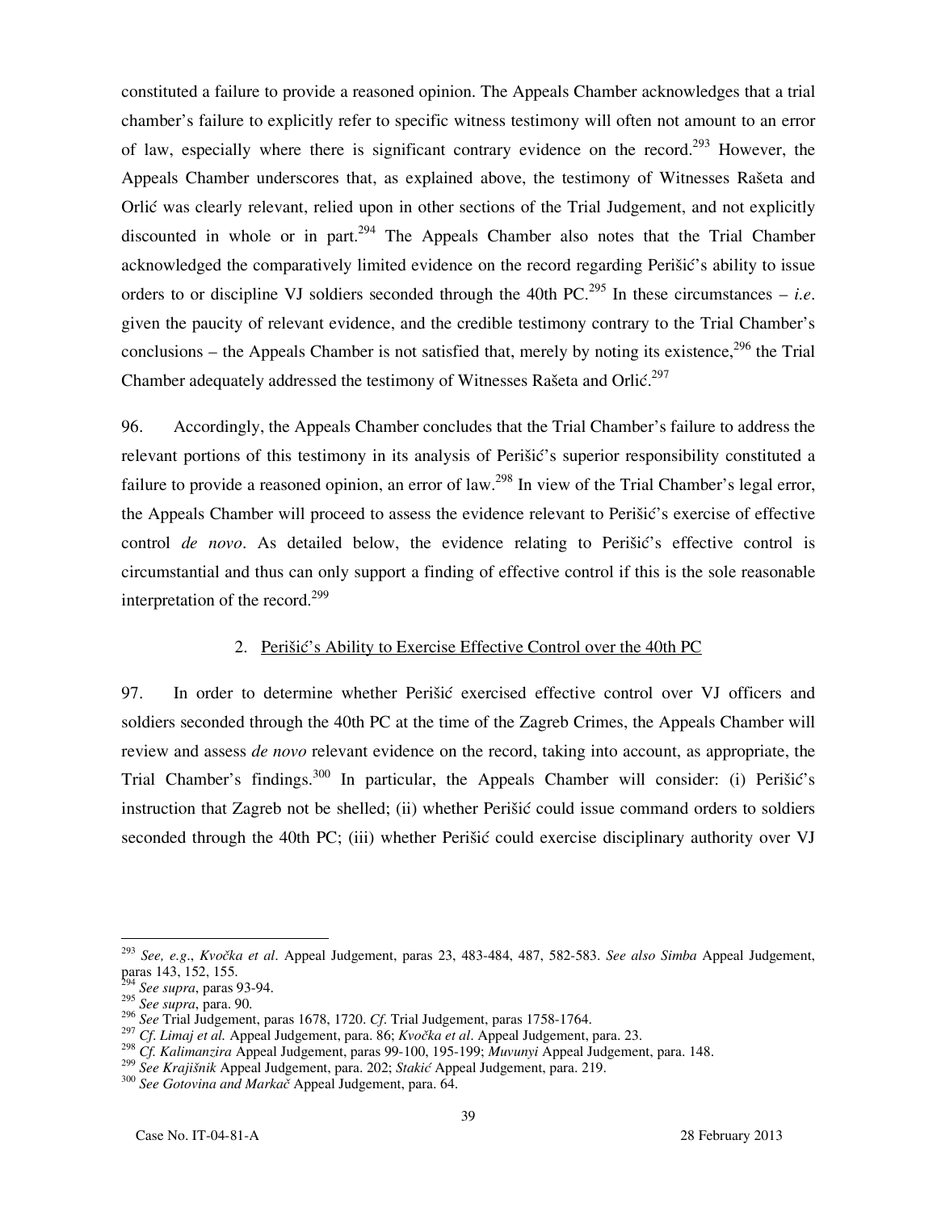constituted a failure to provide a reasoned opinion. The Appeals Chamber acknowledges that a trial chamber's failure to explicitly refer to specific witness testimony will often not amount to an error of law, especially where there is significant contrary evidence on the record.[293] However, the Appeals Chamber underscores that, as explained above, the testimony of Witnesses Rašeta and Orlić was clearly relevant, relied upon in other sections of the Trial Judgement, and not explicitly discounted in whole or in part.[294] The Appeals Chamber also notes that the Trial Chamber acknowledged the comparatively limited evidence on the record regarding Perišić's ability to issue orders to or discipline VJ soldiers seconded through the 40th PC.[295] In these circumstances – *i.e.* given the paucity of relevant evidence, and the credible testimony contrary to the Trial Chamber's conclusions – the Appeals Chamber is not satisfied that, merely by noting its existence,[296] the Trial Chamber adequately addressed the testimony of Witnesses Rašeta and Orlić.[297]

96. Accordingly, the Appeals Chamber concludes that the Trial Chamber's failure to address the relevant portions of this testimony in its analysis of Perišić's superior responsibility constituted a failure to provide a reasoned opinion, an error of law.[298] In view of the Trial Chamber's legal error, the Appeals Chamber will proceed to assess the evidence relevant to Perišić's exercise of effective control *de novo*. As detailed below, the evidence relating to Perišić's effective control is circumstantial and thus can only support a finding of effective control if this is the sole reasonable interpretation of the record.[299]

### 2. Perišić's Ability to Exercise Effective Control over the 40th PC

97. In order to determine whether Perišić exercised effective control over VJ officers and soldiers seconded through the 40th PC at the time of the Zagreb Crimes, the Appeals Chamber will review and assess *de novo* relevant evidence on the record, taking into account, as appropriate, the Trial Chamber's findings.[300] In particular, the Appeals Chamber will consider: (i) Perišić's instruction that Zagreb not be shelled; (ii) whether Perišić could issue command orders to soldiers seconded through the 40th PC; (iii) whether Perišić could exercise disciplinary authority over VJ

---

[293] *See, e.g.*, *Kvočka et al*. Appeal Judgement, paras 23, 483-484, 487, 582-583. *See also Simba* Appeal Judgement, paras 143, 152, 155.

[294] *See supra*, paras 93-94.

[295] *See supra*, para. 90.

[296] *See* Trial Judgement, paras 1678, 1720. *Cf*. Trial Judgement, paras 1758-1764.

[297] *Cf. Limaj et al.* Appeal Judgement, para. 86; *Kvočka et al*. Appeal Judgement, para. 23.

[298] *Cf. Kalimanzira* Appeal Judgement, paras 99-100, 195-199; *Muvunyi* Appeal Judgement, para. 148.

[299] *See Krajišnik* Appeal Judgement, para. 202; *Stakić* Appeal Judgement, para. 219.

[300] *See Gotovina and Markač* Appeal Judgement, para. 64.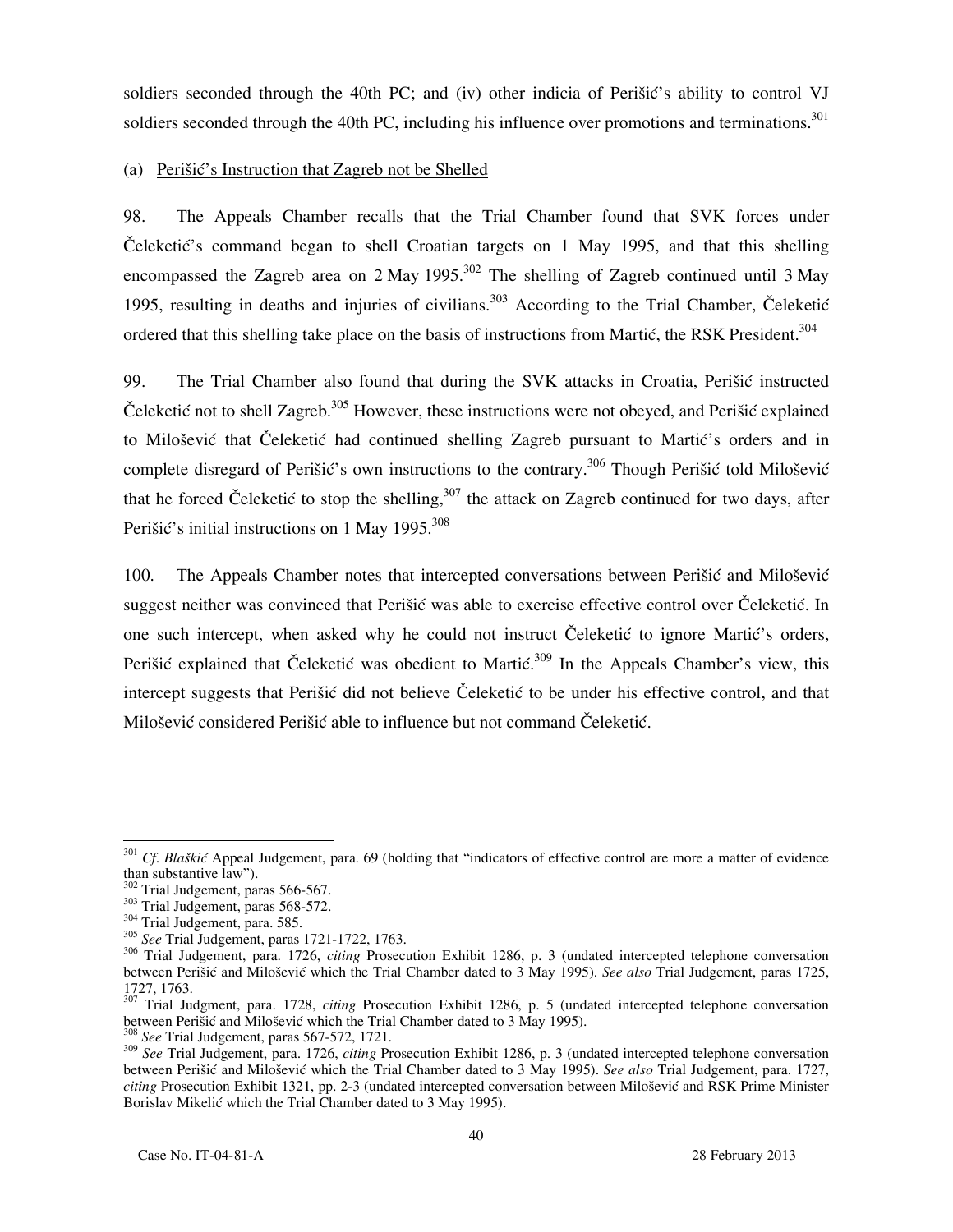soldiers seconded through the 40th PC; and (iv) other indicia of Perišić's ability to control VJ soldiers seconded through the 40th PC, including his influence over promotions and terminations.[301]

(a) Perišić's Instruction that Zagreb not be Shelled

98. The Appeals Chamber recalls that the Trial Chamber found that SVK forces under Čeleketić's command began to shell Croatian targets on 1 May 1995, and that this shelling encompassed the Zagreb area on 2 May 1995.[302] The shelling of Zagreb continued until 3 May 1995, resulting in deaths and injuries of civilians.[303] According to the Trial Chamber, Čeleketić ordered that this shelling take place on the basis of instructions from Martić, the RSK President.[304]

99. The Trial Chamber also found that during the SVK attacks in Croatia, Perišić instructed Čeleketić not to shell Zagreb.[305] However, these instructions were not obeyed, and Perišić explained to Milošević that Čeleketić had continued shelling Zagreb pursuant to Martić's orders and in complete disregard of Perišić's own instructions to the contrary.[306] Though Perišić told Milošević that he forced Čeleketić to stop the shelling,[307] the attack on Zagreb continued for two days, after Perišić's initial instructions on 1 May 1995.[308]

100. The Appeals Chamber notes that intercepted conversations between Perišić and Milošević suggest neither was convinced that Perišić was able to exercise effective control over Čeleketić. In one such intercept, when asked why he could not instruct Čeleketić to ignore Martić's orders, Perišić explained that Čeleketić was obedient to Martić.[309] In the Appeals Chamber's view, this intercept suggests that Perišić did not believe Čeleketić to be under his effective control, and that Milošević considered Perišić able to influence but not command Čeleketić.

---

[301] *Cf. Blaškić* Appeal Judgement, para. 69 (holding that "indicators of effective control are more a matter of evidence than substantive law").

[302] Trial Judgement, paras 566-567.

[303] Trial Judgement, paras 568-572.

[304] Trial Judgement, para. 585.

[305] *See* Trial Judgement, paras 1721-1722, 1763.

[306] Trial Judgement, para. 1726, *citing* Prosecution Exhibit 1286, p. 3 (undated intercepted telephone conversation between Perišić and Milošević which the Trial Chamber dated to 3 May 1995). *See also* Trial Judgement, paras 1725, 1727, 1763.

[307] Trial Judgment, para. 1728, *citing* Prosecution Exhibit 1286, p. 5 (undated intercepted telephone conversation between Perišić and Milošević which the Trial Chamber dated to 3 May 1995).

[308] *See* Trial Judgement, paras 567-572, 1721.

[309] *See* Trial Judgement, para. 1726, *citing* Prosecution Exhibit 1286, p. 3 (undated intercepted telephone conversation between Perišić and Milošević which the Trial Chamber dated to 3 May 1995). *See also* Trial Judgement, para. 1727, *citing* Prosecution Exhibit 1321, pp. 2-3 (undated intercepted conversation between Milošević and RSK Prime Minister Borislav Mikelić which the Trial Chamber dated to 3 May 1995).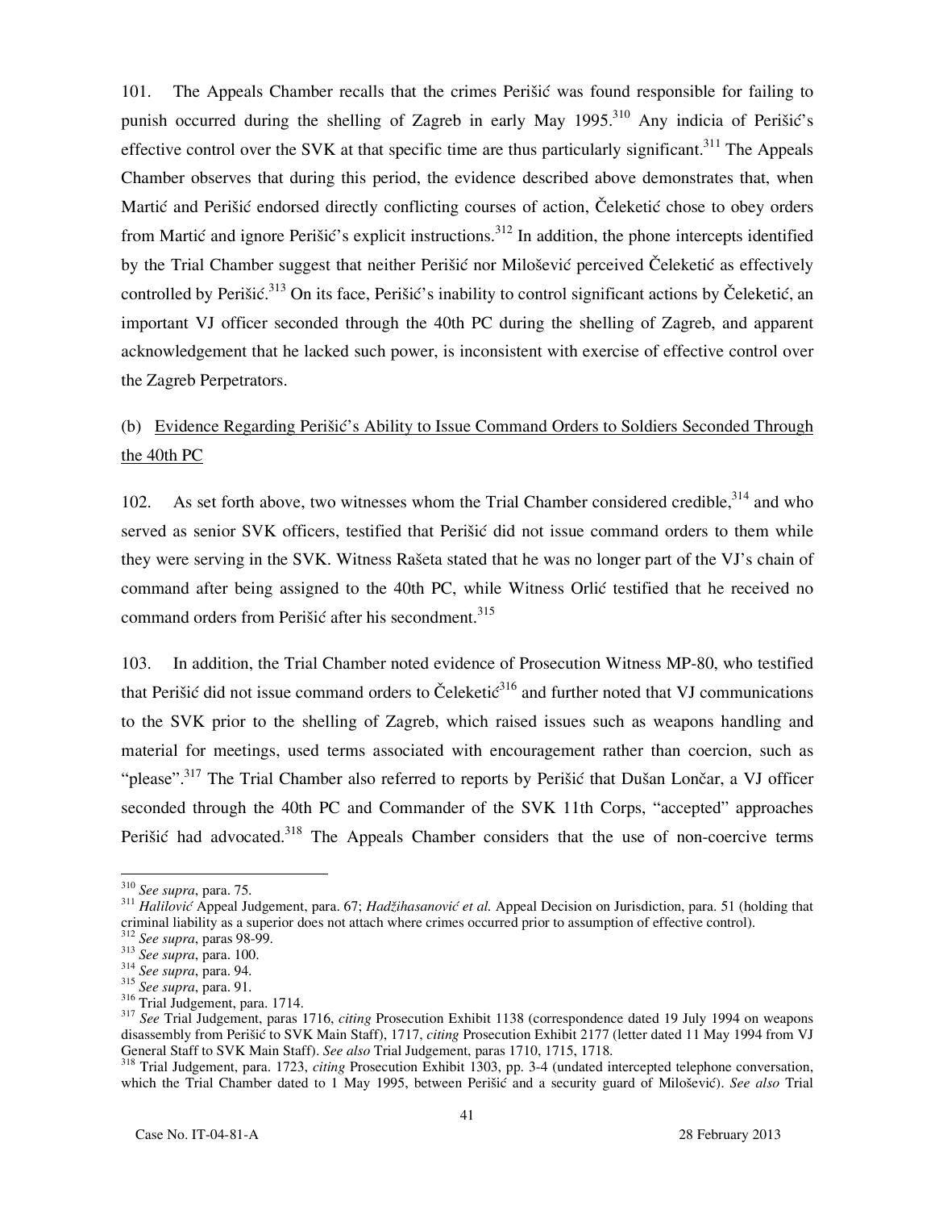101. The Appeals Chamber recalls that the crimes Perišić was found responsible for failing to punish occurred during the shelling of Zagreb in early May 1995.[310] Any indicia of Perišić's effective control over the SVK at that specific time are thus particularly significant.[311] The Appeals Chamber observes that during this period, the evidence described above demonstrates that, when Martić and Perišić endorsed directly conflicting courses of action, Čeleketić chose to obey orders from Martić and ignore Perišić's explicit instructions.[312] In addition, the phone intercepts identified by the Trial Chamber suggest that neither Perišić nor Milošević perceived Čeleketić as effectively controlled by Perišić.[313] On its face, Perišić's inability to control significant actions by Čeleketić, an important VJ officer seconded through the 40th PC during the shelling of Zagreb, and apparent acknowledgement that he lacked such power, is inconsistent with exercise of effective control over the Zagreb Perpetrators.

(b) Evidence Regarding Perišić's Ability to Issue Command Orders to Soldiers Seconded Through the 40th PC

102. As set forth above, two witnesses whom the Trial Chamber considered credible,[314] and who served as senior SVK officers, testified that Perišić did not issue command orders to them while they were serving in the SVK. Witness Rašeta stated that he was no longer part of the VJ's chain of command after being assigned to the 40th PC, while Witness Orlić testified that he received no command orders from Perišić after his secondment.[315]

103. In addition, the Trial Chamber noted evidence of Prosecution Witness MP-80, who testified that Perišić did not issue command orders to Čeleketić[316] and further noted that VJ communications to the SVK prior to the shelling of Zagreb, which raised issues such as weapons handling and material for meetings, used terms associated with encouragement rather than coercion, such as "please".[317] The Trial Chamber also referred to reports by Perišić that Dušan Lončar, a VJ officer seconded through the 40th PC and Commander of the SVK 11th Corps, "accepted" approaches Perišić had advocated.[318] The Appeals Chamber considers that the use of non-coercive terms

---

[310] *See supra*, para. 75.

[311] *Halilović* Appeal Judgement, para. 67; *Hadžihasanović et al.* Appeal Decision on Jurisdiction, para. 51 (holding that criminal liability as a superior does not attach where crimes occurred prior to assumption of effective control).

[312] *See supra*, paras 98-99.

[313] *See supra*, para. 100.

[314] *See supra*, para. 94.

[315] *See supra*, para. 91.

[316] Trial Judgement, para. 1714.

[317] *See* Trial Judgement, paras 1716, *citing* Prosecution Exhibit 1138 (correspondence dated 19 July 1994 on weapons disassembly from Perišić to SVK Main Staff), 1717, *citing* Prosecution Exhibit 2177 (letter dated 11 May 1994 from VJ General Staff to SVK Main Staff). *See also* Trial Judgement, paras 1710, 1715, 1718.

[318] Trial Judgement, para. 1723, *citing* Prosecution Exhibit 1303, pp. 3-4 (undated intercepted telephone conversation, which the Trial Chamber dated to 1 May 1995, between Perišić and a security guard of Milošević). *See also* Trial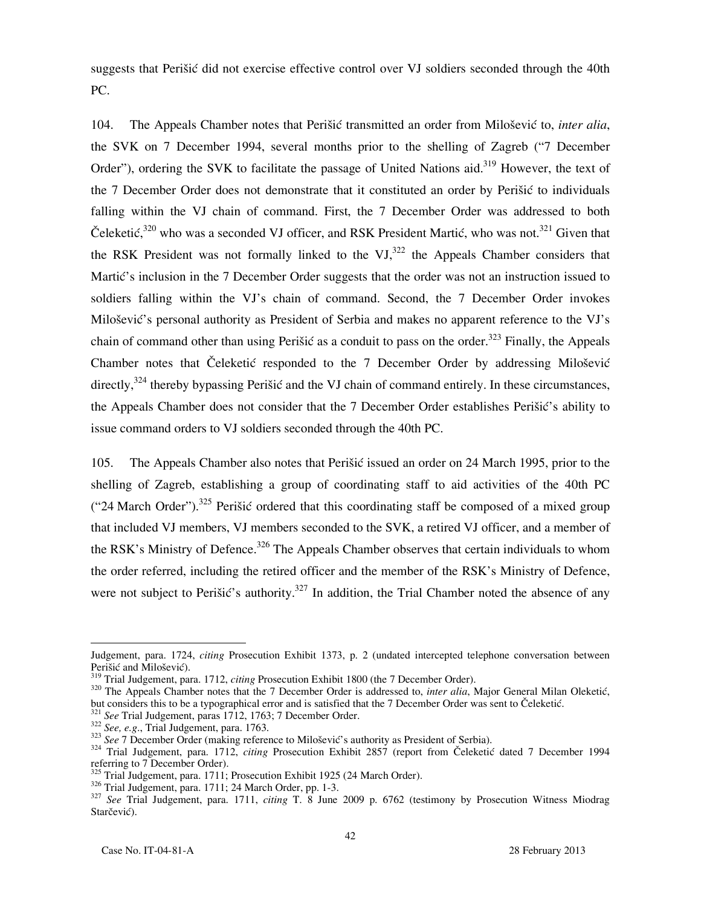suggests that Perišić did not exercise effective control over VJ soldiers seconded through the 40th PC.

104. The Appeals Chamber notes that Perišić transmitted an order from Milošević to, *inter alia*, the SVK on 7 December 1994, several months prior to the shelling of Zagreb ("7 December Order"), ordering the SVK to facilitate the passage of United Nations aid.[319] However, the text of the 7 December Order does not demonstrate that it constituted an order by Perišić to individuals falling within the VJ chain of command. First, the 7 December Order was addressed to both Čeleketić,[320] who was a seconded VJ officer, and RSK President Martić, who was not.[321] Given that the RSK President was not formally linked to the VJ,[322] the Appeals Chamber considers that Martić's inclusion in the 7 December Order suggests that the order was not an instruction issued to soldiers falling within the VJ's chain of command. Second, the 7 December Order invokes Milošević's personal authority as President of Serbia and makes no apparent reference to the VJ's chain of command other than using Perišić as a conduit to pass on the order.[323] Finally, the Appeals Chamber notes that Čeleketić responded to the 7 December Order by addressing Milošević directly,[324] thereby bypassing Perišić and the VJ chain of command entirely. In these circumstances, the Appeals Chamber does not consider that the 7 December Order establishes Perišić's ability to issue command orders to VJ soldiers seconded through the 40th PC.

105. The Appeals Chamber also notes that Perišić issued an order on 24 March 1995, prior to the shelling of Zagreb, establishing a group of coordinating staff to aid activities of the 40th PC ("24 March Order").[325] Perišić ordered that this coordinating staff be composed of a mixed group that included VJ members, VJ members seconded to the SVK, a retired VJ officer, and a member of the RSK's Ministry of Defence.[326] The Appeals Chamber observes that certain individuals to whom the order referred, including the retired officer and the member of the RSK's Ministry of Defence, were not subject to Perišić's authority.[327] In addition, the Trial Chamber noted the absence of any

---

Judgement, para. 1724, *citing* Prosecution Exhibit 1373, p. 2 (undated intercepted telephone conversation between Perišić and Milošević).

[319] Trial Judgement, para. 1712, *citing* Prosecution Exhibit 1800 (the 7 December Order).

[320] The Appeals Chamber notes that the 7 December Order is addressed to, *inter alia*, Major General Milan Oleketić, but considers this to be a typographical error and is satisfied that the 7 December Order was sent to Čeleketić.

[321] *See* Trial Judgement, paras 1712, 1763; 7 December Order.

[322] *See, e.g.*, Trial Judgement, para. 1763.

[323] *See* 7 December Order (making reference to Milošević's authority as President of Serbia).

[324] Trial Judgement, para. 1712, *citing* Prosecution Exhibit 2857 (report from Čeleketić dated 7 December 1994 referring to 7 December Order).

[325] Trial Judgement, para. 1711; Prosecution Exhibit 1925 (24 March Order).

[326] Trial Judgement, para. 1711; 24 March Order, pp. 1-3.

[327] *See* Trial Judgement, para. 1711, *citing* T. 8 June 2009 p. 6762 (testimony by Prosecution Witness Miodrag Starčević).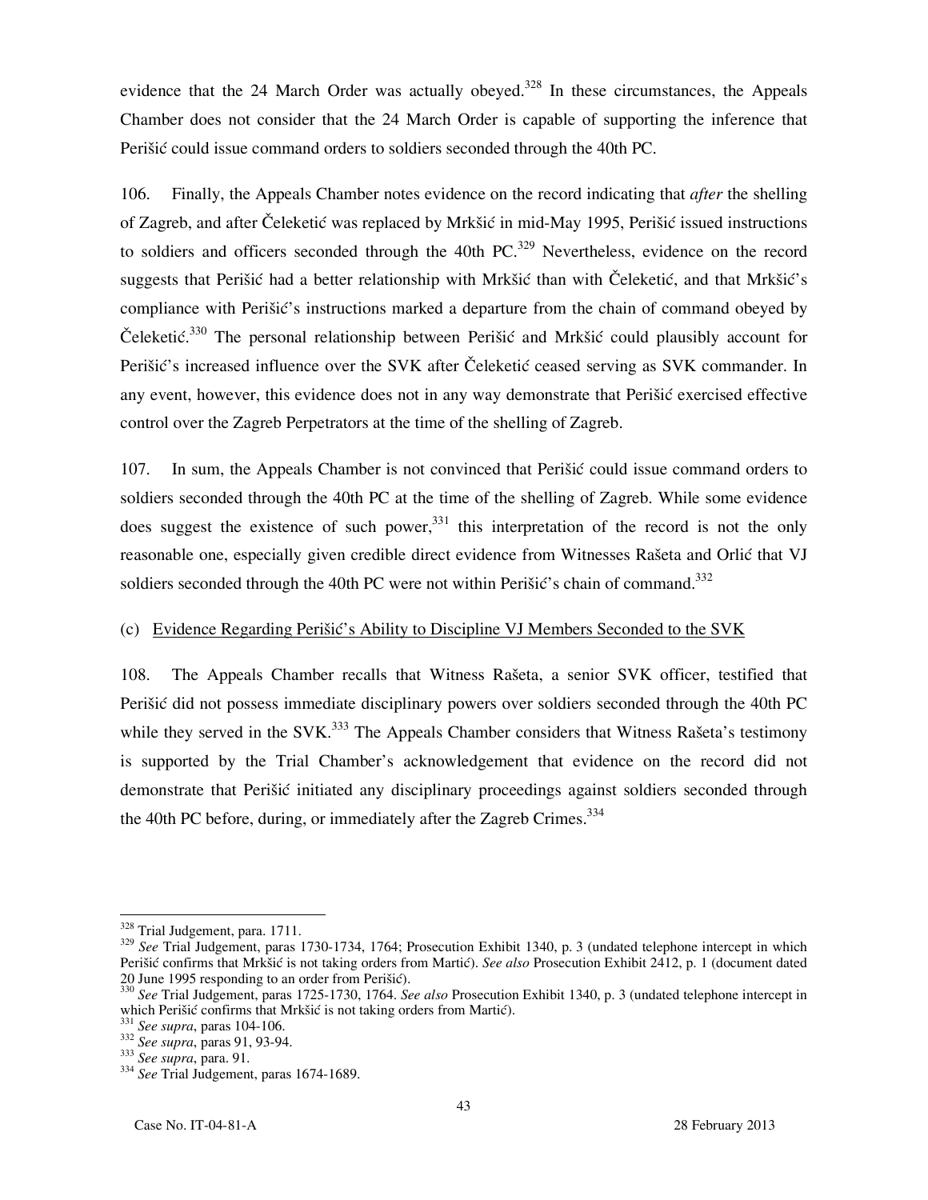evidence that the 24 March Order was actually obeyed.[328] In these circumstances, the Appeals Chamber does not consider that the 24 March Order is capable of supporting the inference that Perišić could issue command orders to soldiers seconded through the 40th PC.

106. Finally, the Appeals Chamber notes evidence on the record indicating that *after* the shelling of Zagreb, and after Čeleketić was replaced by Mrkšić in mid-May 1995, Perišić issued instructions to soldiers and officers seconded through the 40th PC.[329] Nevertheless, evidence on the record suggests that Perišić had a better relationship with Mrkšić than with Čeleketić, and that Mrkšić's compliance with Perišić's instructions marked a departure from the chain of command obeyed by Čeleketić.[330] The personal relationship between Perišić and Mrkšić could plausibly account for Perišić's increased influence over the SVK after Čeleketić ceased serving as SVK commander. In any event, however, this evidence does not in any way demonstrate that Perišić exercised effective control over the Zagreb Perpetrators at the time of the shelling of Zagreb.

107. In sum, the Appeals Chamber is not convinced that Perišić could issue command orders to soldiers seconded through the 40th PC at the time of the shelling of Zagreb. While some evidence does suggest the existence of such power,[331] this interpretation of the record is not the only reasonable one, especially given credible direct evidence from Witnesses Rašeta and Orlić that VJ soldiers seconded through the 40th PC were not within Perišić's chain of command.[332]

(c) Evidence Regarding Perišić's Ability to Discipline VJ Members Seconded to the SVK

108. The Appeals Chamber recalls that Witness Rašeta, a senior SVK officer, testified that Perišić did not possess immediate disciplinary powers over soldiers seconded through the 40th PC while they served in the SVK.[333] The Appeals Chamber considers that Witness Rašeta's testimony is supported by the Trial Chamber's acknowledgement that evidence on the record did not demonstrate that Perišić initiated any disciplinary proceedings against soldiers seconded through the 40th PC before, during, or immediately after the Zagreb Crimes.[334]

---

[328] Trial Judgement, para. 1711.

[329] *See* Trial Judgement, paras 1730-1734, 1764; Prosecution Exhibit 1340, p. 3 (undated telephone intercept in which Perišić confirms that Mrkšić is not taking orders from Martić). *See also* Prosecution Exhibit 2412, p. 1 (document dated 20 June 1995 responding to an order from Perišić).

[330] *See* Trial Judgement, paras 1725-1730, 1764. *See also* Prosecution Exhibit 1340, p. 3 (undated telephone intercept in which Perišić confirms that Mrkšić is not taking orders from Martić).

[331] *See supra*, paras 104-106.

[332] *See supra*, paras 91, 93-94.

[333] *See supra*, para. 91.

[334] *See* Trial Judgement, paras 1674-1689.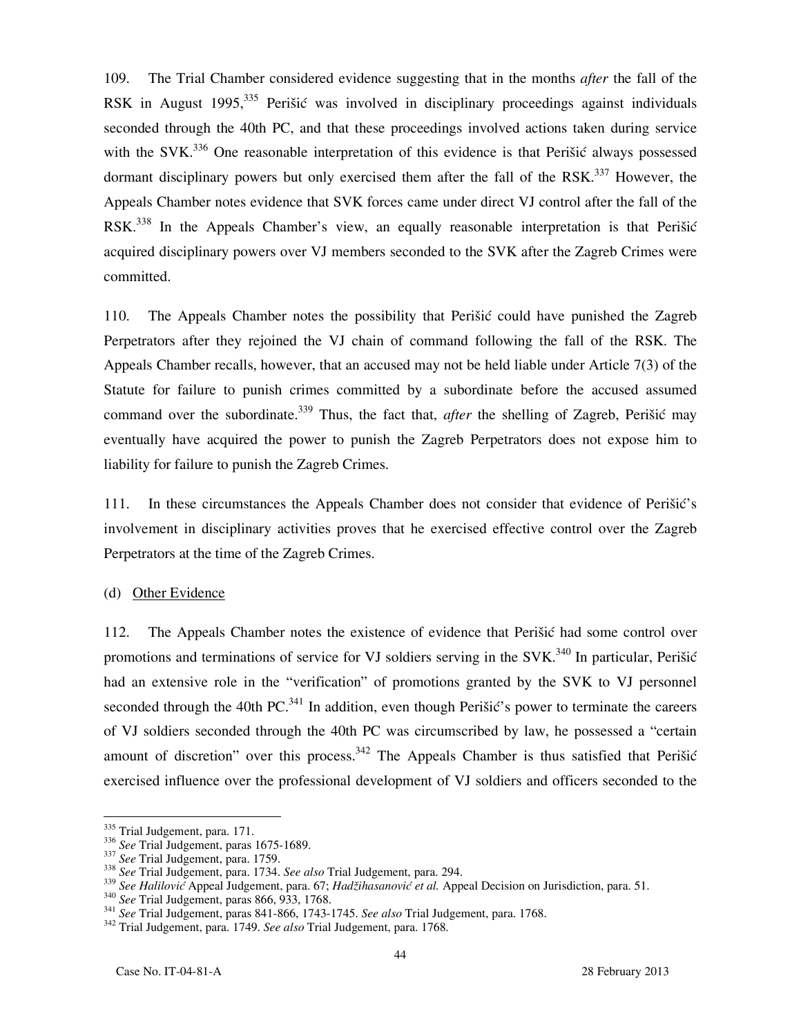109. The Trial Chamber considered evidence suggesting that in the months *after* the fall of the RSK in August 1995,[335] Perišić was involved in disciplinary proceedings against individuals seconded through the 40th PC, and that these proceedings involved actions taken during service with the SVK.[336] One reasonable interpretation of this evidence is that Perišić always possessed dormant disciplinary powers but only exercised them after the fall of the RSK.[337] However, the Appeals Chamber notes evidence that SVK forces came under direct VJ control after the fall of the RSK.[338] In the Appeals Chamber's view, an equally reasonable interpretation is that Perišić acquired disciplinary powers over VJ members seconded to the SVK after the Zagreb Crimes were committed.

110. The Appeals Chamber notes the possibility that Perišić could have punished the Zagreb Perpetrators after they rejoined the VJ chain of command following the fall of the RSK. The Appeals Chamber recalls, however, that an accused may not be held liable under Article 7(3) of the Statute for failure to punish crimes committed by a subordinate before the accused assumed command over the subordinate.[339] Thus, the fact that, *after* the shelling of Zagreb, Perišić may eventually have acquired the power to punish the Zagreb Perpetrators does not expose him to liability for failure to punish the Zagreb Crimes.

111. In these circumstances the Appeals Chamber does not consider that evidence of Perišić's involvement in disciplinary activities proves that he exercised effective control over the Zagreb Perpetrators at the time of the Zagreb Crimes.

(d) Other Evidence

112. The Appeals Chamber notes the existence of evidence that Perišić had some control over promotions and terminations of service for VJ soldiers serving in the SVK.[340] In particular, Perišić had an extensive role in the "verification" of promotions granted by the SVK to VJ personnel seconded through the 40th PC.[341] In addition, even though Perišić's power to terminate the careers of VJ soldiers seconded through the 40th PC was circumscribed by law, he possessed a "certain amount of discretion" over this process.[342] The Appeals Chamber is thus satisfied that Perišić exercised influence over the professional development of VJ soldiers and officers seconded to the

---

[335] Trial Judgement, para. 171.
[336] *See* Trial Judgement, paras 1675-1689.
[337] *See* Trial Judgement, para. 1759.
[338] *See* Trial Judgement, para. 1734. *See also* Trial Judgement, para. 294.
[339] *See Halilović* Appeal Judgement, para. 67; *Hadžihasanović et al.* Appeal Decision on Jurisdiction, para. 51.
[340] *See* Trial Judgement, paras 866, 933, 1768.
[341] *See* Trial Judgement, paras 841-866, 1743-1745. *See also* Trial Judgement, para. 1768.
[342] Trial Judgement, para. 1749. *See also* Trial Judgement, para. 1768.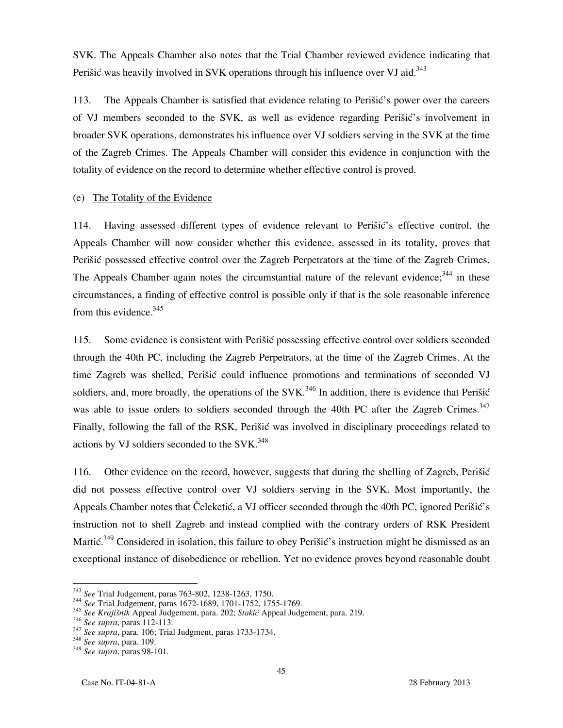SVK. The Appeals Chamber also notes that the Trial Chamber reviewed evidence indicating that Perišić was heavily involved in SVK operations through his influence over VJ aid.[343]

113. The Appeals Chamber is satisfied that evidence relating to Perišić's power over the careers of VJ members seconded to the SVK, as well as evidence regarding Perišić's involvement in broader SVK operations, demonstrates his influence over VJ soldiers serving in the SVK at the time of the Zagreb Crimes. The Appeals Chamber will consider this evidence in conjunction with the totality of evidence on the record to determine whether effective control is proved.

(e) The Totality of the Evidence

114. Having assessed different types of evidence relevant to Perišić's effective control, the Appeals Chamber will now consider whether this evidence, assessed in its totality, proves that Perišić possessed effective control over the Zagreb Perpetrators at the time of the Zagreb Crimes. The Appeals Chamber again notes the circumstantial nature of the relevant evidence;[344] in these circumstances, a finding of effective control is possible only if that is the sole reasonable inference from this evidence.[345]

115. Some evidence is consistent with Perišić possessing effective control over soldiers seconded through the 40th PC, including the Zagreb Perpetrators, at the time of the Zagreb Crimes. At the time Zagreb was shelled, Perišić could influence promotions and terminations of seconded VJ soldiers, and, more broadly, the operations of the SVK.[346] In addition, there is evidence that Perišić was able to issue orders to soldiers seconded through the 40th PC after the Zagreb Crimes.[347] Finally, following the fall of the RSK, Perišić was involved in disciplinary proceedings related to actions by VJ soldiers seconded to the SVK.[348]

116. Other evidence on the record, however, suggests that during the shelling of Zagreb, Perišić did not possess effective control over VJ soldiers serving in the SVK. Most importantly, the Appeals Chamber notes that Čeleketić, a VJ officer seconded through the 40th PC, ignored Perišić's instruction not to shell Zagreb and instead complied with the contrary orders of RSK President Martić.[349] Considered in isolation, this failure to obey Perišić's instruction might be dismissed as an exceptional instance of disobedience or rebellion. Yet no evidence proves beyond reasonable doubt

---

[343] *See* Trial Judgement, paras 763-802, 1238-1263, 1750.

[344] *See* Trial Judgement, paras 1672-1689, 1701-1752, 1755-1769.

[345] *See Krajišnik* Appeal Judgement, para. 202; *Stakić* Appeal Judgement, para. 219.

[346] *See supra*, paras 112-113.

[347] *See supra*, para. 106; Trial Judgment, paras 1733-1734.

[348] *See supra*, para. 109.

[349] *See supra*, paras 98-101.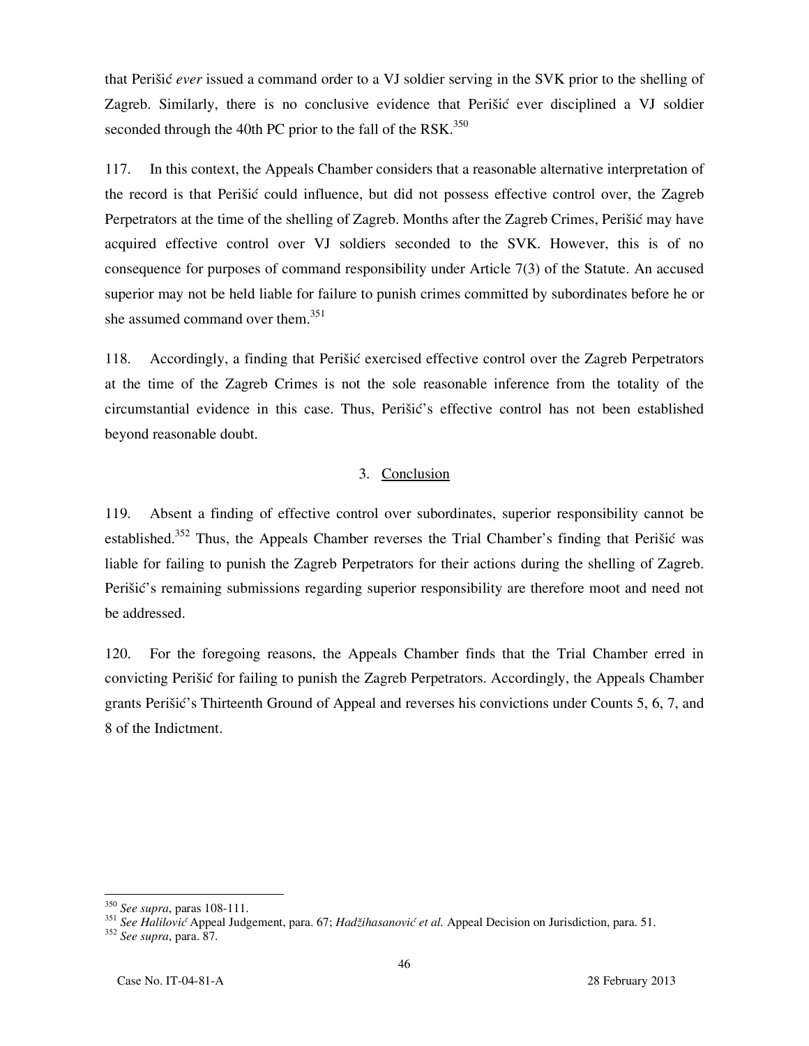that Perišić *ever* issued a command order to a VJ soldier serving in the SVK prior to the shelling of Zagreb. Similarly, there is no conclusive evidence that Perišić ever disciplined a VJ soldier seconded through the 40th PC prior to the fall of the RSK.[350]

117. In this context, the Appeals Chamber considers that a reasonable alternative interpretation of the record is that Perišić could influence, but did not possess effective control over, the Zagreb Perpetrators at the time of the shelling of Zagreb. Months after the Zagreb Crimes, Perišić may have acquired effective control over VJ soldiers seconded to the SVK. However, this is of no consequence for purposes of command responsibility under Article 7(3) of the Statute. An accused superior may not be held liable for failure to punish crimes committed by subordinates before he or she assumed command over them.[351]

118. Accordingly, a finding that Perišić exercised effective control over the Zagreb Perpetrators at the time of the Zagreb Crimes is not the sole reasonable inference from the totality of the circumstantial evidence in this case. Thus, Perišić's effective control has not been established beyond reasonable doubt.

### 3. Conclusion

119. Absent a finding of effective control over subordinates, superior responsibility cannot be established.[352] Thus, the Appeals Chamber reverses the Trial Chamber's finding that Perišić was liable for failing to punish the Zagreb Perpetrators for their actions during the shelling of Zagreb. Perišić's remaining submissions regarding superior responsibility are therefore moot and need not be addressed.

120. For the foregoing reasons, the Appeals Chamber finds that the Trial Chamber erred in convicting Perišić for failing to punish the Zagreb Perpetrators. Accordingly, the Appeals Chamber grants Perišić's Thirteenth Ground of Appeal and reverses his convictions under Counts 5, 6, 7, and 8 of the Indictment.

---

[350] *See supra*, paras 108-111.

[351] *See Halilović* Appeal Judgement, para. 67; *Hadžihasanović et al.* Appeal Decision on Jurisdiction, para. 51.

[352] *See supra*, para. 87.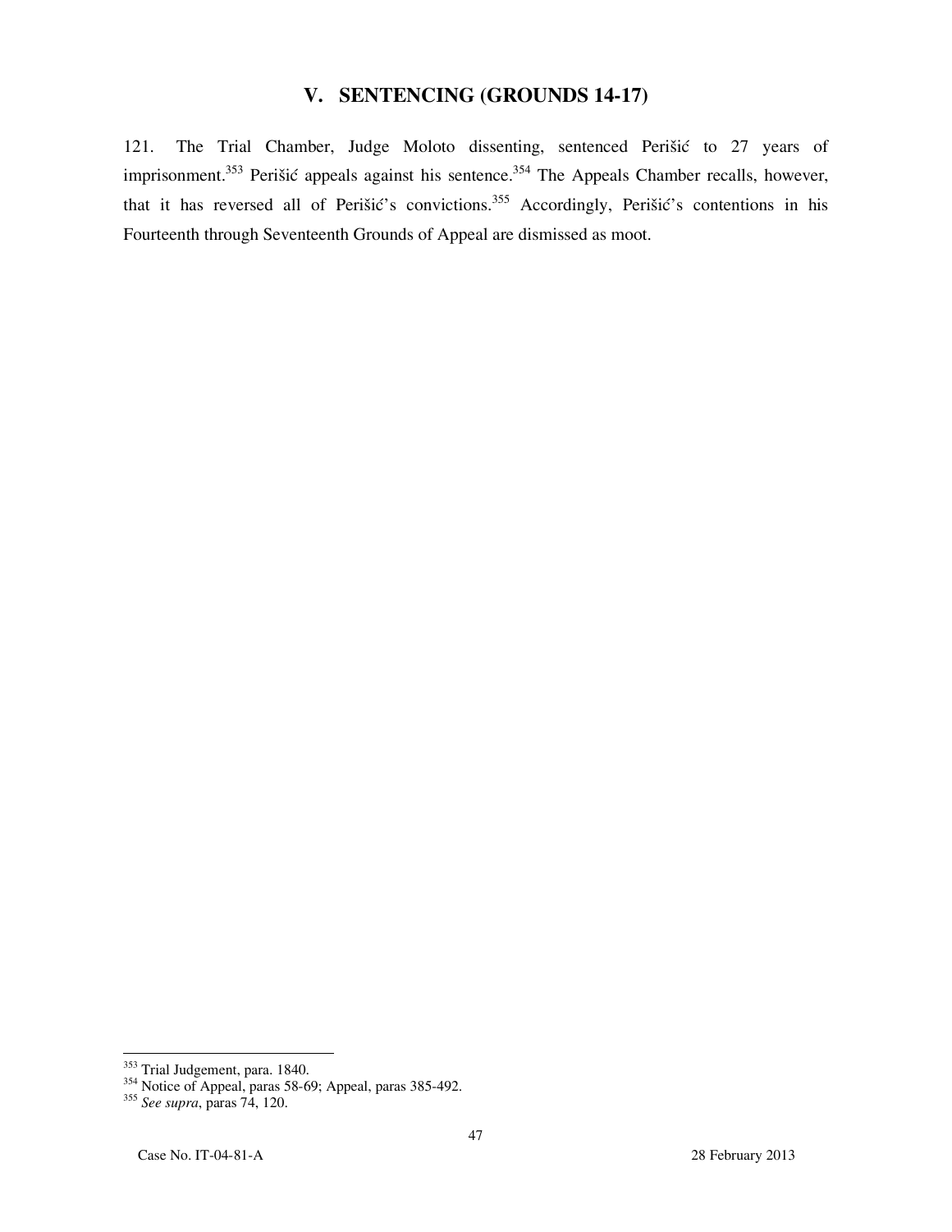## V. SENTENCING (GROUNDS 14-17)

121. The Trial Chamber, Judge Moloto dissenting, sentenced Perišić to 27 years of imprisonment.[353] Perišić appeals against his sentence.[354] The Appeals Chamber recalls, however, that it has reversed all of Perišić's convictions.[355] Accordingly, Perišić's contentions in his Fourteenth through Seventeenth Grounds of Appeal are dismissed as moot.

---

[353] Trial Judgement, para. 1840.
[354] Notice of Appeal, paras 58-69; Appeal, paras 385-492.
[355] *See supra*, paras 74, 120.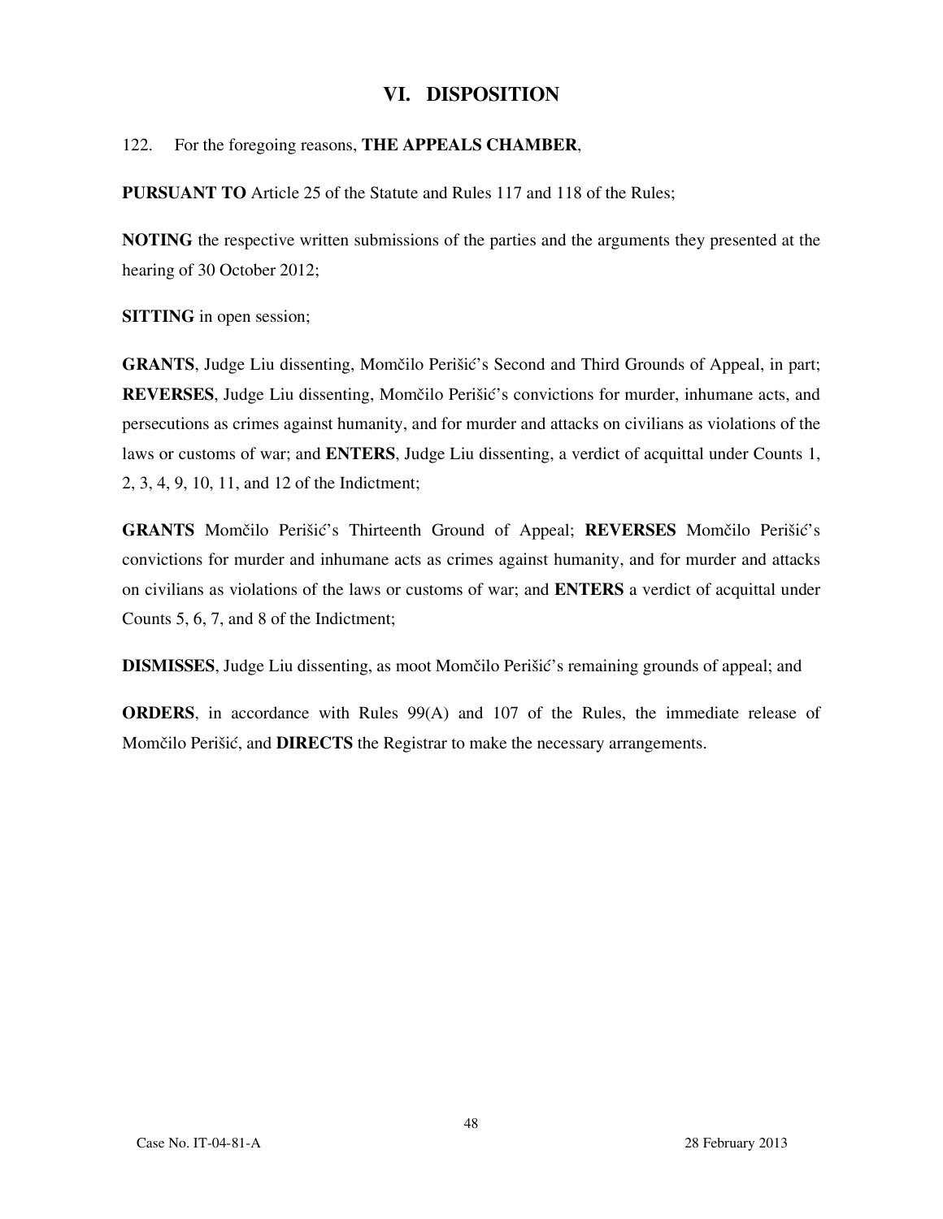# VI. DISPOSITION

122. For the foregoing reasons, **THE APPEALS CHAMBER**,

**PURSUANT TO** Article 25 of the Statute and Rules 117 and 118 of the Rules;

**NOTING** the respective written submissions of the parties and the arguments they presented at the hearing of 30 October 2012;

**SITTING** in open session;

**GRANTS**, Judge Liu dissenting, Momčilo Perišić's Second and Third Grounds of Appeal, in part; **REVERSES**, Judge Liu dissenting, Momčilo Perišić's convictions for murder, inhumane acts, and persecutions as crimes against humanity, and for murder and attacks on civilians as violations of the laws or customs of war; and **ENTERS**, Judge Liu dissenting, a verdict of acquittal under Counts 1, 2, 3, 4, 9, 10, 11, and 12 of the Indictment;

**GRANTS** Momčilo Perišić's Thirteenth Ground of Appeal; **REVERSES** Momčilo Perišić's convictions for murder and inhumane acts as crimes against humanity, and for murder and attacks on civilians as violations of the laws or customs of war; and **ENTERS** a verdict of acquittal under Counts 5, 6, 7, and 8 of the Indictment;

**DISMISSES**, Judge Liu dissenting, as moot Momčilo Perišić's remaining grounds of appeal; and

**ORDERS**, in accordance with Rules 99(A) and 107 of the Rules, the immediate release of Momčilo Perišić, and **DIRECTS** the Registrar to make the necessary arrangements.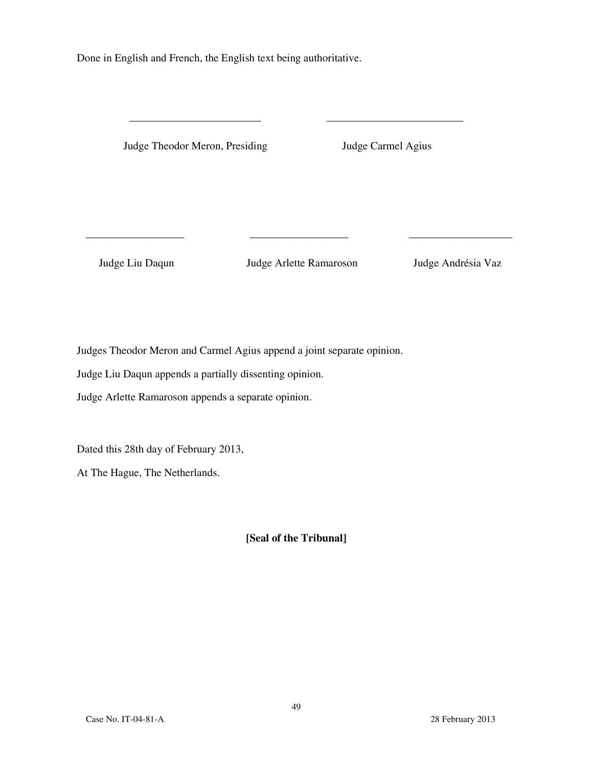Done in English and French, the English text being authoritative.

| ________________________ | ________________________ |
| --- | --- |
| Judge Theodor Meron, Presiding | Judge Carmel Agius |

| __________________ | __________________ | __________________ |
| --- | --- | --- |
| Judge Liu Daqun | Judge Arlette Ramaroson | Judge Andrésia Vaz |

Judges Theodor Meron and Carmel Agius append a joint separate opinion.

Judge Liu Daqun appends a partially dissenting opinion.

Judge Arlette Ramaroson appends a separate opinion.

Dated this 28th day of February 2013,

At The Hague, The Netherlands.

**[Seal of the Tribunal]**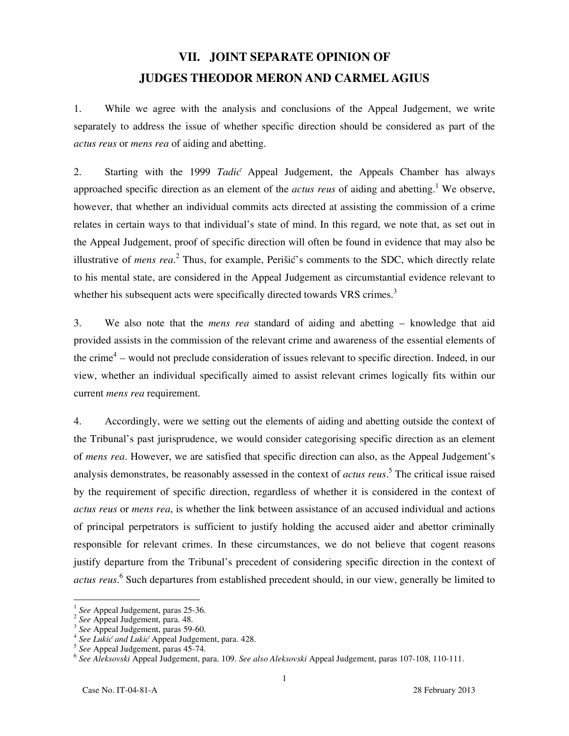# VII. JOINT SEPARATE OPINION OF JUDGES THEODOR MERON AND CARMEL AGIUS

1. While we agree with the analysis and conclusions of the Appeal Judgement, we write separately to address the issue of whether specific direction should be considered as part of the *actus reus* or *mens rea* of aiding and abetting.

2. Starting with the 1999 *Tadić* Appeal Judgement, the Appeals Chamber has always approached specific direction as an element of the *actus reus* of aiding and abetting.[1] We observe, however, that whether an individual commits acts directed at assisting the commission of a crime relates in certain ways to that individual's state of mind. In this regard, we note that, as set out in the Appeal Judgement, proof of specific direction will often be found in evidence that may also be illustrative of *mens rea*.[2] Thus, for example, Perišić's comments to the SDC, which directly relate to his mental state, are considered in the Appeal Judgement as circumstantial evidence relevant to whether his subsequent acts were specifically directed towards VRS crimes.[3]

3. We also note that the *mens rea* standard of aiding and abetting – knowledge that aid provided assists in the commission of the relevant crime and awareness of the essential elements of the crime[4] – would not preclude consideration of issues relevant to specific direction. Indeed, in our view, whether an individual specifically aimed to assist relevant crimes logically fits within our current *mens rea* requirement.

4. Accordingly, were we setting out the elements of aiding and abetting outside the context of the Tribunal's past jurisprudence, we would consider categorising specific direction as an element of *mens rea*. However, we are satisfied that specific direction can also, as the Appeal Judgement's analysis demonstrates, be reasonably assessed in the context of *actus reus*.[5] The critical issue raised by the requirement of specific direction, regardless of whether it is considered in the context of *actus reus* or *mens rea*, is whether the link between assistance of an accused individual and actions of principal perpetrators is sufficient to justify holding the accused aider and abettor criminally responsible for relevant crimes. In these circumstances, we do not believe that cogent reasons justify departure from the Tribunal's precedent of considering specific direction in the context of *actus reus*.[6] Such departures from established precedent should, in our view, generally be limited to

---

[1] *See* Appeal Judgement, paras 25-36.

[2] *See* Appeal Judgement, para. 48.

[3] *See* Appeal Judgement, paras 59-60.

[4] *See Lukić and Lukić* Appeal Judgement, para. 428.

[5] *See* Appeal Judgement, paras 45-74.

[6] *See Aleksovski* Appeal Judgement, para. 109. *See also Aleksovski* Appeal Judgement, paras 107-108, 110-111.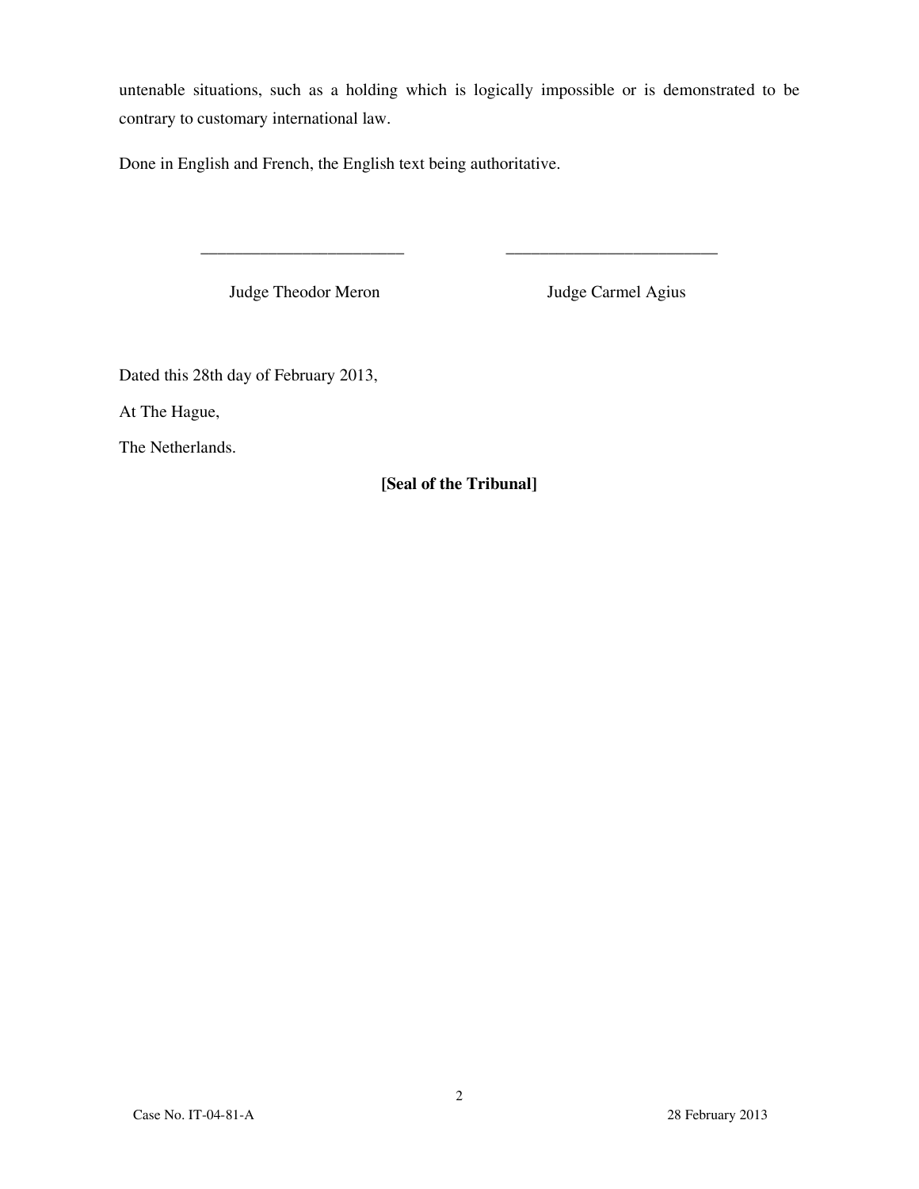untenable situations, such as a holding which is logically impossible or is demonstrated to be contrary to customary international law.

Done in English and French, the English text being authoritative.

\_\_\_\_\_\_\_\_\_\_\_\_\_\_\_\_\_\_\_\_\_\_\_\_ \_\_\_\_\_\_\_\_\_\_\_\_\_\_\_\_\_\_\_\_\_\_\_\_

Judge Theodor Meron Judge Carmel Agius

Dated this 28th day of February 2013,

At The Hague,

The Netherlands.

**[Seal of the Tribunal]**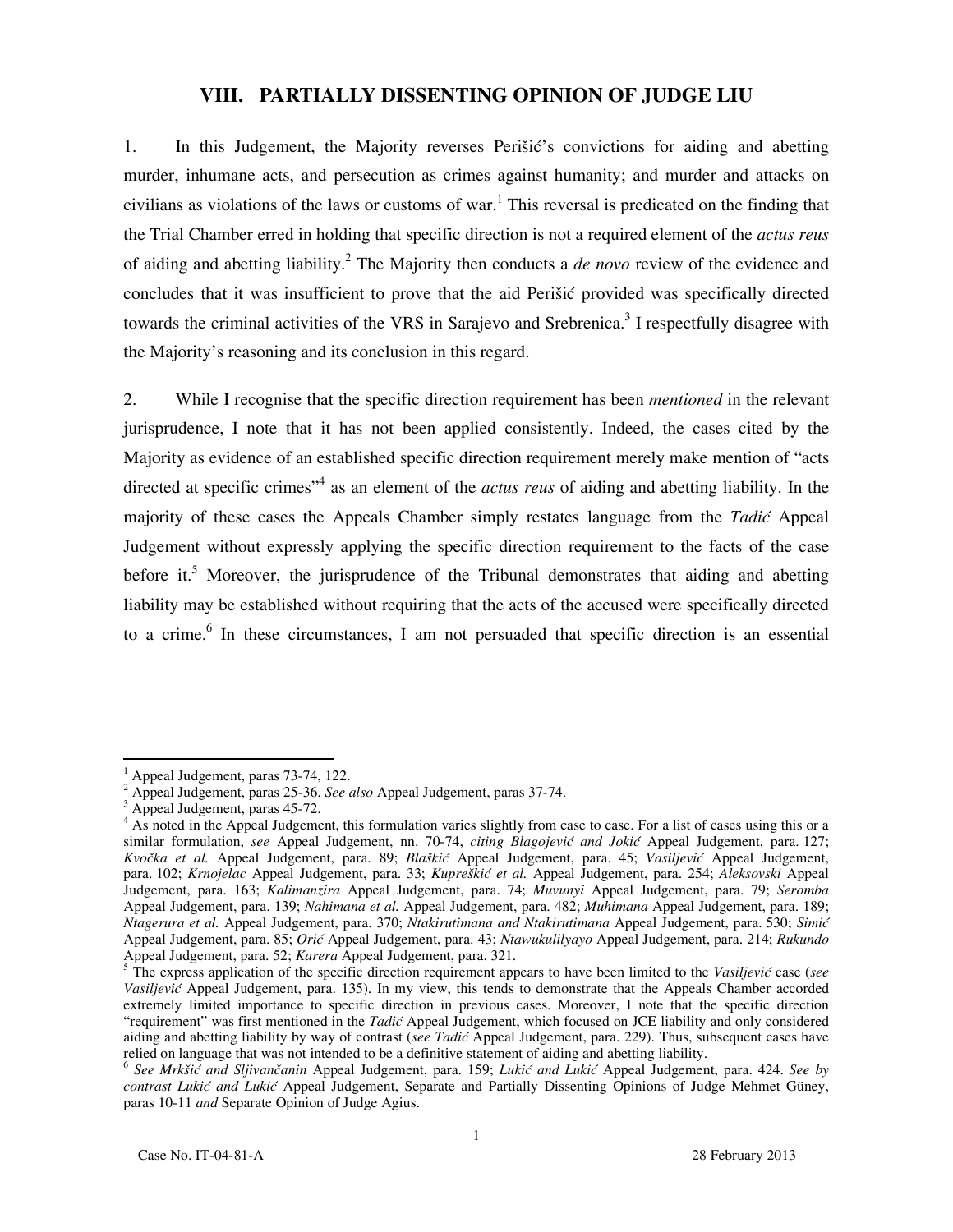## VIII. PARTIALLY DISSENTING OPINION OF JUDGE LIU

1. In this Judgement, the Majority reverses Perišić's convictions for aiding and abetting murder, inhumane acts, and persecution as crimes against humanity; and murder and attacks on civilians as violations of the laws or customs of war.[1] This reversal is predicated on the finding that the Trial Chamber erred in holding that specific direction is not a required element of the *actus reus* of aiding and abetting liability.[2] The Majority then conducts a *de novo* review of the evidence and concludes that it was insufficient to prove that the aid Perišić provided was specifically directed towards the criminal activities of the VRS in Sarajevo and Srebrenica.[3] I respectfully disagree with the Majority's reasoning and its conclusion in this regard.

2. While I recognise that the specific direction requirement has been *mentioned* in the relevant jurisprudence, I note that it has not been applied consistently. Indeed, the cases cited by the Majority as evidence of an established specific direction requirement merely make mention of "acts directed at specific crimes"[4] as an element of the *actus reus* of aiding and abetting liability. In the majority of these cases the Appeals Chamber simply restates language from the *Tadić* Appeal Judgement without expressly applying the specific direction requirement to the facts of the case before it.[5] Moreover, the jurisprudence of the Tribunal demonstrates that aiding and abetting liability may be established without requiring that the acts of the accused were specifically directed to a crime.[6] In these circumstances, I am not persuaded that specific direction is an essential

---

[1] Appeal Judgement, paras 73-74, 122.

[2] Appeal Judgement, paras 25-36. *See also* Appeal Judgement, paras 37-74.

[3] Appeal Judgement, paras 45-72.

[4] As noted in the Appeal Judgement, this formulation varies slightly from case to case. For a list of cases using this or a similar formulation, *see* Appeal Judgement, nn. 70-74, *citing Blagojević and Jokić* Appeal Judgement, para. 127; *Kvočka et al.* Appeal Judgement, para. 89; *Blaškić* Appeal Judgement, para. 45; *Vasiljević* Appeal Judgement, para. 102; *Krnojelac* Appeal Judgement, para. 33; *Kupreškić et al.* Appeal Judgement, para. 254; *Aleksovski* Appeal Judgement, para. 163; *Kalimanzira* Appeal Judgement, para. 74; *Muvunyi* Appeal Judgement, para. 79; *Seromba* Appeal Judgement, para. 139; *Nahimana et al.* Appeal Judgement, para. 482; *Muhimana* Appeal Judgement, para. 189; *Ntagerura et al.* Appeal Judgement, para. 370; *Ntakirutimana and Ntakirutimana* Appeal Judgement, para. 530; *Simić* Appeal Judgement, para. 85; *Orić* Appeal Judgement, para. 43; *Ntawukulilyayo* Appeal Judgement, para. 214; *Rukundo* Appeal Judgement, para. 52; *Karera* Appeal Judgement, para. 321.

[5] The express application of the specific direction requirement appears to have been limited to the *Vasiljević* case (*see Vasiljević* Appeal Judgement, para. 135). In my view, this tends to demonstrate that the Appeals Chamber accorded extremely limited importance to specific direction in previous cases. Moreover, I note that the specific direction "requirement" was first mentioned in the *Tadić* Appeal Judgement, which focused on JCE liability and only considered aiding and abetting liability by way of contrast (*see Tadić* Appeal Judgement, para. 229). Thus, subsequent cases have relied on language that was not intended to be a definitive statement of aiding and abetting liability.

[6] *See Mrkšić and Sljivančanin* Appeal Judgement, para. 159; *Lukić and Lukić* Appeal Judgement, para. 424. *See by contrast Lukić and Lukić* Appeal Judgement, Separate and Partially Dissenting Opinions of Judge Mehmet Güney, paras 10-11 *and* Separate Opinion of Judge Agius.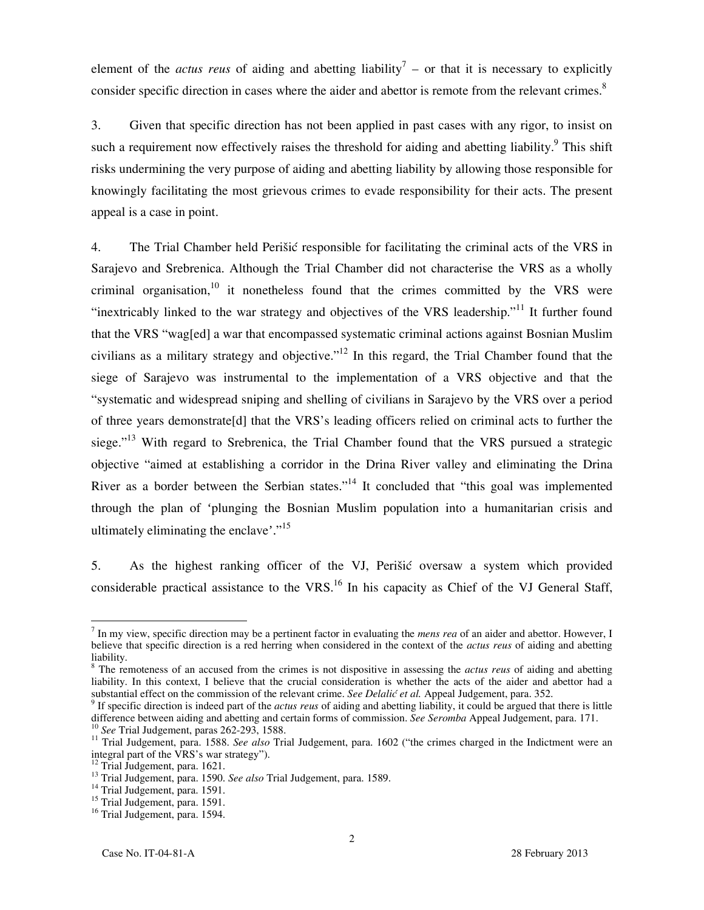element of the *actus reus* of aiding and abetting liability[7] – or that it is necessary to explicitly consider specific direction in cases where the aider and abettor is remote from the relevant crimes.[8]

3. Given that specific direction has not been applied in past cases with any rigor, to insist on such a requirement now effectively raises the threshold for aiding and abetting liability.[9] This shift risks undermining the very purpose of aiding and abetting liability by allowing those responsible for knowingly facilitating the most grievous crimes to evade responsibility for their acts. The present appeal is a case in point.

4. The Trial Chamber held Perišić responsible for facilitating the criminal acts of the VRS in Sarajevo and Srebrenica. Although the Trial Chamber did not characterise the VRS as a wholly criminal organisation,[10] it nonetheless found that the crimes committed by the VRS were "inextricably linked to the war strategy and objectives of the VRS leadership."[11] It further found that the VRS "wag[ed] a war that encompassed systematic criminal actions against Bosnian Muslim civilians as a military strategy and objective."[12] In this regard, the Trial Chamber found that the siege of Sarajevo was instrumental to the implementation of a VRS objective and that the "systematic and widespread sniping and shelling of civilians in Sarajevo by the VRS over a period of three years demonstrate[d] that the VRS's leading officers relied on criminal acts to further the siege."[13] With regard to Srebrenica, the Trial Chamber found that the VRS pursued a strategic objective "aimed at establishing a corridor in the Drina River valley and eliminating the Drina River as a border between the Serbian states."[14] It concluded that "this goal was implemented through the plan of 'plunging the Bosnian Muslim population into a humanitarian crisis and ultimately eliminating the enclave'."[15]

5. As the highest ranking officer of the VJ, Perišić oversaw a system which provided considerable practical assistance to the VRS.[16] In his capacity as Chief of the VJ General Staff,

---

[7] In my view, specific direction may be a pertinent factor in evaluating the *mens rea* of an aider and abettor. However, I believe that specific direction is a red herring when considered in the context of the *actus reus* of aiding and abetting liability.

[8] The remoteness of an accused from the crimes is not dispositive in assessing the *actus reus* of aiding and abetting liability. In this context, I believe that the crucial consideration is whether the acts of the aider and abettor had a substantial effect on the commission of the relevant crime. *See Delalić et al.* Appeal Judgement, para. 352.

[9] If specific direction is indeed part of the *actus reus* of aiding and abetting liability, it could be argued that there is little difference between aiding and abetting and certain forms of commission. *See Seromba* Appeal Judgement, para. 171.

[10] *See* Trial Judgement, paras 262-293, 1588.

[11] Trial Judgement, para. 1588. *See also* Trial Judgement, para. 1602 ("the crimes charged in the Indictment were an integral part of the VRS's war strategy").

[12] Trial Judgement, para. 1621.

[13] Trial Judgement, para. 1590. *See also* Trial Judgement, para. 1589.

[14] Trial Judgement, para. 1591.

[15] Trial Judgement, para. 1591.

[16] Trial Judgement, para. 1594.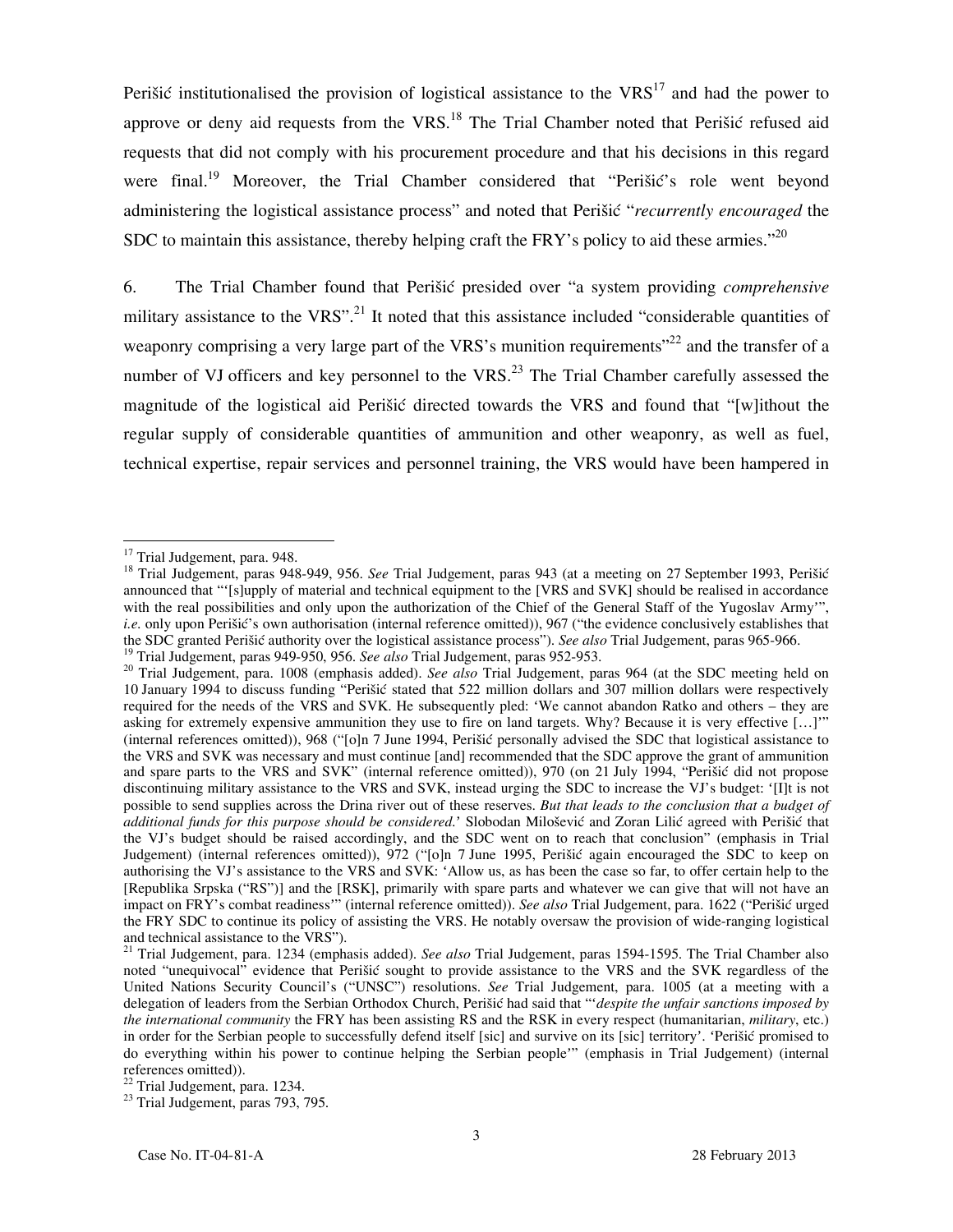Perišić institutionalised the provision of logistical assistance to the VRS[17] and had the power to approve or deny aid requests from the VRS.[18] The Trial Chamber noted that Perišić refused aid requests that did not comply with his procurement procedure and that his decisions in this regard were final.[19] Moreover, the Trial Chamber considered that "Perišić's role went beyond administering the logistical assistance process" and noted that Perišić "*recurrently encouraged* the SDC to maintain this assistance, thereby helping craft the FRY's policy to aid these armies."[20]

6. The Trial Chamber found that Perišić presided over "a system providing *comprehensive* military assistance to the VRS".[21] It noted that this assistance included "considerable quantities of weaponry comprising a very large part of the VRS's munition requirements"[22] and the transfer of a number of VJ officers and key personnel to the VRS.[23] The Trial Chamber carefully assessed the magnitude of the logistical aid Perišić directed towards the VRS and found that "[w]ithout the regular supply of considerable quantities of ammunition and other weaponry, as well as fuel, technical expertise, repair services and personnel training, the VRS would have been hampered in

---

[17] Trial Judgement, para. 948.

[18] Trial Judgement, paras 948-949, 956. *See* Trial Judgement, paras 943 (at a meeting on 27 September 1993, Perišić announced that "'[s]upply of material and technical equipment to the [VRS and SVK] should be realised in accordance with the real possibilities and only upon the authorization of the Chief of the General Staff of the Yugoslav Army'", *i.e.* only upon Perišić's own authorisation (internal reference omitted)), 967 ("the evidence conclusively establishes that the SDC granted Perišić authority over the logistical assistance process"). *See also* Trial Judgement, paras 965-966.

[19] Trial Judgement, paras 949-950, 956. *See also* Trial Judgement, paras 952-953.

[20] Trial Judgement, para. 1008 (emphasis added). *See also* Trial Judgement, paras 964 (at the SDC meeting held on 10 January 1994 to discuss funding "Perišić stated that 522 million dollars and 307 million dollars were respectively required for the needs of the VRS and SVK. He subsequently pled: 'We cannot abandon Ratko and others – they are asking for extremely expensive ammunition they use to fire on land targets. Why? Because it is very effective […]'" (internal references omitted)), 968 ("[o]n 7 June 1994, Perišić personally advised the SDC that logistical assistance to the VRS and SVK was necessary and must continue [and] recommended that the SDC approve the grant of ammunition and spare parts to the VRS and SVK" (internal reference omitted)), 970 (on 21 July 1994, "Perišić did not propose discontinuing military assistance to the VRS and SVK, instead urging the SDC to increase the VJ's budget: '[I]t is not possible to send supplies across the Drina river out of these reserves. *But that leads to the conclusion that a budget of additional funds for this purpose should be considered.*' Slobodan Milošević and Zoran Lilić agreed with Perišić that the VJ's budget should be raised accordingly, and the SDC went on to reach that conclusion" (emphasis in Trial Judgement) (internal references omitted)), 972 ("[o]n 7 June 1995, Perišić again encouraged the SDC to keep on authorising the VJ's assistance to the VRS and SVK: 'Allow us, as has been the case so far, to offer certain help to the [Republika Srpska ("RS")] and the [RSK], primarily with spare parts and whatever we can give that will not have an impact on FRY's combat readiness'" (internal reference omitted)). *See also* Trial Judgement, para. 1622 ("Perišić urged the FRY SDC to continue its policy of assisting the VRS. He notably oversaw the provision of wide-ranging logistical and technical assistance to the VRS").

[21] Trial Judgement, para. 1234 (emphasis added). *See also* Trial Judgement, paras 1594-1595. The Trial Chamber also noted "unequivocal" evidence that Perišić sought to provide assistance to the VRS and the SVK regardless of the United Nations Security Council's ("UNSC") resolutions. *See* Trial Judgement, para. 1005 (at a meeting with a delegation of leaders from the Serbian Orthodox Church, Perišić had said that "'*despite the unfair sanctions imposed by the international community* the FRY has been assisting RS and the RSK in every respect (humanitarian, *military*, etc.) in order for the Serbian people to successfully defend itself [sic] and survive on its [sic] territory'. 'Perišić promised to do everything within his power to continue helping the Serbian people'" (emphasis in Trial Judgement) (internal references omitted)).

[22] Trial Judgement, para. 1234.

[23] Trial Judgement, paras 793, 795.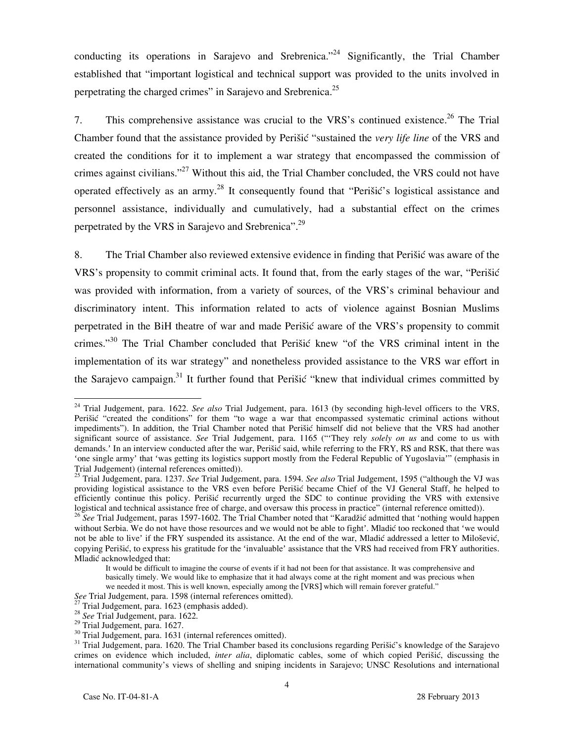conducting its operations in Sarajevo and Srebrenica."[24] Significantly, the Trial Chamber established that "important logistical and technical support was provided to the units involved in perpetrating the charged crimes" in Sarajevo and Srebrenica.[25]

7. This comprehensive assistance was crucial to the VRS's continued existence.[26] The Trial Chamber found that the assistance provided by Perišić "sustained the *very life line* of the VRS and created the conditions for it to implement a war strategy that encompassed the commission of crimes against civilians."[27] Without this aid, the Trial Chamber concluded, the VRS could not have operated effectively as an army.[28] It consequently found that "Perišić's logistical assistance and personnel assistance, individually and cumulatively, had a substantial effect on the crimes perpetrated by the VRS in Sarajevo and Srebrenica".[29]

8. The Trial Chamber also reviewed extensive evidence in finding that Perišić was aware of the VRS's propensity to commit criminal acts. It found that, from the early stages of the war, "Perišić was provided with information, from a variety of sources, of the VRS's criminal behaviour and discriminatory intent. This information related to acts of violence against Bosnian Muslims perpetrated in the BiH theatre of war and made Perišić aware of the VRS's propensity to commit crimes."[30] The Trial Chamber concluded that Perišić knew "of the VRS criminal intent in the implementation of its war strategy" and nonetheless provided assistance to the VRS war effort in the Sarajevo campaign.[31] It further found that Perišić "knew that individual crimes committed by

---

[24] Trial Judgement, para. 1622. *See also* Trial Judgement, para. 1613 (by seconding high-level officers to the VRS, Perišić "created the conditions" for them "to wage a war that encompassed systematic criminal actions without impediments"). In addition, the Trial Chamber noted that Perišić himself did not believe that the VRS had another significant source of assistance. *See* Trial Judgement, para. 1165 ("'They rely *solely on us* and come to us with demands.' In an interview conducted after the war, Perišić said, while referring to the FRY, RS and RSK, that there was 'one single army' that 'was getting its logistics support mostly from the Federal Republic of Yugoslavia'" (emphasis in Trial Judgement) (internal references omitted)).

[25] Trial Judgement, para. 1237. *See* Trial Judgement, para. 1594. *See also* Trial Judgement, 1595 ("although the VJ was providing logistical assistance to the VRS even before Perišić became Chief of the VJ General Staff, he helped to efficiently continue this policy. Perišić recurrently urged the SDC to continue providing the VRS with extensive logistical and technical assistance free of charge, and oversaw this process in practice" (internal reference omitted)).

[26] *See* Trial Judgement, paras 1597-1602. The Trial Chamber noted that "Karadžić admitted that 'nothing would happen without Serbia. We do not have those resources and we would not be able to fight'. Mladić too reckoned that 'we would not be able to live' if the FRY suspended its assistance. At the end of the war, Mladić addressed a letter to Milošević, copying Perišić, to express his gratitude for the 'invaluable' assistance that the VRS had received from FRY authorities. Mladić acknowledged that:

> It would be difficult to imagine the course of events if it had not been for that assistance. It was comprehensive and basically timely. We would like to emphasize that it had always come at the right moment and was precious when we needed it most. This is well known, especially among the [VRS] which will remain forever grateful."

*See* Trial Judgement, para. 1598 (internal references omitted).

[27] Trial Judgement, para. 1623 (emphasis added).

[28] *See* Trial Judgement, para. 1622.

[29] Trial Judgement, para. 1627.

[30] Trial Judgement, para. 1631 (internal references omitted).

[31] Trial Judgement, para. 1620. The Trial Chamber based its conclusions regarding Perišić's knowledge of the Sarajevo crimes on evidence which included, *inter alia*, diplomatic cables, some of which copied Perišić, discussing the international community's views of shelling and sniping incidents in Sarajevo; UNSC Resolutions and international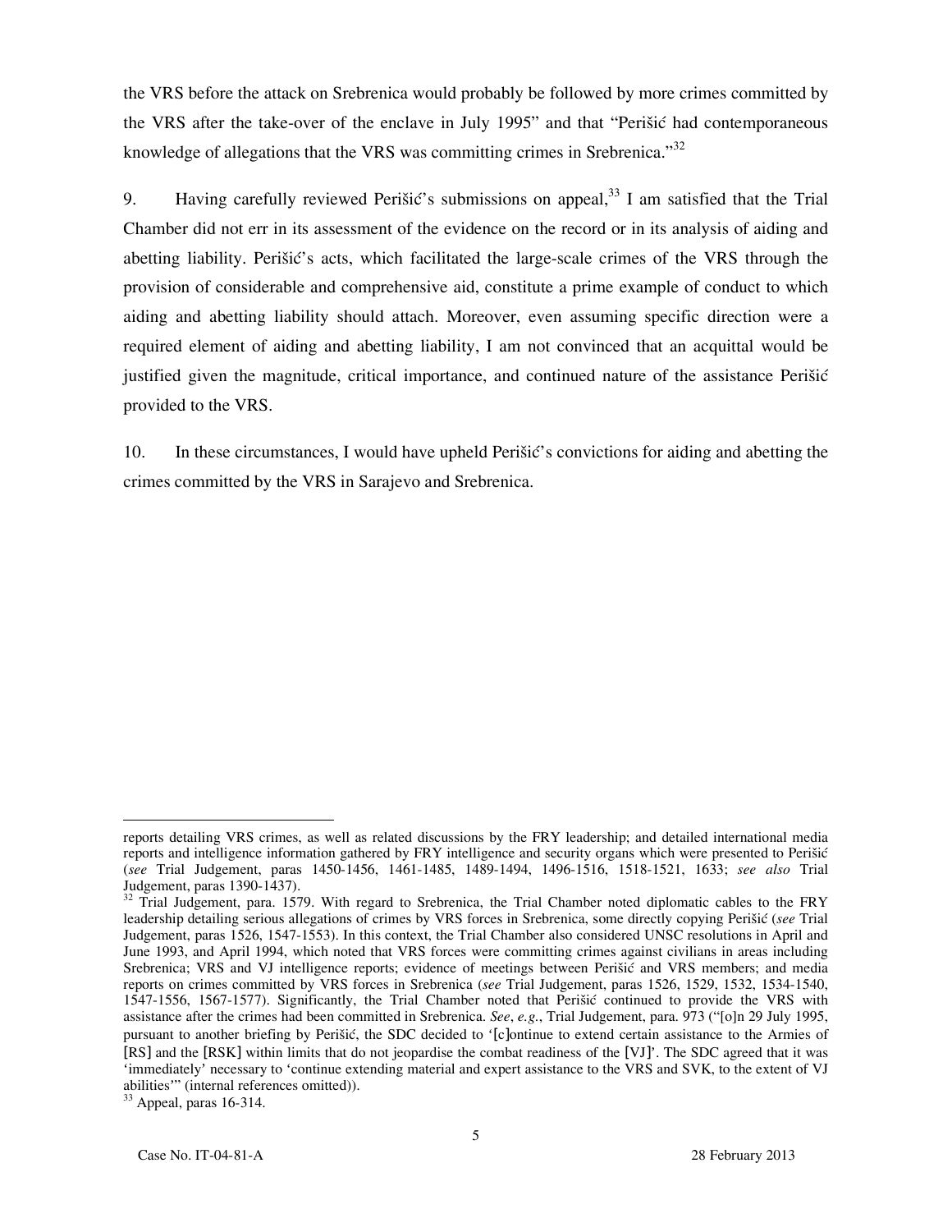the VRS before the attack on Srebrenica would probably be followed by more crimes committed by the VRS after the take-over of the enclave in July 1995" and that "Perišić had contemporaneous knowledge of allegations that the VRS was committing crimes in Srebrenica."[32]

9. Having carefully reviewed Perišić's submissions on appeal,[33] I am satisfied that the Trial Chamber did not err in its assessment of the evidence on the record or in its analysis of aiding and abetting liability. Perišić's acts, which facilitated the large-scale crimes of the VRS through the provision of considerable and comprehensive aid, constitute a prime example of conduct to which aiding and abetting liability should attach. Moreover, even assuming specific direction were a required element of aiding and abetting liability, I am not convinced that an acquittal would be justified given the magnitude, critical importance, and continued nature of the assistance Perišić provided to the VRS.

10. In these circumstances, I would have upheld Perišić's convictions for aiding and abetting the crimes committed by the VRS in Sarajevo and Srebrenica.

---

reports detailing VRS crimes, as well as related discussions by the FRY leadership; and detailed international media reports and intelligence information gathered by FRY intelligence and security organs which were presented to Perišić (*see* Trial Judgement, paras 1450-1456, 1461-1485, 1489-1494, 1496-1516, 1518-1521, 1633; *see also* Trial Judgement, paras 1390-1437).

[32] Trial Judgement, para. 1579. With regard to Srebrenica, the Trial Chamber noted diplomatic cables to the FRY leadership detailing serious allegations of crimes by VRS forces in Srebrenica, some directly copying Perišić (*see* Trial Judgement, paras 1526, 1547-1553). In this context, the Trial Chamber also considered UNSC resolutions in April and June 1993, and April 1994, which noted that VRS forces were committing crimes against civilians in areas including Srebrenica; VRS and VJ intelligence reports; evidence of meetings between Perišić and VRS members; and media reports on crimes committed by VRS forces in Srebrenica (*see* Trial Judgement, paras 1526, 1529, 1532, 1534-1540, 1547-1556, 1567-1577). Significantly, the Trial Chamber noted that Perišić continued to provide the VRS with assistance after the crimes had been committed in Srebrenica. *See*, *e.g.*, Trial Judgement, para. 973 ("[o]n 29 July 1995, pursuant to another briefing by Perišić, the SDC decided to '[c]ontinue to extend certain assistance to the Armies of [RS] and the [RSK] within limits that do not jeopardise the combat readiness of the [VJ]'. The SDC agreed that it was 'immediately' necessary to 'continue extending material and expert assistance to the VRS and SVK, to the extent of VJ abilities'" (internal references omitted)).

[33] Appeal, paras 16-314.

Case No. IT-04-81-A 28 February 2013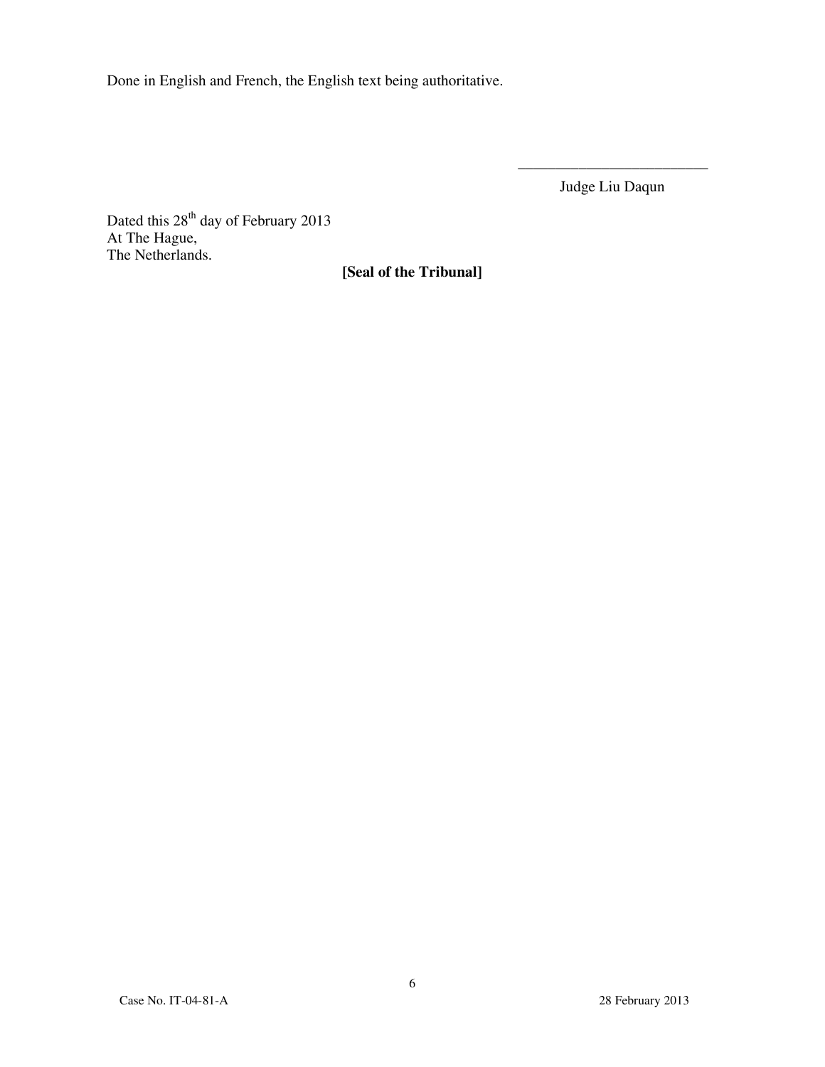Done in English and French, the English text being authoritative.

\_\_\_\_\_\_\_\_\_\_\_\_\_\_\_\_\_\_\_\_\_\_\_\_\_\_

Judge Liu Daqun

Dated this 28th day of February 2013
At The Hague,
The Netherlands.

**[Seal of the Tribunal]**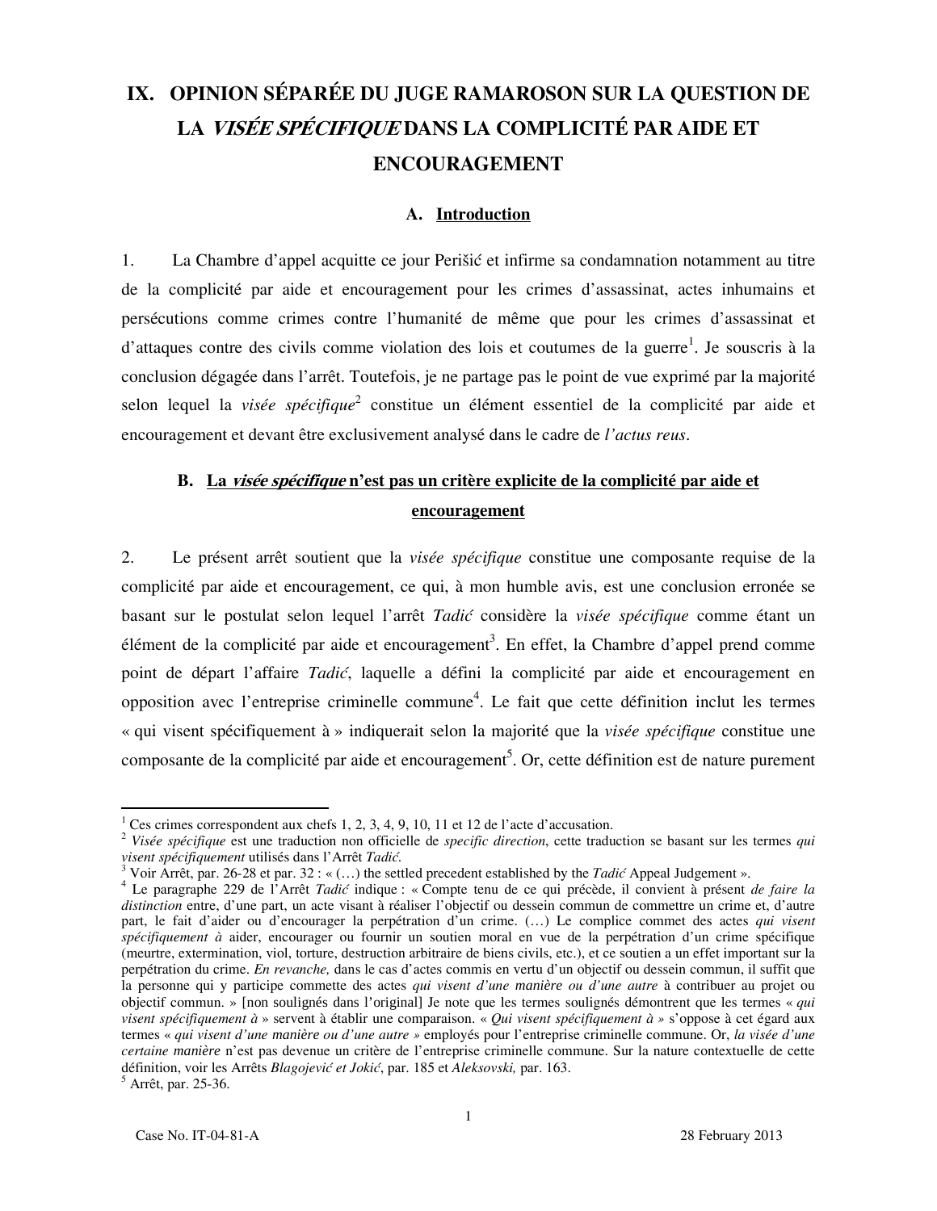# IX. OPINION SÉPARÉE DU JUGE RAMAROSON SUR LA QUESTION DE LA *VISÉE SPÉCIFIQUE* DANS LA COMPLICITÉ PAR AIDE ET ENCOURAGEMENT

## A. Introduction

1. La Chambre d'appel acquitte ce jour Perišić et infirme sa condamnation notamment au titre de la complicité par aide et encouragement pour les crimes d'assassinat, actes inhumains et persécutions comme crimes contre l'humanité de même que pour les crimes d'assassinat et d'attaques contre des civils comme violation des lois et coutumes de la guerre[1]. Je souscris à la conclusion dégagée dans l'arrêt. Toutefois, je ne partage pas le point de vue exprimé par la majorité selon lequel la *visée spécifique*[2] constitue un élément essentiel de la complicité par aide et encouragement et devant être exclusivement analysé dans le cadre de *l'actus reus*.

## B. La *visée spécifique* n'est pas un critère explicite de la complicité par aide et encouragement

2. Le présent arrêt soutient que la *visée spécifique* constitue une composante requise de la complicité par aide et encouragement, ce qui, à mon humble avis, est une conclusion erronée se basant sur le postulat selon lequel l'arrêt *Tadić* considère la *visée spécifique* comme étant un élément de la complicité par aide et encouragement[3]. En effet, la Chambre d'appel prend comme point de départ l'affaire *Tadić*, laquelle a défini la complicité par aide et encouragement en opposition avec l'entreprise criminelle commune[4]. Le fait que cette définition inclut les termes « qui visent spécifiquement à » indiquerait selon la majorité que la *visée spécifique* constitue une composante de la complicité par aide et encouragement[5]. Or, cette définition est de nature purement

---

[1] Ces crimes correspondent aux chefs 1, 2, 3, 4, 9, 10, 11 et 12 de l'acte d'accusation.

[2] *Visée spécifique* est une traduction non officielle de *specific direction*, cette traduction se basant sur les termes *qui visent spécifiquement* utilisés dans l'Arrêt *Tadić.*

[3] Voir Arrêt, par. 26-28 et par. 32 : « (…) the settled precedent established by the *Tadić* Appeal Judgement ».

[4] Le paragraphe 229 de l'Arrêt *Tadić* indique : « Compte tenu de ce qui précède, il convient à présent *de faire la distinction* entre, d'une part, un acte visant à réaliser l'objectif ou dessein commun de commettre un crime et, d'autre part, le fait d'aider ou d'encourager la perpétration d'un crime. (…) Le complice commet des actes *qui visent spécifiquement à* aider, encourager ou fournir un soutien moral en vue de la perpétration d'un crime spécifique (meurtre, extermination, viol, torture, destruction arbitraire de biens civils, etc.), et ce soutien a un effet important sur la perpétration du crime. *En revanche,* dans le cas d'actes commis en vertu d'un objectif ou dessein commun, il suffit que la personne qui y participe commette des actes *qui visent d'une manière ou d'une autre* à contribuer au projet ou objectif commun. » [non soulignés dans l'original] Je note que les termes soulignés démontrent que les termes « *qui visent spécifiquement à* » servent à établir une comparaison. « *Qui visent spécifiquement à »* s'oppose à cet égard aux termes « *qui visent d'une manière ou d'une autre »* employés pour l'entreprise criminelle commune. Or, *la visée d'une certaine manière* n'est pas devenue un critère de l'entreprise criminelle commune. Sur la nature contextuelle de cette définition, voir les Arrêts *Blagojević et Jokić*, par. 185 et *Aleksovski,* par. 163.

[5] Arrêt, par. 25-36.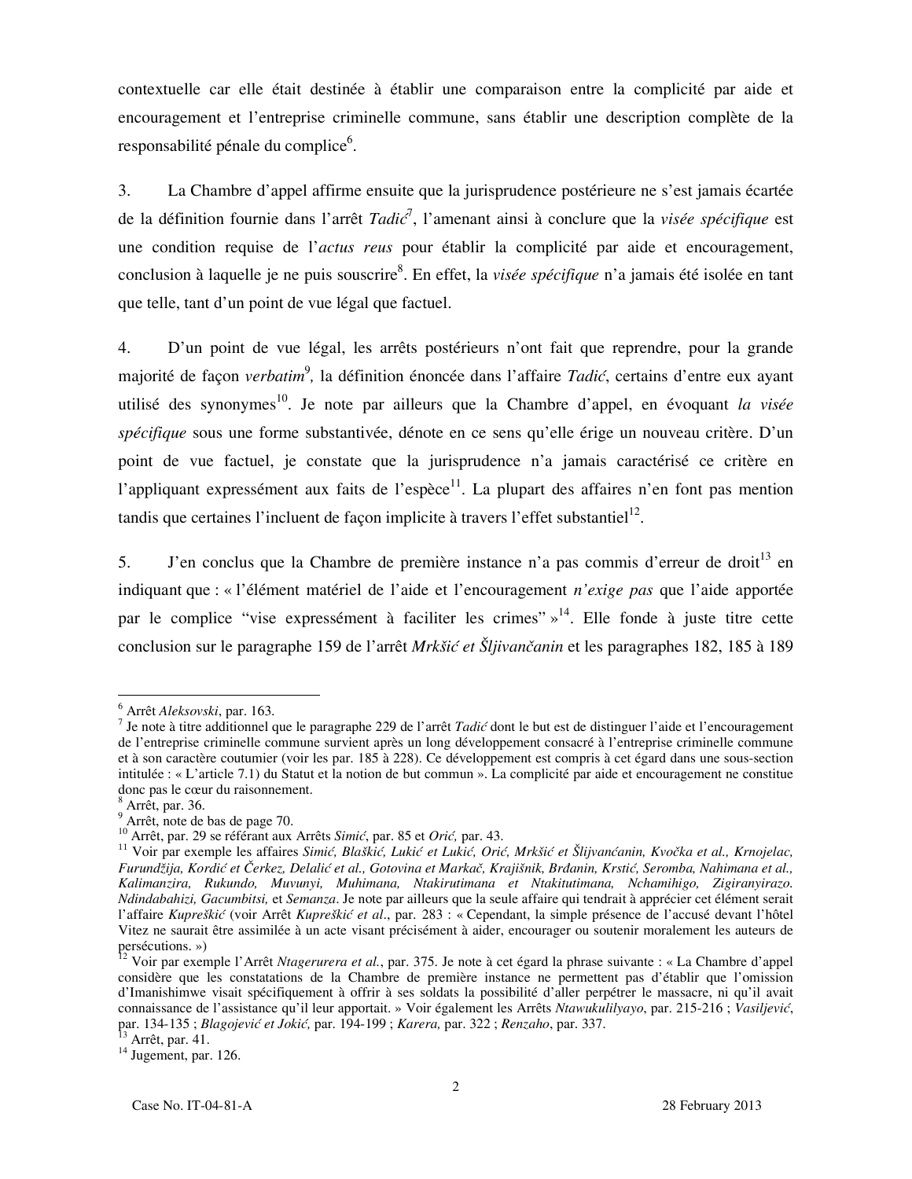contextuelle car elle était destinée à établir une comparaison entre la complicité par aide et encouragement et l'entreprise criminelle commune, sans établir une description complète de la responsabilité pénale du complice[6].

3. La Chambre d'appel affirme ensuite que la jurisprudence postérieure ne s'est jamais écartée de la définition fournie dans l'arrêt *Tadić*[7], l'amenant ainsi à conclure que la *visée spécifique* est une condition requise de l'*actus reus* pour établir la complicité par aide et encouragement, conclusion à laquelle je ne puis souscrire[8]. En effet, la *visée spécifique* n'a jamais été isolée en tant que telle, tant d'un point de vue légal que factuel.

4. D'un point de vue légal, les arrêts postérieurs n'ont fait que reprendre, pour la grande majorité de façon *verbatim*[9], la définition énoncée dans l'affaire *Tadić*, certains d'entre eux ayant utilisé des synonymes[10]. Je note par ailleurs que la Chambre d'appel, en évoquant *la visée spécifique* sous une forme substantivée, dénote en ce sens qu'elle érige un nouveau critère. D'un point de vue factuel, je constate que la jurisprudence n'a jamais caractérisé ce critère en l'appliquant expressément aux faits de l'espèce[11]. La plupart des affaires n'en font pas mention tandis que certaines l'incluent de façon implicite à travers l'effet substantiel[12].

5. J'en conclus que la Chambre de première instance n'a pas commis d'erreur de droit[13] en indiquant que : « l'élément matériel de l'aide et l'encouragement *n'exige pas* que l'aide apportée par le complice "vise expressément à faciliter les crimes" »[14]. Elle fonde à juste titre cette conclusion sur le paragraphe 159 de l'arrêt *Mrkšić et Šljivančanin* et les paragraphes 182, 185 à 189

---

[6] Arrêt *Aleksovski*, par. 163.

[7] Je note à titre additionnel que le paragraphe 229 de l'arrêt *Tadić* dont le but est de distinguer l'aide et l'encouragement de l'entreprise criminelle commune survient après un long développement consacré à l'entreprise criminelle commune et à son caractère coutumier (voir les par. 185 à 228). Ce développement est compris à cet égard dans une sous-section intitulée : « L'article 7.1) du Statut et la notion de but commun ». La complicité par aide et encouragement ne constitue donc pas le cœur du raisonnement.

[8] Arrêt, par. 36.

[9] Arrêt, note de bas de page 70.

[10] Arrêt, par. 29 se référant aux Arrêts *Simić*, par. 85 et *Orić*, par. 43.

[11] Voir par exemple les affaires *Simić, Blaškić, Lukić et Lukić, Orić, Mrkšić et Šljivančanin, Kvočka et al., Krnojelac, Furundžija, Kordić et Čerkez, Delalić et al., Gotovina et Markač, Krajišnik, Brđanin, Krstić, Seromba, Nahimana et al., Kalimanzira, Rukundo, Muvunyi, Muhimana, Ntakirutimana et Ntakitutimana, Nchamihigo, Zigiranyirazo. Ndindabahizi, Gacumbitsi,* et *Semanza*. Je note par ailleurs que la seule affaire qui tendrait à apprécier cet élément serait l'affaire *Kupreškić* (voir Arrêt *Kupreškić et al.*, par. 283 : « Cependant, la simple présence de l'accusé devant l'hôtel Vitez ne saurait être assimilée à un acte visant précisément à aider, encourager ou soutenir moralement les auteurs de persécutions. »)

[12] Voir par exemple l'Arrêt *Ntagerurera et al.*, par. 375. Je note à cet égard la phrase suivante : « La Chambre d'appel considère que les constatations de la Chambre de première instance ne permettent pas d'établir que l'omission d'Imanishimwe visait spécifiquement à offrir à ses soldats la possibilité d'aller perpétrer le massacre, ni qu'il avait connaissance de l'assistance qu'il leur apportait. » Voir également les Arrêts *Ntawukulilyayo*, par. 215-216 ; *Vasiljević*, par. 134-135 ; *Blagojević et Jokić,* par. 194-199 ; *Karera,* par. 322 ; *Renzaho*, par. 337.

[13] Arrêt, par. 41.

[14] Jugement, par. 126.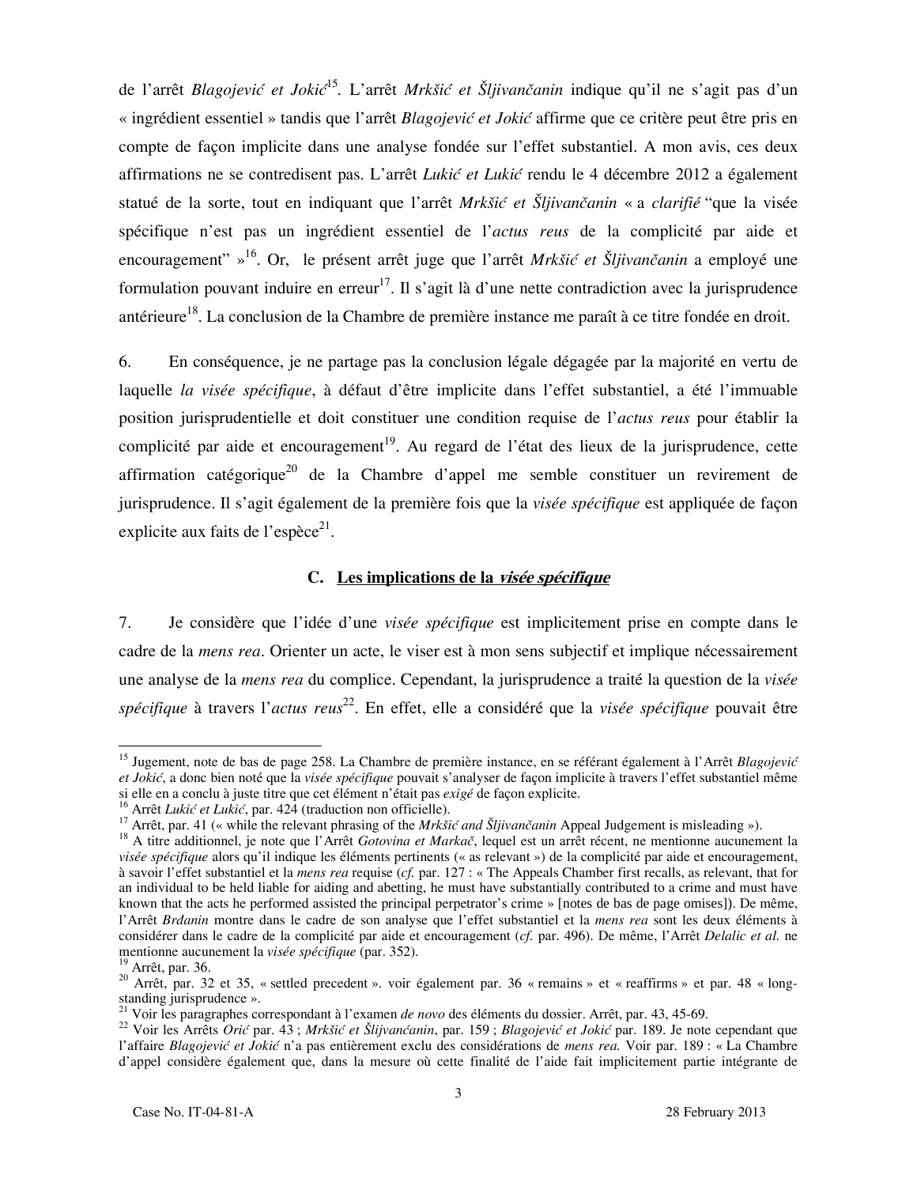de l'arrêt *Blagojević et Jokić*[15]. L'arrêt *Mrkšić et Šljivančanin* indique qu'il ne s'agit pas d'un « ingrédient essentiel » tandis que l'arrêt *Blagojević et Jokić* affirme que ce critère peut être pris en compte de façon implicite dans une analyse fondée sur l'effet substantiel. A mon avis, ces deux affirmations ne se contredisent pas. L'arrêt *Lukić et Lukić* rendu le 4 décembre 2012 a également statué de la sorte, tout en indiquant que l'arrêt *Mrkšić et Šljivančanin* « a *clarifié* "que la visée spécifique n'est pas un ingrédient essentiel de l'*actus reus* de la complicité par aide et encouragement" »[16]. Or, le présent arrêt juge que l'arrêt *Mrkšić et Šljivančanin* a employé une formulation pouvant induire en erreur[17]. Il s'agit là d'une nette contradiction avec la jurisprudence antérieure[18]. La conclusion de la Chambre de première instance me paraît à ce titre fondée en droit.

6. En conséquence, je ne partage pas la conclusion légale dégagée par la majorité en vertu de laquelle *la visée spécifique*, à défaut d'être implicite dans l'effet substantiel, a été l'immuable position jurisprudentielle et doit constituer une condition requise de l'*actus reus* pour établir la complicité par aide et encouragement[19]. Au regard de l'état des lieux de la jurisprudence, cette affirmation catégorique[20] de la Chambre d'appel me semble constituer un revirement de jurisprudence. Il s'agit également de la première fois que la *visée spécifique* est appliquée de façon explicite aux faits de l'espèce[21].

### C. Les implications de la *visée spécifique*

7. Je considère que l'idée d'une *visée spécifique* est implicitement prise en compte dans le cadre de la *mens rea*. Orienter un acte, le viser est à mon sens subjectif et implique nécessairement une analyse de la *mens rea* du complice. Cependant, la jurisprudence a traité la question de la *visée spécifique* à travers l'*actus reus*[22]. En effet, elle a considéré que la *visée spécifique* pouvait être

---

[15] Jugement, note de bas de page 258. La Chambre de première instance, en se référant également à l'Arrêt *Blagojević et Jokić*, a donc bien noté que la *visée spécifique* pouvait s'analyser de façon implicite à travers l'effet substantiel même si elle en a conclu à juste titre que cet élément n'était pas *exigé* de façon explicite.

[16] Arrêt *Lukić et Lukić*, par. 424 (traduction non officielle).

[17] Arrêt, par. 41 (« while the relevant phrasing of the *Mrkšić and Šljivančanin* Appeal Judgement is misleading »).

[18] A titre additionnel, je note que l'Arrêt *Gotovina et Markač*, lequel est un arrêt récent, ne mentionne aucunement la *visée spécifique* alors qu'il indique les éléments pertinents (« as relevant ») de la complicité par aide et encouragement, à savoir l'effet substantiel et la *mens rea* requise (*cf.* par. 127 : « The Appeals Chamber first recalls, as relevant, that for an individual to be held liable for aiding and abetting, he must have substantially contributed to a crime and must have known that the acts he performed assisted the principal perpetrator's crime » [notes de bas de page omises]). De même, l'Arrêt *Brđanin* montre dans le cadre de son analyse que l'effet substantiel et la *mens rea* sont les deux éléments à considérer dans le cadre de la complicité par aide et encouragement (*cf.* par. 496). De même, l'Arrêt *Delalic et al.* ne mentionne aucunement la *visée spécifique* (par. 352).

[19] Arrêt, par. 36.

[20] Arrêt, par. 32 et 35, « settled precedent ». voir également par. 36 « remains » et « reaffirms » et par. 48 « long-standing jurisprudence ».

[21] Voir les paragraphes correspondant à l'examen *de novo* des éléments du dossier. Arrêt, par. 43, 45-69.

[22] Voir les Arrêts *Orić* par. 43 ; *Mrkšić et Šlijvanćanin*, par. 159 ; *Blagojević et Jokić* par. 189. Je note cependant que l'affaire *Blagojević et Jokić* n'a pas entièrement exclu des considérations de *mens rea.* Voir par. 189 : « La Chambre d'appel considère également que, dans la mesure où cette finalité de l'aide fait implicitement partie intégrante de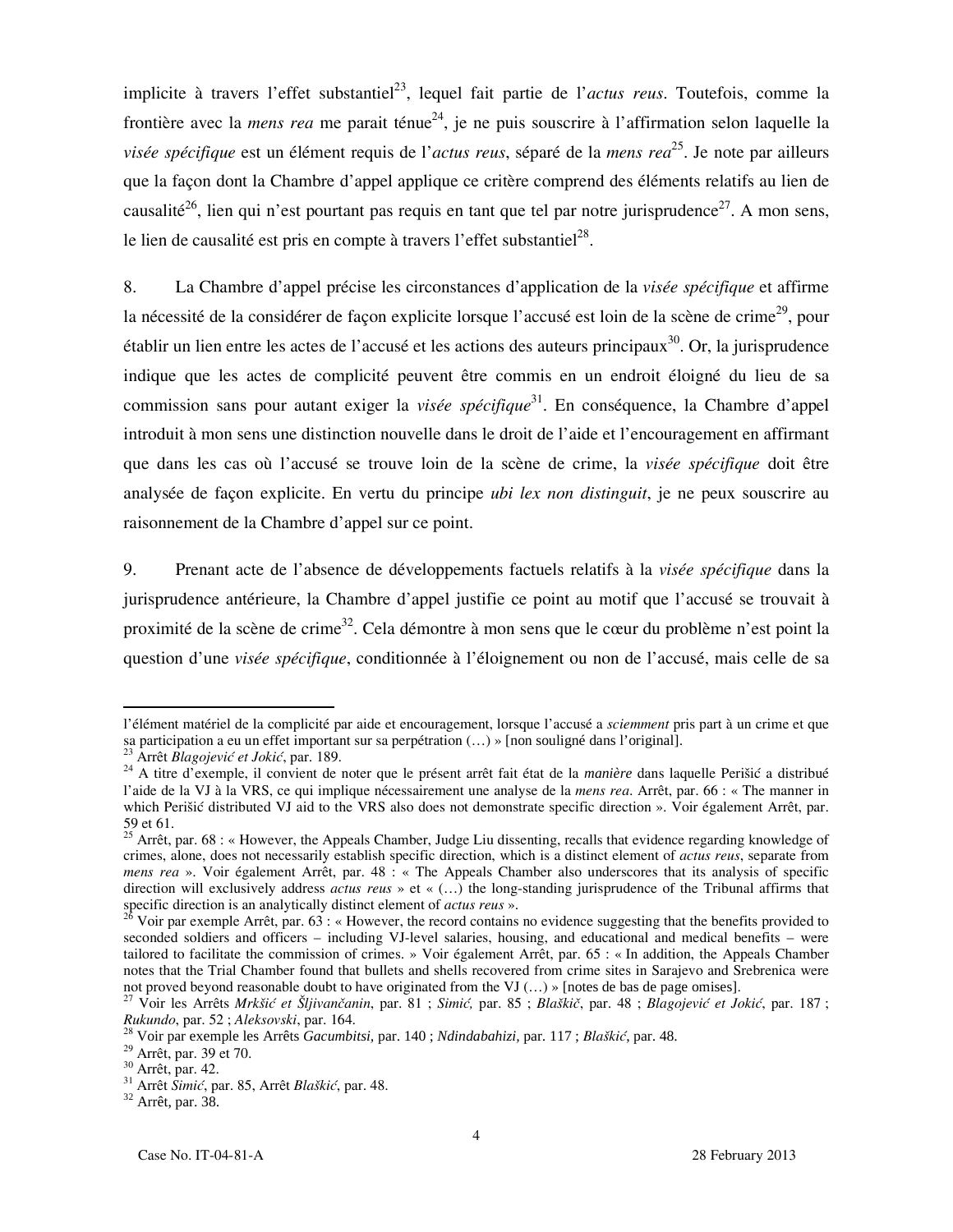implicite à travers l'effet substantiel[23], lequel fait partie de l'*actus reus*. Toutefois, comme la frontière avec la *mens rea* me parait ténue[24], je ne puis souscrire à l'affirmation selon laquelle la *visée spécifique* est un élément requis de l'*actus reus*, séparé de la *mens rea*[25]. Je note par ailleurs que la façon dont la Chambre d'appel applique ce critère comprend des éléments relatifs au lien de causalité[26], lien qui n'est pourtant pas requis en tant que tel par notre jurisprudence[27]. A mon sens, le lien de causalité est pris en compte à travers l'effet substantiel[28].

8. La Chambre d'appel précise les circonstances d'application de la *visée spécifique* et affirme la nécessité de la considérer de façon explicite lorsque l'accusé est loin de la scène de crime[29], pour établir un lien entre les actes de l'accusé et les actions des auteurs principaux[30]. Or, la jurisprudence indique que les actes de complicité peuvent être commis en un endroit éloigné du lieu de sa commission sans pour autant exiger la *visée spécifique*[31]. En conséquence, la Chambre d'appel introduit à mon sens une distinction nouvelle dans le droit de l'aide et l'encouragement en affirmant que dans les cas où l'accusé se trouve loin de la scène de crime, la *visée spécifique* doit être analysée de façon explicite. En vertu du principe *ubi lex non distinguit*, je ne peux souscrire au raisonnement de la Chambre d'appel sur ce point.

9. Prenant acte de l'absence de développements factuels relatifs à la *visée spécifique* dans la jurisprudence antérieure, la Chambre d'appel justifie ce point au motif que l'accusé se trouvait à proximité de la scène de crime[32]. Cela démontre à mon sens que le cœur du problème n'est point la question d'une *visée spécifique*, conditionnée à l'éloignement ou non de l'accusé, mais celle de sa

---

l'élément matériel de la complicité par aide et encouragement, lorsque l'accusé a *sciemment* pris part à un crime et que sa participation a eu un effet important sur sa perpétration (…) » [non souligné dans l'original].

[23] Arrêt *Blagojević et Jokić*, par. 189.

[24] A titre d'exemple, il convient de noter que le présent arrêt fait état de la *manière* dans laquelle Perišić a distribué l'aide de la VJ à la VRS, ce qui implique nécessairement une analyse de la *mens rea*. Arrêt, par. 66 : « The manner in which Perišić distributed VJ aid to the VRS also does not demonstrate specific direction ». Voir également Arrêt, par. 59 et 61.

[25] Arrêt, par. 68 : « However, the Appeals Chamber, Judge Liu dissenting, recalls that evidence regarding knowledge of crimes, alone, does not necessarily establish specific direction, which is a distinct element of *actus reus*, separate from *mens rea* ». Voir également Arrêt, par. 48 : « The Appeals Chamber also underscores that its analysis of specific direction will exclusively address *actus reus* » et « (…) the long-standing jurisprudence of the Tribunal affirms that specific direction is an analytically distinct element of *actus reus* ».

[26] Voir par exemple Arrêt, par. 63 : « However, the record contains no evidence suggesting that the benefits provided to seconded soldiers and officers – including VJ-level salaries, housing, and educational and medical benefits – were tailored to facilitate the commission of crimes. » Voir également Arrêt, par. 65 : « In addition, the Appeals Chamber notes that the Trial Chamber found that bullets and shells recovered from crime sites in Sarajevo and Srebrenica were not proved beyond reasonable doubt to have originated from the VJ (…) » [notes de bas de page omises].

[27] Voir les Arrêts *Mrkšić et Šljivančanin*, par. 81 ; *Simić,* par. 85 ; *Blaškič*, par. 48 ; *Blagojević et Jokić*, par. 187 ; *Rukundo*, par. 52 ; *Aleksovski*, par. 164.

[28] Voir par exemple les Arrêts *Gacumbitsi,* par. 140 ; *Ndindabahizi,* par. 117 ; *Blaškić*, par. 48.

[29] Arrêt, par. 39 et 70.

[30] Arrêt, par. 42.

[31] Arrêt *Simić*, par. 85, Arrêt *Blaškić*, par. 48.

[32] Arrêt, par. 38.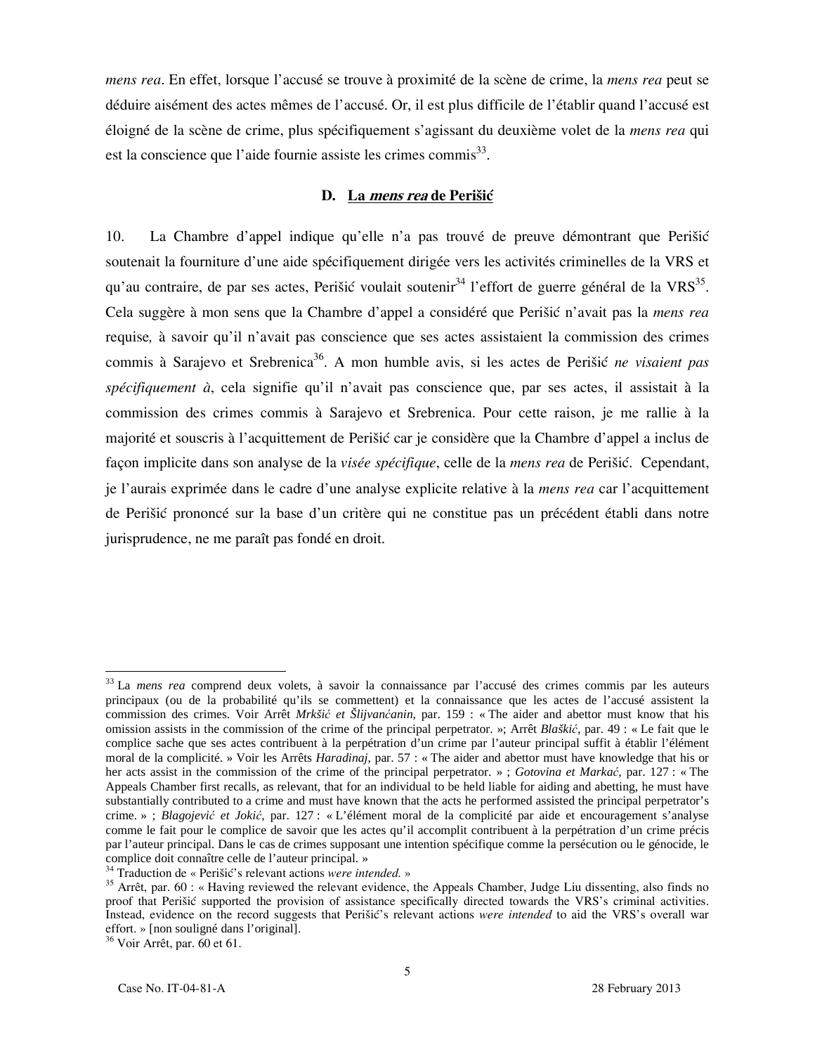*mens rea*. En effet, lorsque l'accusé se trouve à proximité de la scène de crime, la *mens rea* peut se déduire aisément des actes mêmes de l'accusé. Or, il est plus difficile de l'établir quand l'accusé est éloigné de la scène de crime, plus spécifiquement s'agissant du deuxième volet de la *mens rea* qui est la conscience que l'aide fournie assiste les crimes commis[33].

### D. La *mens rea* de Perišić

10. La Chambre d'appel indique qu'elle n'a pas trouvé de preuve démontrant que Perišić soutenait la fourniture d'une aide spécifiquement dirigée vers les activités criminelles de la VRS et qu'au contraire, de par ses actes, Perišić voulait soutenir[34] l'effort de guerre général de la VRS[35]. Cela suggère à mon sens que la Chambre d'appel a considéré que Perišić n'avait pas la *mens rea* requise*,* à savoir qu'il n'avait pas conscience que ses actes assistaient la commission des crimes commis à Sarajevo et Srebrenica[36]. A mon humble avis, si les actes de Perišić *ne visaient pas spécifiquement à*, cela signifie qu'il n'avait pas conscience que, par ses actes, il assistait à la commission des crimes commis à Sarajevo et Srebrenica. Pour cette raison, je me rallie à la majorité et souscris à l'acquittement de Perišić car je considère que la Chambre d'appel a inclus de façon implicite dans son analyse de la *visée spécifique*, celle de la *mens rea* de Perišić. Cependant, je l'aurais exprimée dans le cadre d'une analyse explicite relative à la *mens rea* car l'acquittement de Perišić prononcé sur la base d'un critère qui ne constitue pas un précédent établi dans notre jurisprudence, ne me paraît pas fondé en droit.

---

[33] La *mens rea* comprend deux volets, à savoir la connaissance par l'accusé des crimes commis par les auteurs principaux (ou de la probabilité qu'ils se commettent) et la connaissance que les actes de l'accusé assistent la commission des crimes. Voir Arrêt *Mrkšić et Šljivančanin,* par. 159 : « The aider and abettor must know that his omission assists in the commission of the crime of the principal perpetrator. »; Arrêt *Blaškić,* par. 49 : « Le fait que le complice sache que ses actes contribuent à la perpétration d'un crime par l'auteur principal suffit à établir l'élément moral de la complicité. » Voir les Arrêts *Haradinaj,* par. 57 : « The aider and abettor must have knowledge that his or her acts assist in the commission of the crime of the principal perpetrator. » ; *Gotovina et Markač,* par. 127 : « The Appeals Chamber first recalls, as relevant, that for an individual to be held liable for aiding and abetting, he must have substantially contributed to a crime and must have known that the acts he performed assisted the principal perpetrator's crime. » ; *Blagojević et Jokić,* par. 127 : « L'élément moral de la complicité par aide et encouragement s'analyse comme le fait pour le complice de savoir que les actes qu'il accomplit contribuent à la perpétration d'un crime précis par l'auteur principal. Dans le cas de crimes supposant une intention spécifique comme la persécution ou le génocide, le complice doit connaître celle de l'auteur principal. »

[34] Traduction de « Perišić's relevant actions *were intended.* »

[35] Arrêt, par. 60 : « Having reviewed the relevant evidence, the Appeals Chamber, Judge Liu dissenting, also finds no proof that Perišić supported the provision of assistance specifically directed towards the VRS's criminal activities. Instead, evidence on the record suggests that Perišić's relevant actions *were intended* to aid the VRS's overall war effort. » [non souligné dans l'original].

[36] Voir Arrêt, par. 60 et 61.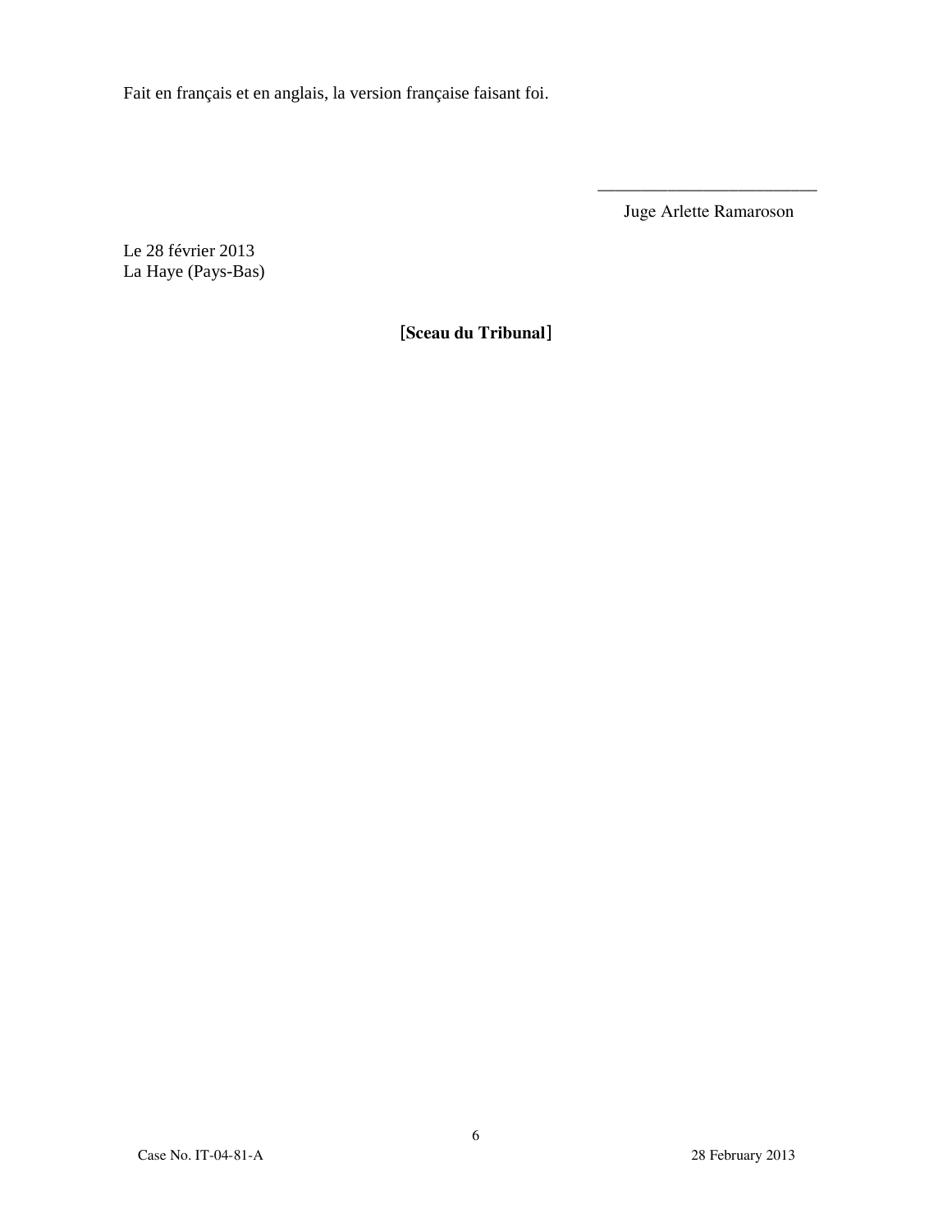Fait en français et en anglais, la version française faisant foi.

\_\_\_\_\_\_\_\_\_\_\_\_\_\_\_\_\_\_\_\_\_\_\_\_\_

Juge Arlette Ramaroson

Le 28 février 2013
La Haye (Pays-Bas)

**[Sceau du Tribunal]**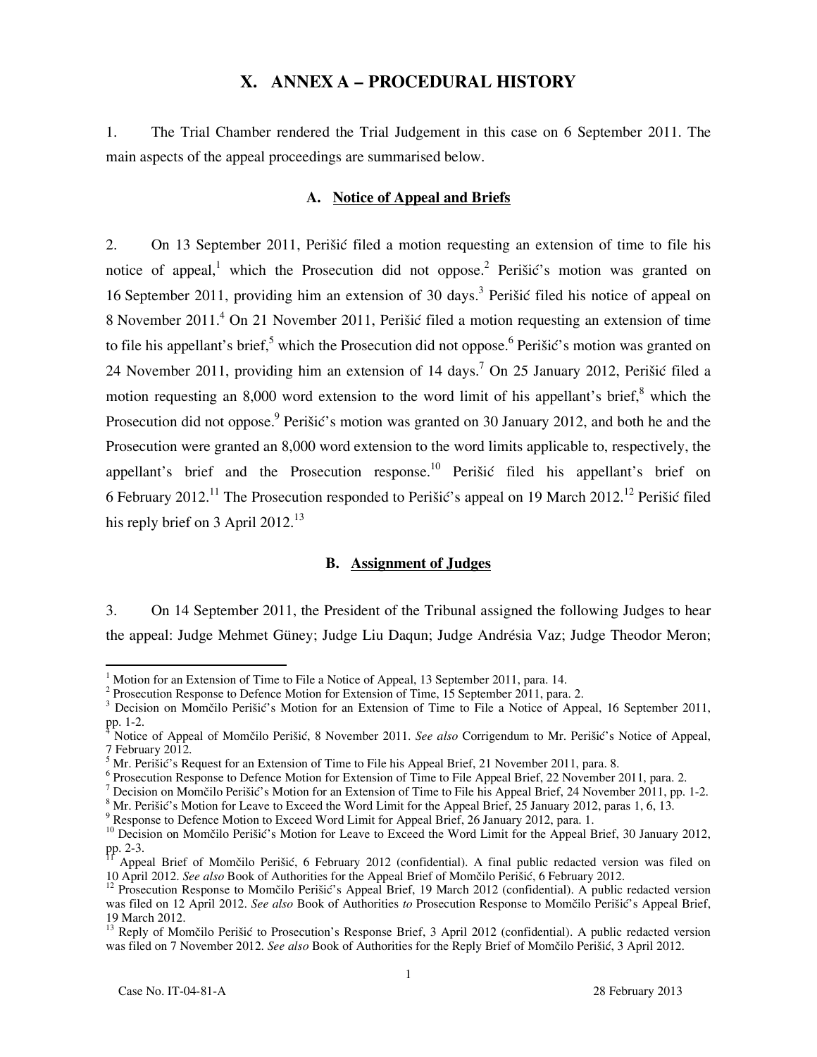# X. ANNEX A – PROCEDURAL HISTORY

1. The Trial Chamber rendered the Trial Judgement in this case on 6 September 2011. The main aspects of the appeal proceedings are summarised below.

## A. Notice of Appeal and Briefs

2. On 13 September 2011, Perišić filed a motion requesting an extension of time to file his notice of appeal,[1] which the Prosecution did not oppose.[2] Perišić's motion was granted on 16 September 2011, providing him an extension of 30 days.[3] Perišić filed his notice of appeal on 8 November 2011.[4] On 21 November 2011, Perišić filed a motion requesting an extension of time to file his appellant's brief,[5] which the Prosecution did not oppose.[6] Perišić's motion was granted on 24 November 2011, providing him an extension of 14 days.[7] On 25 January 2012, Perišić filed a motion requesting an 8,000 word extension to the word limit of his appellant's brief,[8] which the Prosecution did not oppose.[9] Perišić's motion was granted on 30 January 2012, and both he and the Prosecution were granted an 8,000 word extension to the word limits applicable to, respectively, the appellant's brief and the Prosecution response.[10] Perišić filed his appellant's brief on 6 February 2012.[11] The Prosecution responded to Perišić's appeal on 19 March 2012.[12] Perišić filed his reply brief on 3 April 2012.[13]

## B. Assignment of Judges

3. On 14 September 2011, the President of the Tribunal assigned the following Judges to hear the appeal: Judge Mehmet Güney; Judge Liu Daqun; Judge Andrésia Vaz; Judge Theodor Meron;

---

[1] Motion for an Extension of Time to File a Notice of Appeal, 13 September 2011, para. 14.

[2] Prosecution Response to Defence Motion for Extension of Time, 15 September 2011, para. 2.

[3] Decision on Momčilo Perišić's Motion for an Extension of Time to File a Notice of Appeal, 16 September 2011, pp. 1-2.

[4] Notice of Appeal of Momčilo Perišić, 8 November 2011. *See also* Corrigendum to Mr. Perišić's Notice of Appeal, 7 February 2012.

[5] Mr. Perišić's Request for an Extension of Time to File his Appeal Brief, 21 November 2011, para. 8.

[6] Prosecution Response to Defence Motion for Extension of Time to File Appeal Brief, 22 November 2011, para. 2.

[7] Decision on Momčilo Perišić's Motion for an Extension of Time to File his Appeal Brief, 24 November 2011, pp. 1-2.

[8] Mr. Perišić's Motion for Leave to Exceed the Word Limit for the Appeal Brief, 25 January 2012, paras 1, 6, 13.

[9] Response to Defence Motion to Exceed Word Limit for Appeal Brief, 26 January 2012, para. 1.

[10] Decision on Momčilo Perišić's Motion for Leave to Exceed the Word Limit for the Appeal Brief, 30 January 2012, pp. 2-3.

[11] Appeal Brief of Momčilo Perišić, 6 February 2012 (confidential). A final public redacted version was filed on 10 April 2012. *See also* Book of Authorities for the Appeal Brief of Momčilo Perišić, 6 February 2012.

[12] Prosecution Response to Momčilo Perišić's Appeal Brief, 19 March 2012 (confidential). A public redacted version was filed on 12 April 2012. *See also* Book of Authorities *to* Prosecution Response to Momčilo Perišić's Appeal Brief, 19 March 2012.

[13] Reply of Momčilo Perišić to Prosecution's Response Brief, 3 April 2012 (confidential). A public redacted version was filed on 7 November 2012. *See also* Book of Authorities for the Reply Brief of Momčilo Perišić, 3 April 2012.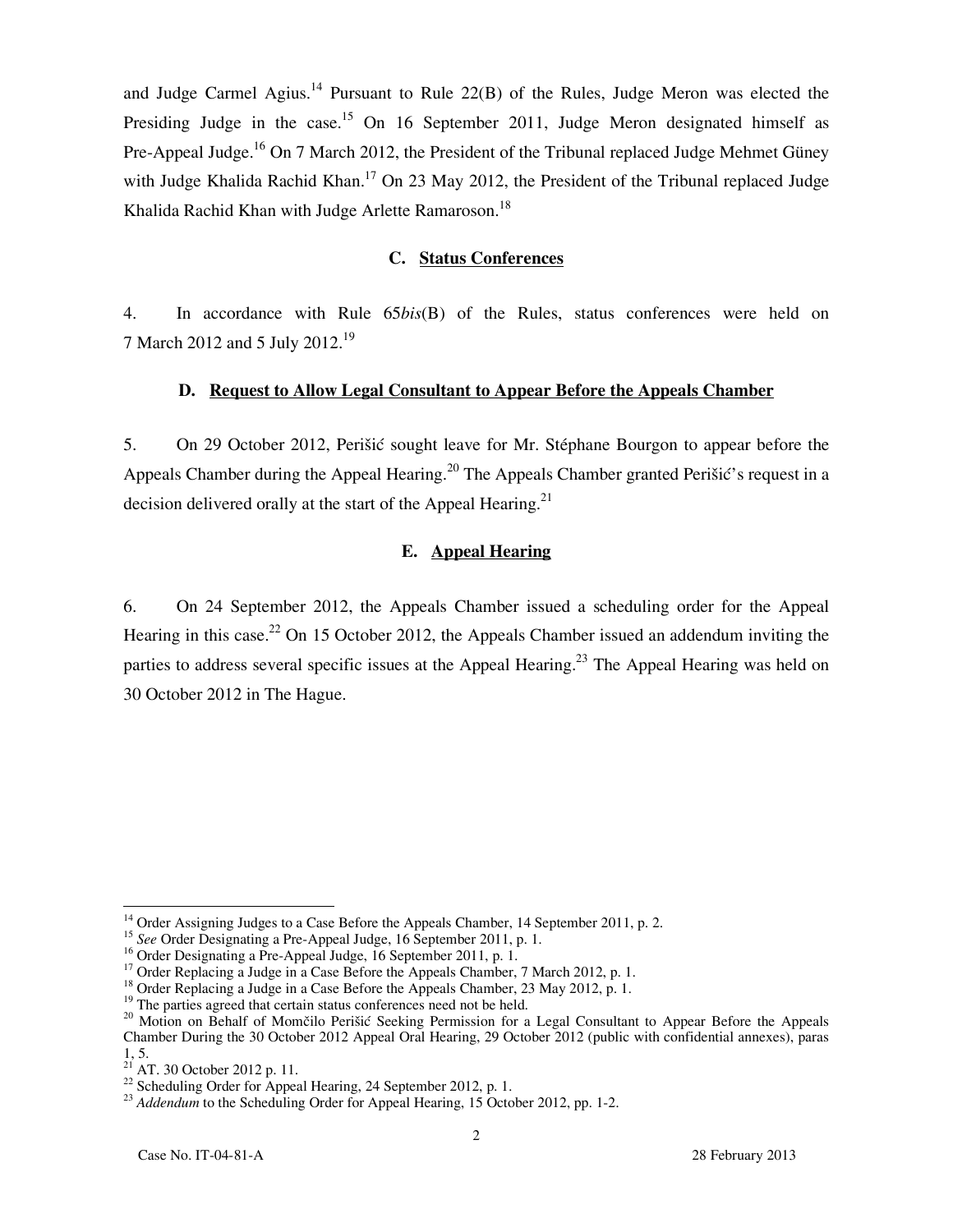and Judge Carmel Agius.[14] Pursuant to Rule 22(B) of the Rules, Judge Meron was elected the Presiding Judge in the case.[15] On 16 September 2011, Judge Meron designated himself as Pre-Appeal Judge.[16] On 7 March 2012, the President of the Tribunal replaced Judge Mehmet Güney with Judge Khalida Rachid Khan.[17] On 23 May 2012, the President of the Tribunal replaced Judge Khalida Rachid Khan with Judge Arlette Ramaroson.[18]

### C. Status Conferences

4. In accordance with Rule 65*bis*(B) of the Rules, status conferences were held on 7 March 2012 and 5 July 2012.[19]

### D. Request to Allow Legal Consultant to Appear Before the Appeals Chamber

5. On 29 October 2012, Perišić sought leave for Mr. Stéphane Bourgon to appear before the Appeals Chamber during the Appeal Hearing.[20] The Appeals Chamber granted Perišić's request in a decision delivered orally at the start of the Appeal Hearing.[21]

### E. Appeal Hearing

6. On 24 September 2012, the Appeals Chamber issued a scheduling order for the Appeal Hearing in this case.[22] On 15 October 2012, the Appeals Chamber issued an addendum inviting the parties to address several specific issues at the Appeal Hearing.[23] The Appeal Hearing was held on 30 October 2012 in The Hague.

---

[14] Order Assigning Judges to a Case Before the Appeals Chamber, 14 September 2011, p. 2.

[15] *See* Order Designating a Pre-Appeal Judge, 16 September 2011, p. 1.

[16] Order Designating a Pre-Appeal Judge, 16 September 2011, p. 1.

[17] Order Replacing a Judge in a Case Before the Appeals Chamber, 7 March 2012, p. 1.

[18] Order Replacing a Judge in a Case Before the Appeals Chamber, 23 May 2012, p. 1.

[19] The parties agreed that certain status conferences need not be held.

[20] Motion on Behalf of Momčilo Perišić Seeking Permission for a Legal Consultant to Appear Before the Appeals Chamber During the 30 October 2012 Appeal Oral Hearing, 29 October 2012 (public with confidential annexes), paras 1, 5.

[21] AT. 30 October 2012 p. 11.

[22] Scheduling Order for Appeal Hearing, 24 September 2012, p. 1.

[23] *Addendum* to the Scheduling Order for Appeal Hearing, 15 October 2012, pp. 1-2.

Case No. IT-04-81-A 28 February 2013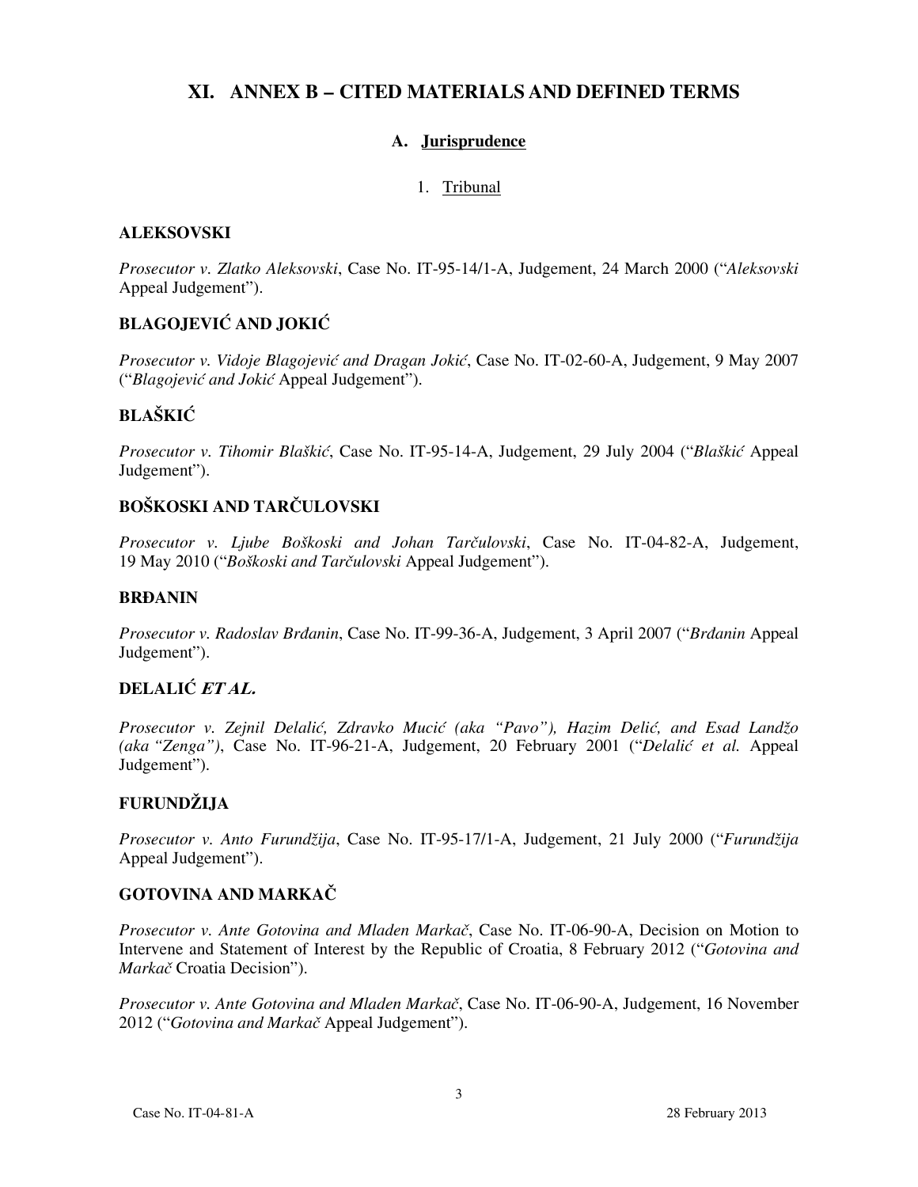# XI. ANNEX B – CITED MATERIALS AND DEFINED TERMS

## A. Jurisprudence

### 1. Tribunal

**ALEKSOVSKI**

*Prosecutor v. Zlatko Aleksovski*, Case No. IT-95-14/1-A, Judgement, 24 March 2000 ("*Aleksovski* Appeal Judgement").

**BLAGOJEVIĆ AND JOKIĆ**

*Prosecutor v. Vidoje Blagojević and Dragan Jokić*, Case No. IT-02-60-A, Judgement, 9 May 2007 ("*Blagojević and Jokić* Appeal Judgement").

**BLAŠKIĆ**

*Prosecutor v. Tihomir Blaškić*, Case No. IT-95-14-A, Judgement, 29 July 2004 ("*Blaškić* Appeal Judgement").

**BOŠKOSKI AND TARČULOVSKI**

*Prosecutor v. Ljube Boškoski and Johan Tarčulovski*, Case No. IT-04-82-A, Judgement, 19 May 2010 ("*Boškoski and Tarčulovski* Appeal Judgement").

**BRĐANIN**

*Prosecutor v. Radoslav Brđanin*, Case No. IT-99-36-A, Judgement, 3 April 2007 ("*Brđanin* Appeal Judgement").

**DELALIĆ *ET AL.***

*Prosecutor v. Zejnil Delalić, Zdravko Mucić (aka "Pavo"), Hazim Delić, and Esad Landžo (aka "Zenga")*, Case No. IT-96-21-A, Judgement, 20 February 2001 ("*Delalić et al.* Appeal Judgement").

**FURUNDŽIJA**

*Prosecutor v. Anto Furundžija*, Case No. IT-95-17/1-A, Judgement, 21 July 2000 ("*Furundžija* Appeal Judgement").

**GOTOVINA AND MARKAČ**

*Prosecutor v. Ante Gotovina and Mladen Markač*, Case No. IT-06-90-A, Decision on Motion to Intervene and Statement of Interest by the Republic of Croatia, 8 February 2012 ("*Gotovina and Markač* Croatia Decision").

*Prosecutor v. Ante Gotovina and Mladen Markač*, Case No. IT-06-90-A, Judgement, 16 November 2012 ("*Gotovina and Markač* Appeal Judgement").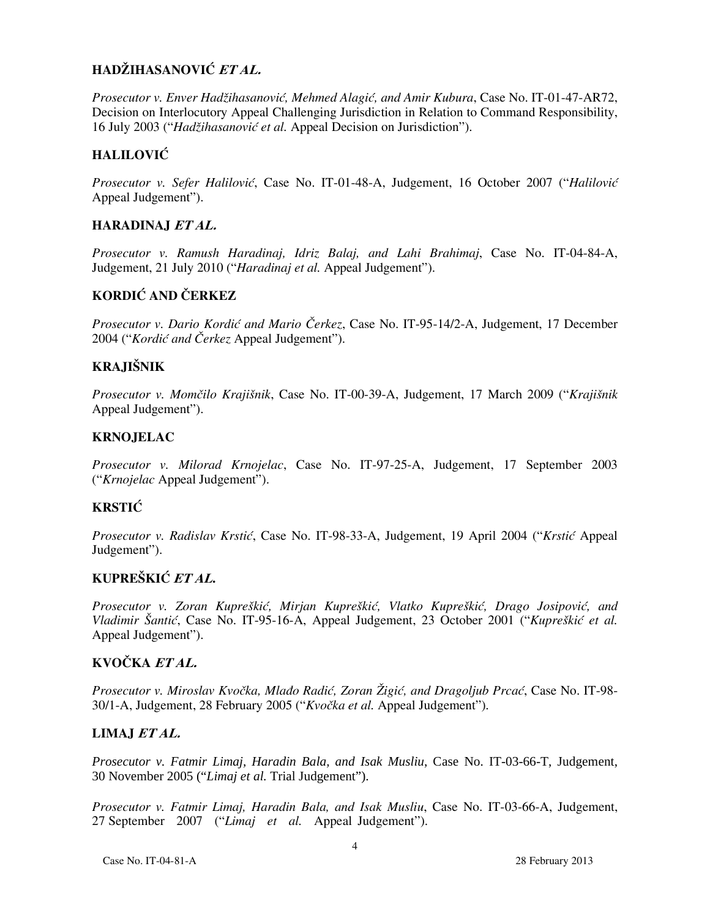**HADŽIHASANOVIĆ *ET AL.***

*Prosecutor v. Enver Hadžihasanović, Mehmed Alagić, and Amir Kubura*, Case No. IT-01-47-AR72, Decision on Interlocutory Appeal Challenging Jurisdiction in Relation to Command Responsibility, 16 July 2003 ("*Hadžihasanović et al.* Appeal Decision on Jurisdiction").

**HALILOVIĆ**

*Prosecutor v. Sefer Halilović*, Case No. IT-01-48-A, Judgement, 16 October 2007 ("*Halilović* Appeal Judgement").

**HARADINAJ *ET AL.***

*Prosecutor v. Ramush Haradinaj, Idriz Balaj, and Lahi Brahimaj*, Case No. IT-04-84-A, Judgement, 21 July 2010 ("*Haradinaj et al.* Appeal Judgement").

**KORDIĆ AND ČERKEZ**

*Prosecutor v. Dario Kordić and Mario Čerkez*, Case No. IT-95-14/2-A, Judgement, 17 December 2004 ("*Kordić and Čerkez* Appeal Judgement").

**KRAJIŠNIK**

*Prosecutor v. Momčilo Krajišnik*, Case No. IT-00-39-A, Judgement, 17 March 2009 ("*Krajišnik* Appeal Judgement").

**KRNOJELAC**

*Prosecutor v. Milorad Krnojelac*, Case No. IT-97-25-A, Judgement, 17 September 2003 ("*Krnojelac* Appeal Judgement").

**KRSTIĆ**

*Prosecutor v. Radislav Krstić*, Case No. IT-98-33-A, Judgement, 19 April 2004 ("*Krstić* Appeal Judgement").

**KUPREŠKIĆ *ET AL.***

*Prosecutor v. Zoran Kupreškić, Mirjan Kupreškić, Vlatko Kupreškić, Drago Josipović, and Vladimir Šantić*, Case No. IT-95-16-A, Appeal Judgement, 23 October 2001 ("*Kupreškić et al.* Appeal Judgement").

**KVOČKA *ET AL.***

*Prosecutor v. Miroslav Kvočka, Mlađo Radić, Zoran Žigić, and Dragoljub Prcać*, Case No. IT-98-30/1-A, Judgement, 28 February 2005 ("*Kvočka et al.* Appeal Judgement").

**LIMAJ *ET AL.***

*Prosecutor v. Fatmir Limaj, Haradin Bala, and Isak Musliu*, Case No. IT-03-66-T, Judgement, 30 November 2005 ("*Limaj et al.* Trial Judgement").

*Prosecutor v. Fatmir Limaj, Haradin Bala, and Isak Musliu*, Case No. IT-03-66-A, Judgement, 27 September 2007 ("*Limaj et al.* Appeal Judgement").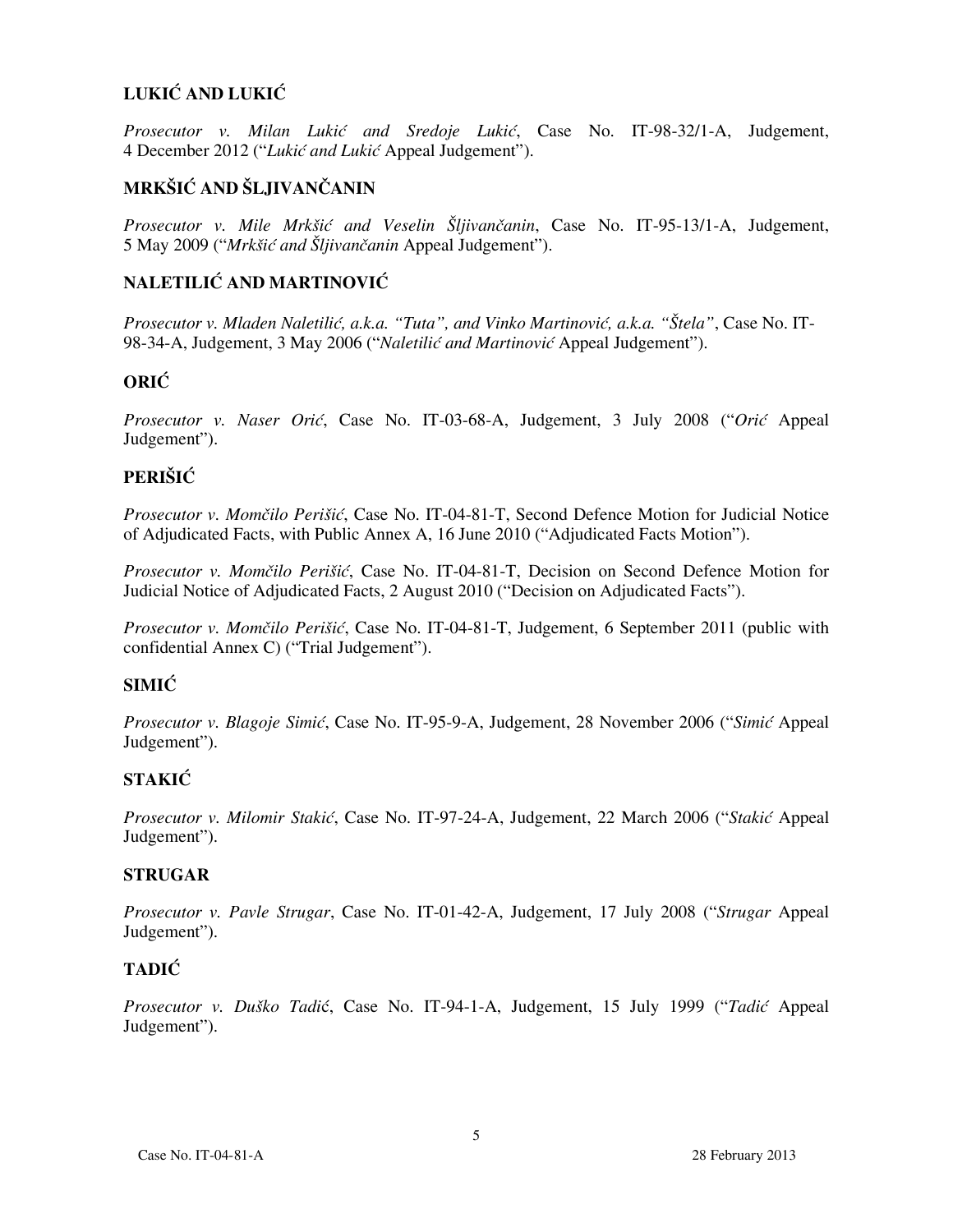### LUKIĆ AND LUKIĆ

*Prosecutor v. Milan Lukić and Sredoje Lukić*, Case No. IT-98-32/1-A, Judgement, 4 December 2012 ("*Lukić and Lukić* Appeal Judgement").

### MRKŠIĆ AND ŠLJIVANČANIN

*Prosecutor v. Mile Mrkšić and Veselin Šljivančanin*, Case No. IT-95-13/1-A, Judgement, 5 May 2009 ("*Mrkšić and Šljivančanin* Appeal Judgement").

### NALETILIĆ AND MARTINOVIĆ

*Prosecutor v. Mladen Naletilić, a.k.a. "Tuta", and Vinko Martinović, a.k.a. "Štela"*, Case No. IT-98-34-A, Judgement, 3 May 2006 ("*Naletilić and Martinović* Appeal Judgement").

### ORIĆ

*Prosecutor v. Naser Orić*, Case No. IT-03-68-A, Judgement, 3 July 2008 ("*Orić* Appeal Judgement").

### PERIŠIĆ

*Prosecutor v. Momčilo Perišić*, Case No. IT-04-81-T, Second Defence Motion for Judicial Notice of Adjudicated Facts, with Public Annex A, 16 June 2010 ("Adjudicated Facts Motion").

*Prosecutor v. Momčilo Perišić*, Case No. IT-04-81-T, Decision on Second Defence Motion for Judicial Notice of Adjudicated Facts, 2 August 2010 ("Decision on Adjudicated Facts").

*Prosecutor v. Momčilo Perišić*, Case No. IT-04-81-T, Judgement, 6 September 2011 (public with confidential Annex C) ("Trial Judgement").

### SIMIĆ

*Prosecutor v. Blagoje Simić*, Case No. IT-95-9-A, Judgement, 28 November 2006 ("*Simić* Appeal Judgement").

### STAKIĆ

*Prosecutor v. Milomir Stakić*, Case No. IT-97-24-A, Judgement, 22 March 2006 ("*Stakić* Appeal Judgement").

### STRUGAR

*Prosecutor v. Pavle Strugar*, Case No. IT-01-42-A, Judgement, 17 July 2008 ("*Strugar* Appeal Judgement").

### TADIĆ

*Prosecutor v. Duško Tadić*, Case No. IT-94-1-A, Judgement, 15 July 1999 ("*Tadić* Appeal Judgement").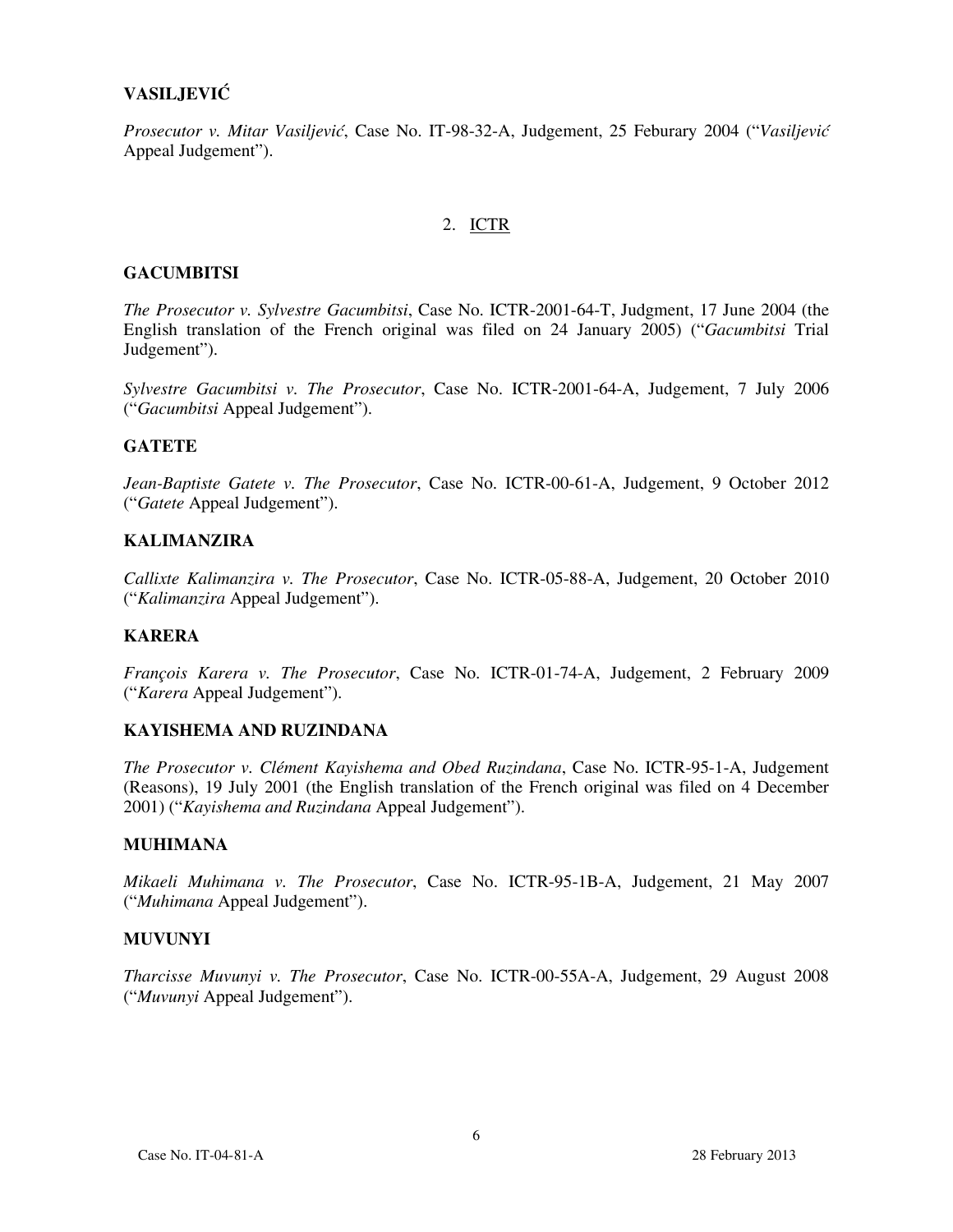**VASILJEVIĆ**

*Prosecutor v. Mitar Vasiljević*, Case No. IT-98-32-A, Judgement, 25 Feburary 2004 ("*Vasiljević* Appeal Judgement").

2. ICTR

**GACUMBITSI**

*The Prosecutor v. Sylvestre Gacumbitsi*, Case No. ICTR-2001-64-T, Judgment, 17 June 2004 (the English translation of the French original was filed on 24 January 2005) ("*Gacumbitsi* Trial Judgement").

*Sylvestre Gacumbitsi v. The Prosecutor*, Case No. ICTR-2001-64-A, Judgement, 7 July 2006 ("*Gacumbitsi* Appeal Judgement").

**GATETE**

*Jean-Baptiste Gatete v. The Prosecutor*, Case No. ICTR-00-61-A, Judgement, 9 October 2012 ("*Gatete* Appeal Judgement").

**KALIMANZIRA**

*Callixte Kalimanzira v. The Prosecutor*, Case No. ICTR-05-88-A, Judgement, 20 October 2010 ("*Kalimanzira* Appeal Judgement").

**KARERA**

*François Karera v. The Prosecutor*, Case No. ICTR-01-74-A, Judgement, 2 February 2009 ("*Karera* Appeal Judgement").

**KAYISHEMA AND RUZINDANA**

*The Prosecutor v. Clément Kayishema and Obed Ruzindana*, Case No. ICTR-95-1-A, Judgement (Reasons), 19 July 2001 (the English translation of the French original was filed on 4 December 2001) ("*Kayishema and Ruzindana* Appeal Judgement").

**MUHIMANA**

*Mikaeli Muhimana v. The Prosecutor*, Case No. ICTR-95-1B-A, Judgement, 21 May 2007 ("*Muhimana* Appeal Judgement").

**MUVUNYI**

*Tharcisse Muvunyi v. The Prosecutor*, Case No. ICTR-00-55A-A, Judgement, 29 August 2008 ("*Muvunyi* Appeal Judgement").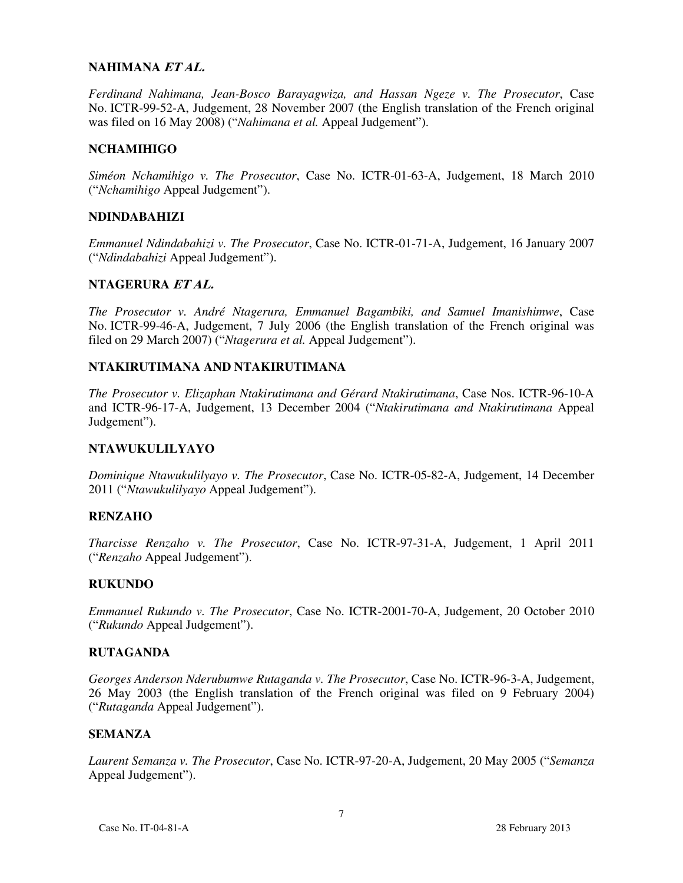**NAHIMANA *ET AL.***

*Ferdinand Nahimana, Jean-Bosco Barayagwiza, and Hassan Ngeze v. The Prosecutor*, Case No. ICTR-99-52-A, Judgement, 28 November 2007 (the English translation of the French original was filed on 16 May 2008) ("*Nahimana et al.* Appeal Judgement").

**NCHAMIHIGO**

*Siméon Nchamihigo v. The Prosecutor*, Case No. ICTR-01-63-A, Judgement, 18 March 2010 ("*Nchamihigo* Appeal Judgement").

**NDINDABAHIZI**

*Emmanuel Ndindabahizi v. The Prosecutor*, Case No. ICTR-01-71-A, Judgement, 16 January 2007 ("*Ndindabahizi* Appeal Judgement").

**NTAGERURA *ET AL.***

*The Prosecutor v. André Ntagerura, Emmanuel Bagambiki, and Samuel Imanishimwe*, Case No. ICTR-99-46-A, Judgement, 7 July 2006 (the English translation of the French original was filed on 29 March 2007) ("*Ntagerura et al.* Appeal Judgement").

**NTAKIRUTIMANA AND NTAKIRUTIMANA**

*The Prosecutor v. Elizaphan Ntakirutimana and Gérard Ntakirutimana*, Case Nos. ICTR-96-10-A and ICTR-96-17-A, Judgement, 13 December 2004 ("*Ntakirutimana and Ntakirutimana* Appeal Judgement").

**NTAWUKULILYAYO**

*Dominique Ntawukulilyayo v. The Prosecutor*, Case No. ICTR-05-82-A, Judgement, 14 December 2011 ("*Ntawukulilyayo* Appeal Judgement").

**RENZAHO**

*Tharcisse Renzaho v. The Prosecutor*, Case No. ICTR-97-31-A, Judgement, 1 April 2011 ("*Renzaho* Appeal Judgement").

**RUKUNDO**

*Emmanuel Rukundo v. The Prosecutor*, Case No. ICTR-2001-70-A, Judgement, 20 October 2010 ("*Rukundo* Appeal Judgement").

**RUTAGANDA**

*Georges Anderson Nderubumwe Rutaganda v. The Prosecutor*, Case No. ICTR-96-3-A, Judgement, 26 May 2003 (the English translation of the French original was filed on 9 February 2004) ("*Rutaganda* Appeal Judgement").

**SEMANZA**

*Laurent Semanza v. The Prosecutor*, Case No. ICTR-97-20-A, Judgement, 20 May 2005 ("*Semanza* Appeal Judgement").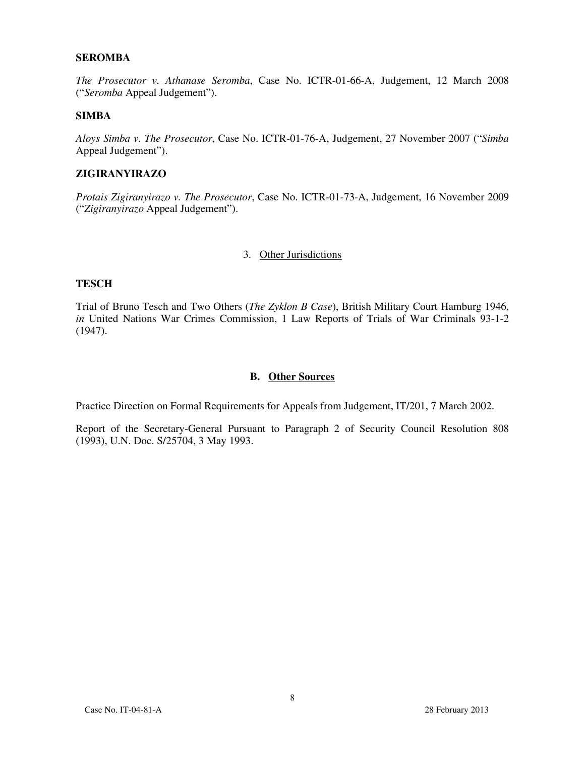**SEROMBA**

*The Prosecutor v. Athanase Seromba*, Case No. ICTR-01-66-A, Judgement, 12 March 2008 ("*Seromba* Appeal Judgement").

**SIMBA**

*Aloys Simba v. The Prosecutor*, Case No. ICTR-01-76-A, Judgement, 27 November 2007 ("*Simba* Appeal Judgement").

**ZIGIRANYIRAZO**

*Protais Zigiranyirazo v. The Prosecutor*, Case No. ICTR-01-73-A, Judgement, 16 November 2009 ("*Zigiranyirazo* Appeal Judgement").

### 3. Other Jurisdictions

**TESCH**

Trial of Bruno Tesch and Two Others (*The Zyklon B Case*), British Military Court Hamburg 1946, *in* United Nations War Crimes Commission, 1 Law Reports of Trials of War Criminals 93-1-2 (1947).

## B. Other Sources

Practice Direction on Formal Requirements for Appeals from Judgement, IT/201, 7 March 2002.

Report of the Secretary-General Pursuant to Paragraph 2 of Security Council Resolution 808 (1993), U.N. Doc. S/25704, 3 May 1993.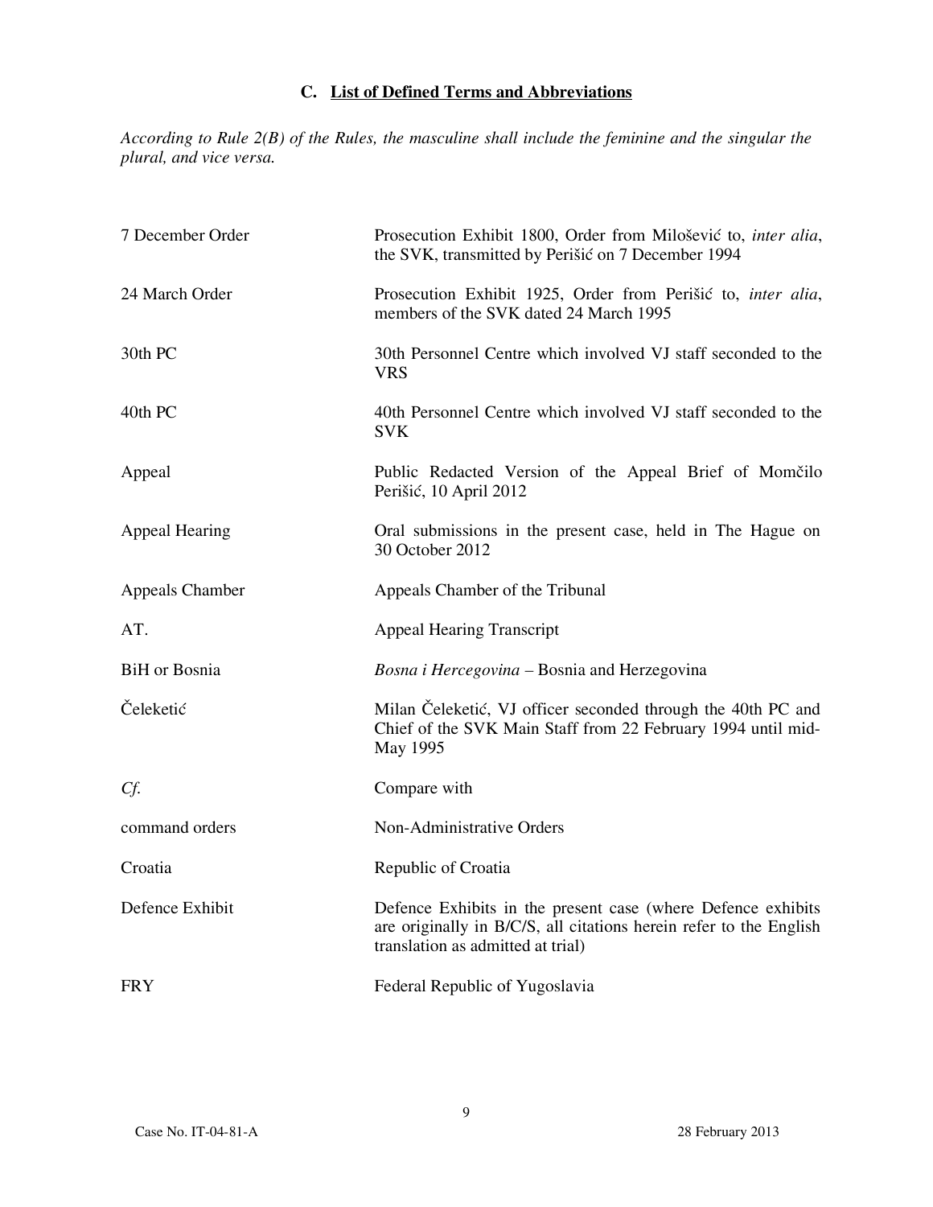## C. List of Defined Terms and Abbreviations

*According to Rule 2(B) of the Rules, the masculine shall include the feminine and the singular the plural, and vice versa.*

| | |
|---|---|
| 7 December Order | Prosecution Exhibit 1800, Order from Milošević to, *inter alia*, the SVK, transmitted by Perišić on 7 December 1994 |
| 24 March Order | Prosecution Exhibit 1925, Order from Perišić to, *inter alia*, members of the SVK dated 24 March 1995 |
| 30th PC | 30th Personnel Centre which involved VJ staff seconded to the VRS |
| 40th PC | 40th Personnel Centre which involved VJ staff seconded to the SVK |
| Appeal | Public Redacted Version of the Appeal Brief of Momčilo Perišić, 10 April 2012 |
| Appeal Hearing | Oral submissions in the present case, held in The Hague on 30 October 2012 |
| Appeals Chamber | Appeals Chamber of the Tribunal |
| AT. | Appeal Hearing Transcript |
| BiH or Bosnia | *Bosna i Hercegovina* – Bosnia and Herzegovina |
| Čeleketić | Milan Čeleketić, VJ officer seconded through the 40th PC and Chief of the SVK Main Staff from 22 February 1994 until mid-May 1995 |
| *Cf.* | Compare with |
| command orders | Non-Administrative Orders |
| Croatia | Republic of Croatia |
| Defence Exhibit | Defence Exhibits in the present case (where Defence exhibits are originally in B/C/S, all citations herein refer to the English translation as admitted at trial) |
| FRY | Federal Republic of Yugoslavia |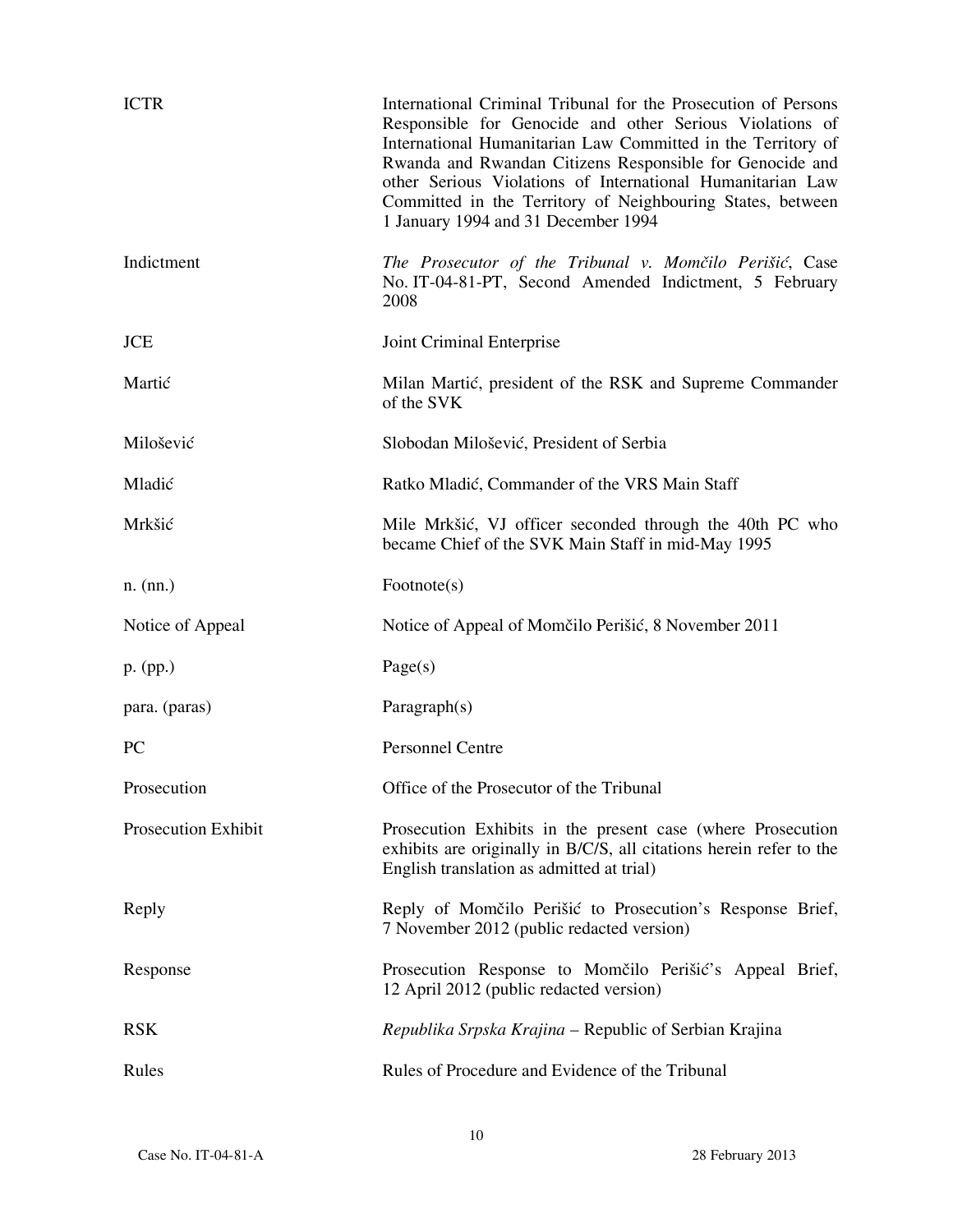| | |
|---|---|
| ICTR | International Criminal Tribunal for the Prosecution of Persons Responsible for Genocide and other Serious Violations of International Humanitarian Law Committed in the Territory of Rwanda and Rwandan Citizens Responsible for Genocide and other Serious Violations of International Humanitarian Law Committed in the Territory of Neighbouring States, between 1 January 1994 and 31 December 1994 |
| Indictment | *The Prosecutor of the Tribunal v. Momčilo Perišić*, Case No. IT-04-81-PT, Second Amended Indictment, 5 February 2008 |
| JCE | Joint Criminal Enterprise |
| Martić | Milan Martić, president of the RSK and Supreme Commander of the SVK |
| Milošević | Slobodan Milošević, President of Serbia |
| Mladić | Ratko Mladić, Commander of the VRS Main Staff |
| Mrkšić | Mile Mrkšić, VJ officer seconded through the 40th PC who became Chief of the SVK Main Staff in mid-May 1995 |
| n. (nn.) | Footnote(s) |
| Notice of Appeal | Notice of Appeal of Momčilo Perišić, 8 November 2011 |
| p. (pp.) | Page(s) |
| para. (paras) | Paragraph(s) |
| PC | Personnel Centre |
| Prosecution | Office of the Prosecutor of the Tribunal |
| Prosecution Exhibit | Prosecution Exhibits in the present case (where Prosecution exhibits are originally in B/C/S, all citations herein refer to the English translation as admitted at trial) |
| Reply | Reply of Momčilo Perišić to Prosecution's Response Brief, 7 November 2012 (public redacted version) |
| Response | Prosecution Response to Momčilo Perišić's Appeal Brief, 12 April 2012 (public redacted version) |
| RSK | *Republika Srpska Krajina* – Republic of Serbian Krajina |
| Rules | Rules of Procedure and Evidence of the Tribunal |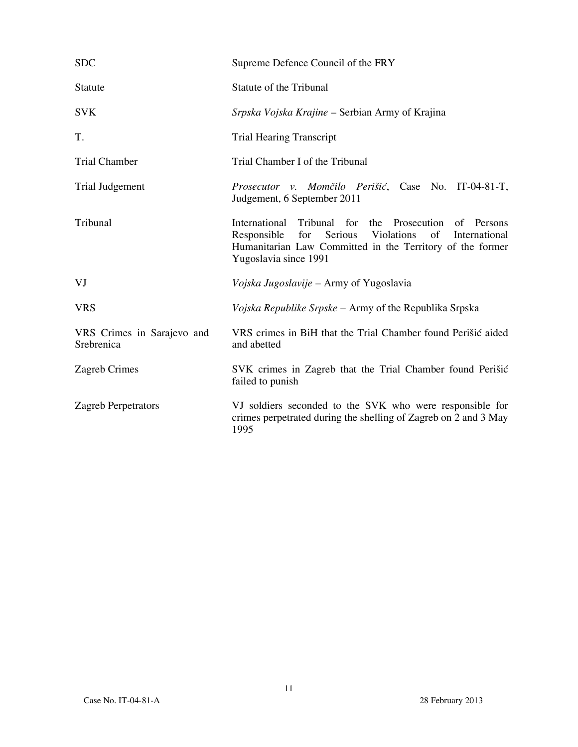| | |
|---|---|
| SDC | Supreme Defence Council of the FRY |
| Statute | Statute of the Tribunal |
| SVK | *Srpska Vojska Krajine* – Serbian Army of Krajina |
| T. | Trial Hearing Transcript |
| Trial Chamber | Trial Chamber I of the Tribunal |
| Trial Judgement | *Prosecutor v. Momčilo Perišić*, Case No. IT-04-81-T, Judgement, 6 September 2011 |
| Tribunal | International Tribunal for the Prosecution of Persons Responsible for Serious Violations of International Humanitarian Law Committed in the Territory of the former Yugoslavia since 1991 |
| VJ | *Vojska Jugoslavije* – Army of Yugoslavia |
| VRS | *Vojska Republike Srpske* – Army of the Republika Srpska |
| VRS Crimes in Sarajevo and Srebrenica | VRS crimes in BiH that the Trial Chamber found Perišić aided and abetted |
| Zagreb Crimes | SVK crimes in Zagreb that the Trial Chamber found Perišić failed to punish |
| Zagreb Perpetrators | VJ soldiers seconded to the SVK who were responsible for crimes perpetrated during the shelling of Zagreb on 2 and 3 May 1995 |